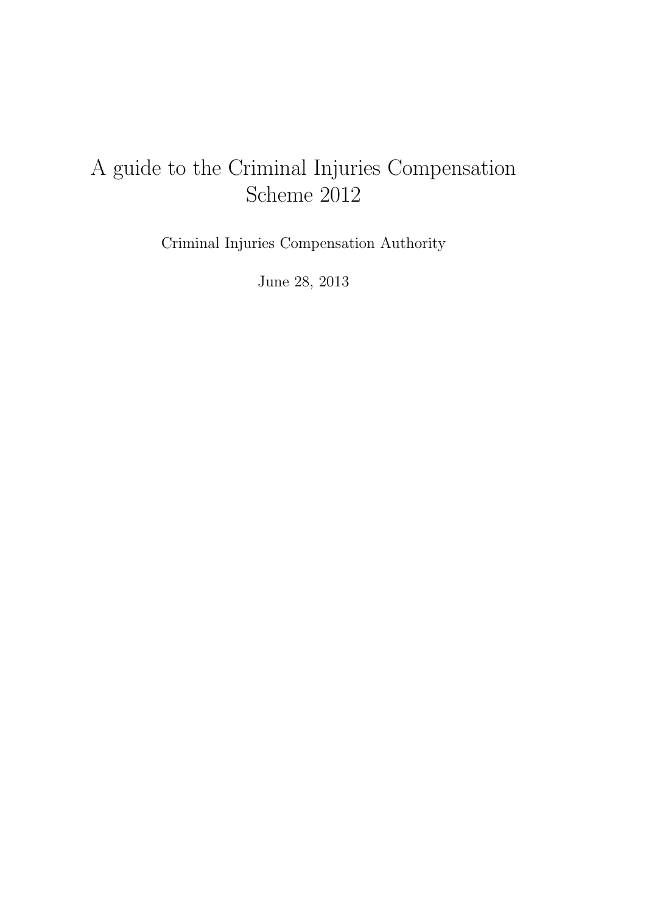# A guide to the Criminal Injuries Compensation Scheme 2012

Criminal Injuries Compensation Authority

June 28, 2013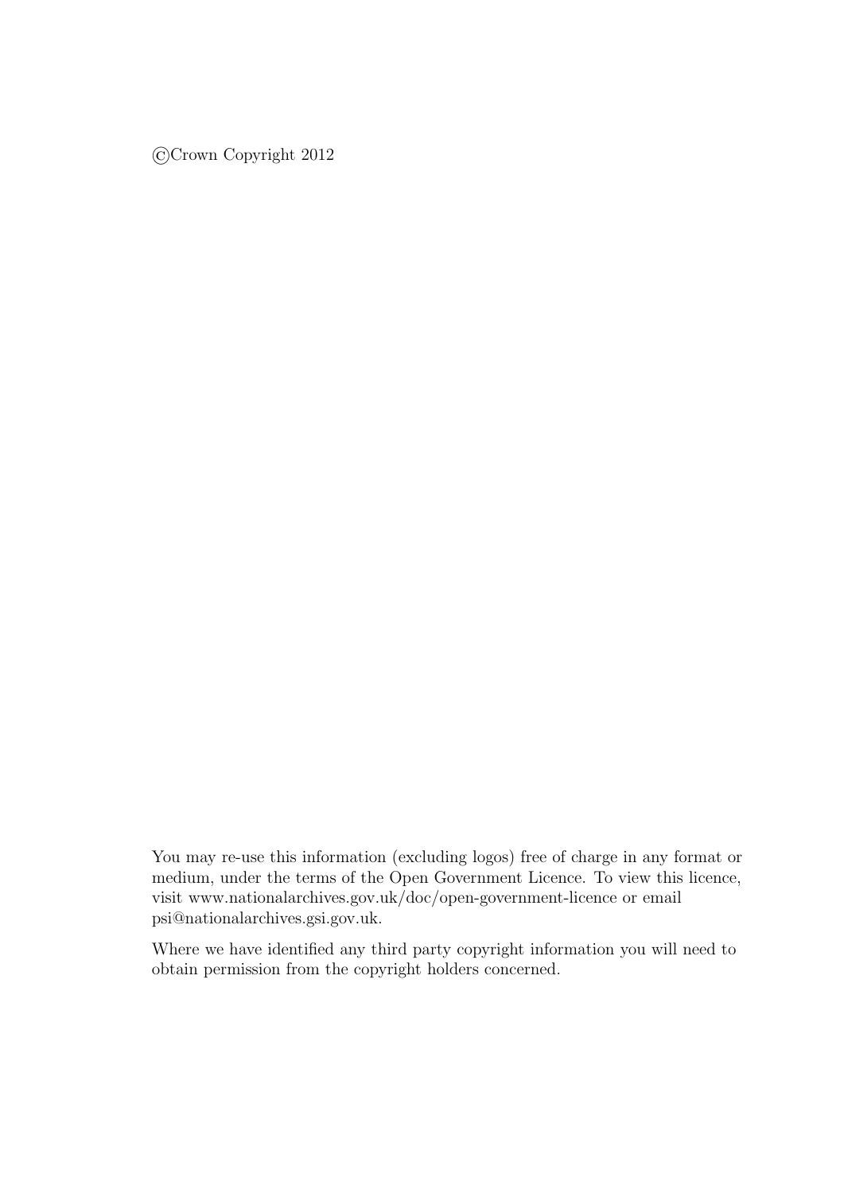©Crown Copyright 2012

You may re-use this information (excluding logos) free of charge in any format or medium, under the terms of the Open Government Licence. To view this licence, visit www.nationalarchives.gov.uk/doc/open-government-licence or email psi@nationalarchives.gsi.gov.uk.

Where we have identified any third party copyright information you will need to obtain permission from the copyright holders concerned.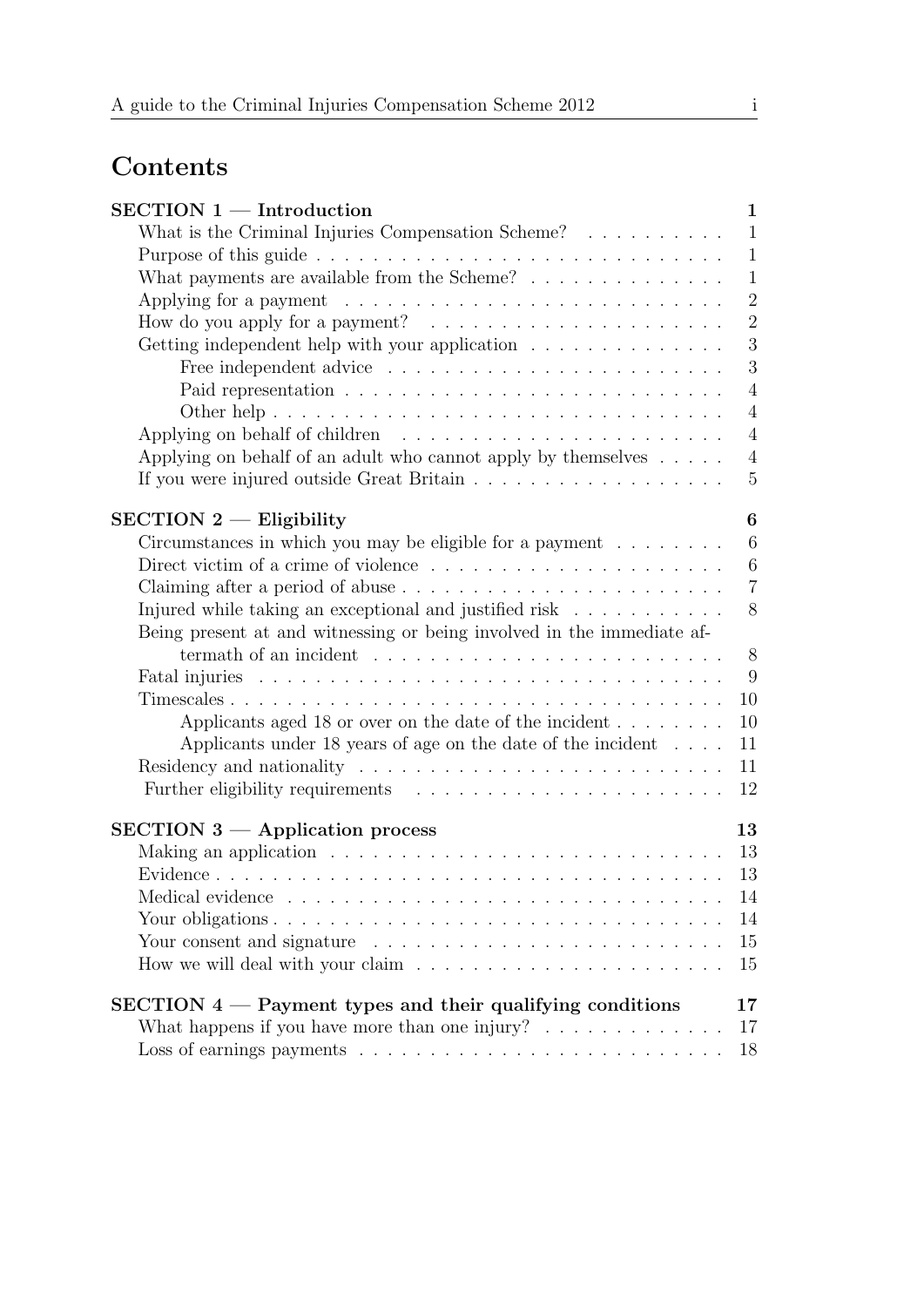# Contents

**SECTION 1 — Introduction** 1

- What is the Criminal Injuries Compensation Scheme? 1
- Purpose of this guide 1
- What payments are available from the Scheme? 1
- Applying for a payment 2
- How do you apply for a payment? 2
- Getting independent help with your application 3
  - Free independent advice 3
  - Paid representation 4
  - Other help 4
- Applying on behalf of children 4
- Applying on behalf of an adult who cannot apply by themselves 4
- If you were injured outside Great Britain 5

**SECTION 2 — Eligibility** 6

- Circumstances in which you may be eligible for a payment 6
- Direct victim of a crime of violence 6
- Claiming after a period of abuse 7
- Injured while taking an exceptional and justified risk 8
- Being present at and witnessing or being involved in the immediate aftermath of an incident 8
- Fatal injuries 9
- Timescales 10
  - Applicants aged 18 or over on the date of the incident 10
  - Applicants under 18 years of age on the date of the incident 11
- Residency and nationality 11
- Further eligibility requirements 12

**SECTION 3 — Application process** 13

- Making an application 13
- Evidence 13
- Medical evidence 14
- Your obligations 14
- Your consent and signature 15
- How we will deal with your claim 15

**SECTION 4 — Payment types and their qualifying conditions** 17

- What happens if you have more than one injury? 17
- Loss of earnings payments 18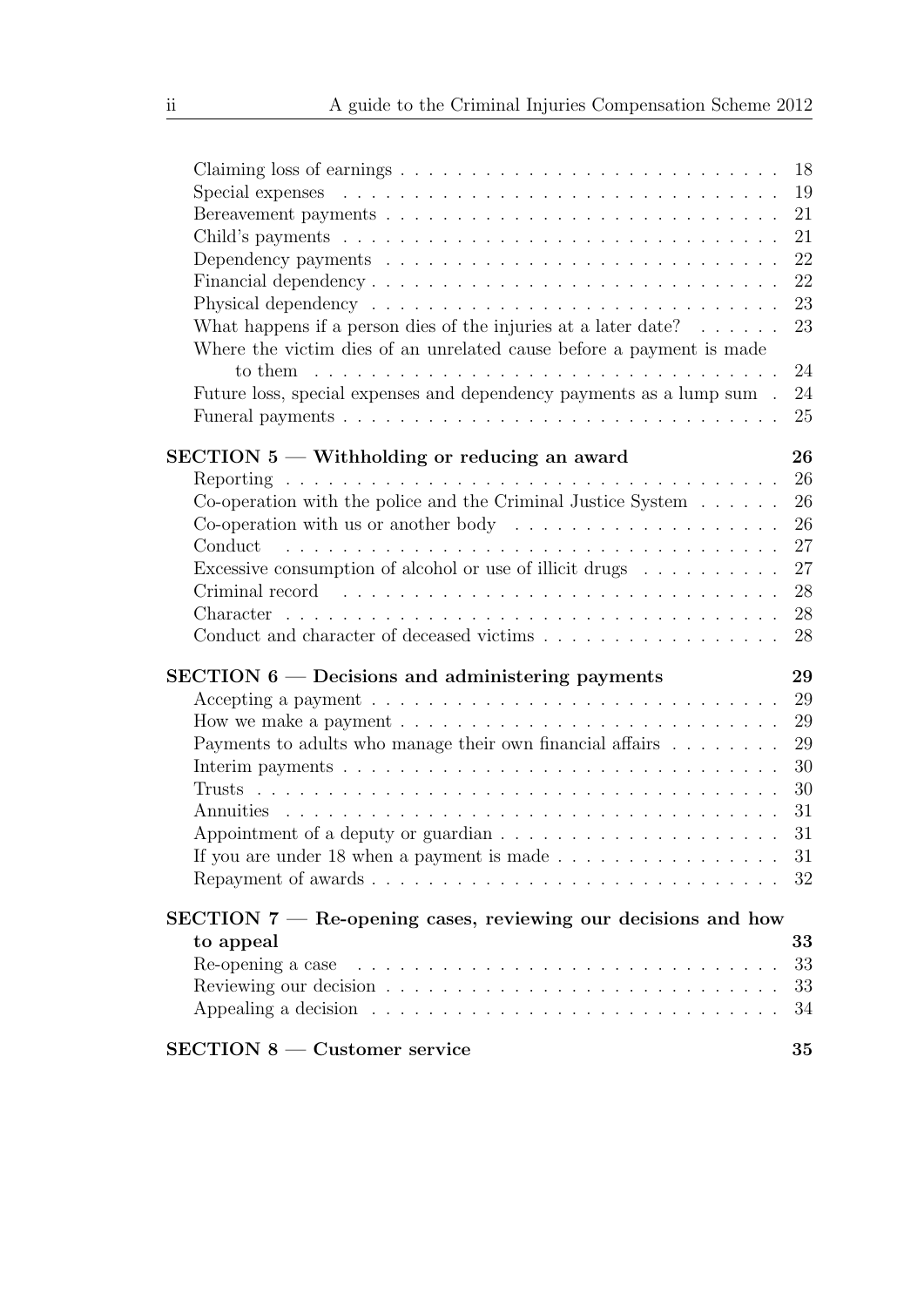Claiming loss of earnings . . . . . . . . . . . . . . . . . . . . . . . . . . . 18
Special expenses . . . . . . . . . . . . . . . . . . . . . . . . . . . . . . . 19
Bereavement payments . . . . . . . . . . . . . . . . . . . . . . . . . . . 21
Child's payments . . . . . . . . . . . . . . . . . . . . . . . . . . . . . . 21
Dependency payments . . . . . . . . . . . . . . . . . . . . . . . . . . . 22
Financial dependency . . . . . . . . . . . . . . . . . . . . . . . . . . . . 22
Physical dependency . . . . . . . . . . . . . . . . . . . . . . . . . . . . 23
What happens if a person dies of the injuries at a later date? . . . . . . 23
Where the victim dies of an unrelated cause before a payment is made to them . . . . . . . . . . . . . . . . . . . . . . . . . . . . . . . . . . 24
Future loss, special expenses and dependency payments as a lump sum . 24
Funeral payments . . . . . . . . . . . . . . . . . . . . . . . . . . . . . . 25

**SECTION 5 — Withholding or reducing an award** **26**

Reporting . . . . . . . . . . . . . . . . . . . . . . . . . . . . . . . . . . 26
Co-operation with the police and the Criminal Justice System . . . . . . 26
Co-operation with us or another body . . . . . . . . . . . . . . . . . . . 26
Conduct . . . . . . . . . . . . . . . . . . . . . . . . . . . . . . . . . . . 27
Excessive consumption of alcohol or use of illicit drugs . . . . . . . . . . 27
Criminal record . . . . . . . . . . . . . . . . . . . . . . . . . . . . . . . 28
Character . . . . . . . . . . . . . . . . . . . . . . . . . . . . . . . . . . 28
Conduct and character of deceased victims . . . . . . . . . . . . . . . . 28

**SECTION 6 — Decisions and administering payments** **29**

Accepting a payment . . . . . . . . . . . . . . . . . . . . . . . . . . . . 29
How we make a payment . . . . . . . . . . . . . . . . . . . . . . . . . . 29
Payments to adults who manage their own financial affairs . . . . . . . . 29
Interim payments . . . . . . . . . . . . . . . . . . . . . . . . . . . . . . 30
Trusts . . . . . . . . . . . . . . . . . . . . . . . . . . . . . . . . . . . . 30
Annuities . . . . . . . . . . . . . . . . . . . . . . . . . . . . . . . . . . 31
Appointment of a deputy or guardian . . . . . . . . . . . . . . . . . . . 31
If you are under 18 when a payment is made . . . . . . . . . . . . . . . 31
Repayment of awards . . . . . . . . . . . . . . . . . . . . . . . . . . . . 32

**SECTION 7 — Re-opening cases, reviewing our decisions and how to appeal** **33**

Re-opening a case . . . . . . . . . . . . . . . . . . . . . . . . . . . . . . 33
Reviewing our decision . . . . . . . . . . . . . . . . . . . . . . . . . . . 33
Appealing a decision . . . . . . . . . . . . . . . . . . . . . . . . . . . . 34

**SECTION 8 — Customer service** **35**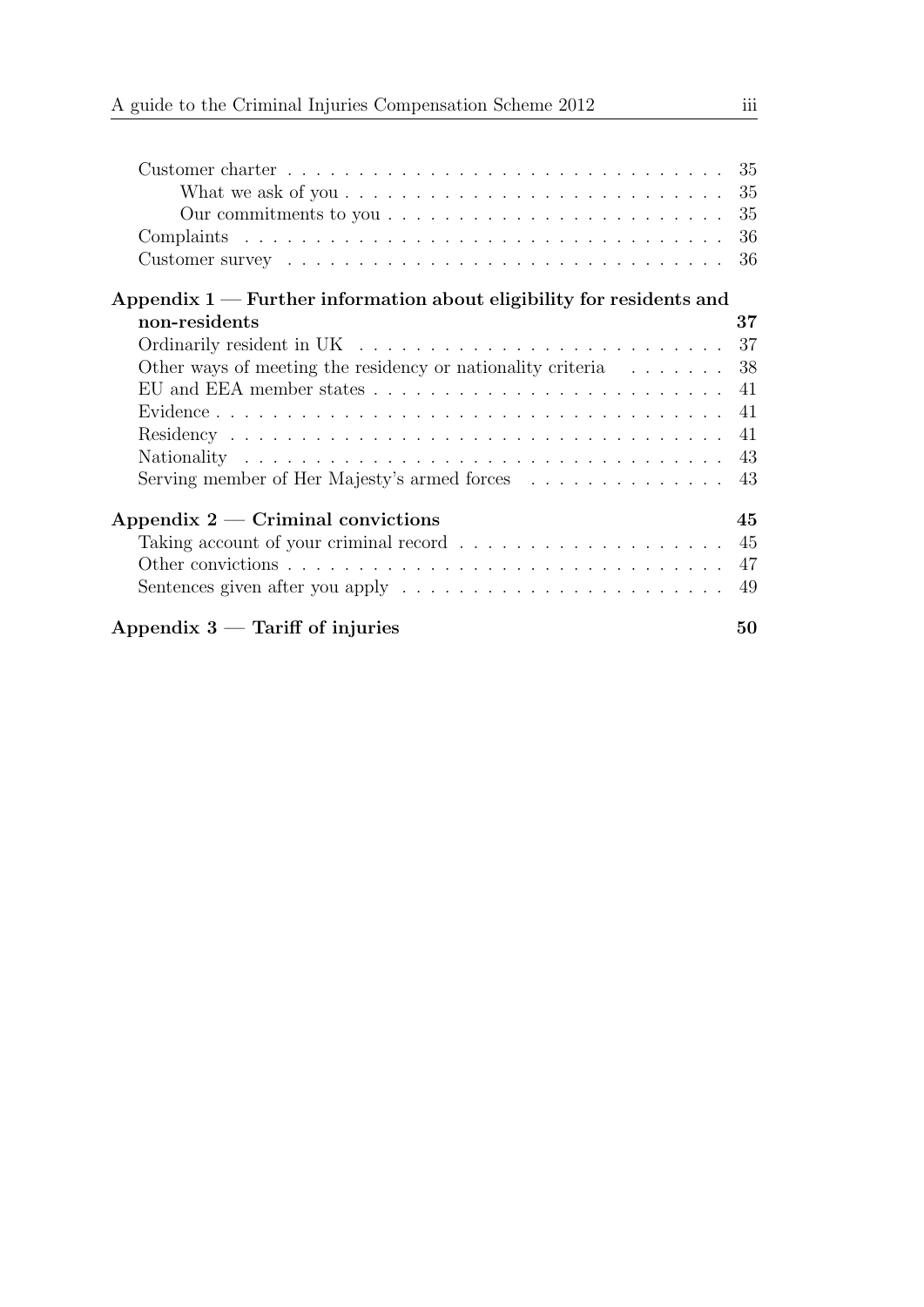- Customer charter ... 35
  - What we ask of you ... 35
  - Our commitments to you ... 35
- Complaints ... 36
- Customer survey ... 36

**Appendix 1 — Further information about eligibility for residents and non-residents** ... **37**

- Ordinarily resident in UK ... 37
- Other ways of meeting the residency or nationality criteria ... 38
- EU and EEA member states ... 41
- Evidence ... 41
- Residency ... 41
- Nationality ... 43
- Serving member of Her Majesty's armed forces ... 43

**Appendix 2 — Criminal convictions** ... **45**

- Taking account of your criminal record ... 45
- Other convictions ... 47
- Sentences given after you apply ... 49

**Appendix 3 — Tariff of injuries** ... **50**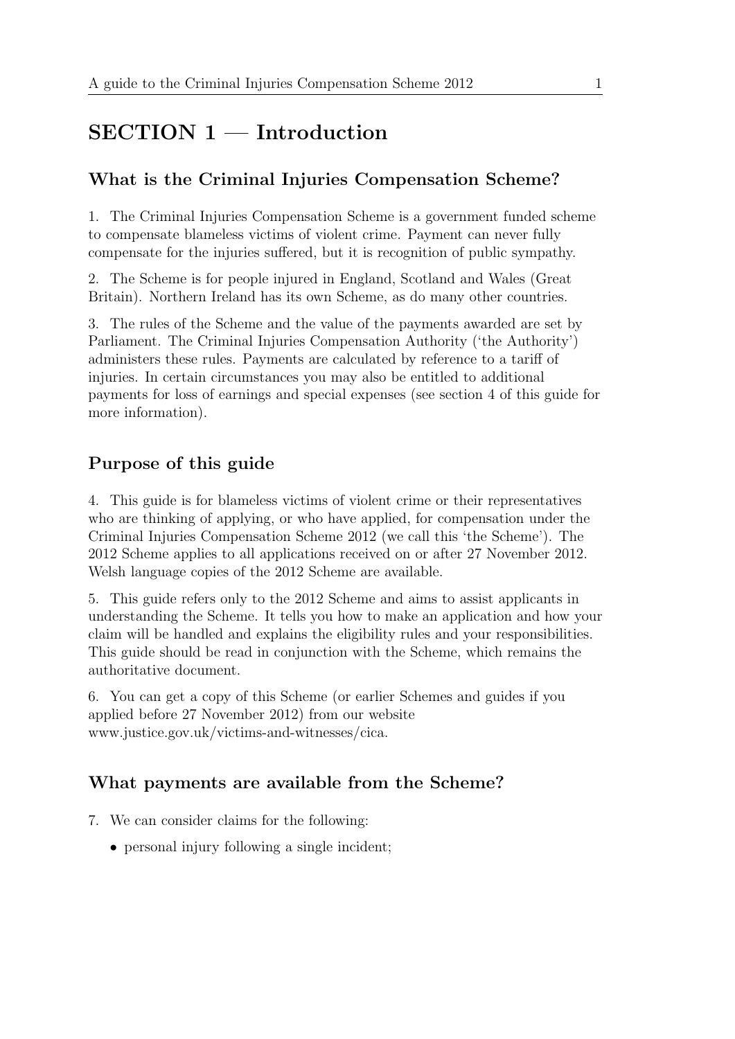# SECTION 1 — Introduction

## What is the Criminal Injuries Compensation Scheme?

1. The Criminal Injuries Compensation Scheme is a government funded scheme to compensate blameless victims of violent crime. Payment can never fully compensate for the injuries suffered, but it is recognition of public sympathy.

2. The Scheme is for people injured in England, Scotland and Wales (Great Britain). Northern Ireland has its own Scheme, as do many other countries.

3. The rules of the Scheme and the value of the payments awarded are set by Parliament. The Criminal Injuries Compensation Authority ('the Authority') administers these rules. Payments are calculated by reference to a tariff of injuries. In certain circumstances you may also be entitled to additional payments for loss of earnings and special expenses (see section 4 of this guide for more information).

## Purpose of this guide

4. This guide is for blameless victims of violent crime or their representatives who are thinking of applying, or who have applied, for compensation under the Criminal Injuries Compensation Scheme 2012 (we call this 'the Scheme'). The 2012 Scheme applies to all applications received on or after 27 November 2012. Welsh language copies of the 2012 Scheme are available.

5. This guide refers only to the 2012 Scheme and aims to assist applicants in understanding the Scheme. It tells you how to make an application and how your claim will be handled and explains the eligibility rules and your responsibilities. This guide should be read in conjunction with the Scheme, which remains the authoritative document.

6. You can get a copy of this Scheme (or earlier Schemes and guides if you applied before 27 November 2012) from our website www.justice.gov.uk/victims-and-witnesses/cica.

## What payments are available from the Scheme?

7. We can consider claims for the following:

- personal injury following a single incident;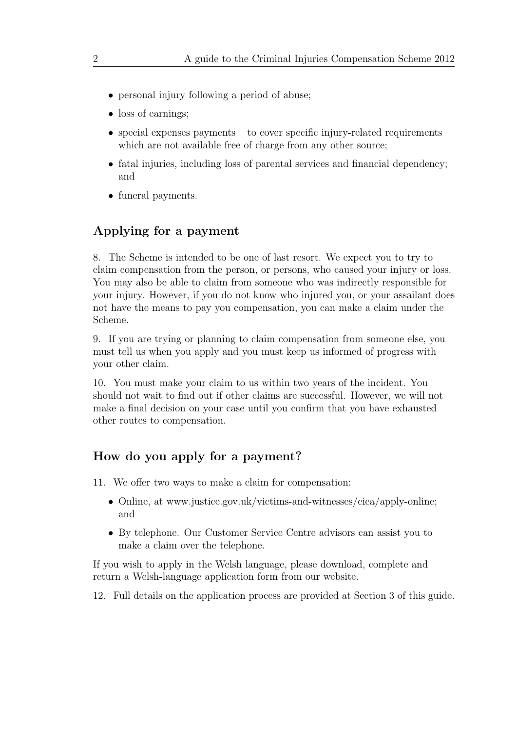- personal injury following a period of abuse;
- loss of earnings;
- special expenses payments – to cover specific injury-related requirements which are not available free of charge from any other source;
- fatal injuries, including loss of parental services and financial dependency; and
- funeral payments.

## Applying for a payment

8. The Scheme is intended to be one of last resort. We expect you to try to claim compensation from the person, or persons, who caused your injury or loss. You may also be able to claim from someone who was indirectly responsible for your injury. However, if you do not know who injured you, or your assailant does not have the means to pay you compensation, you can make a claim under the Scheme.

9. If you are trying or planning to claim compensation from someone else, you must tell us when you apply and you must keep us informed of progress with your other claim.

10. You must make your claim to us within two years of the incident. You should not wait to find out if other claims are successful. However, we will not make a final decision on your case until you confirm that you have exhausted other routes to compensation.

## How do you apply for a payment?

11. We offer two ways to make a claim for compensation:

- Online, at www.justice.gov.uk/victims-and-witnesses/cica/apply-online; and
- By telephone. Our Customer Service Centre advisors can assist you to make a claim over the telephone.

If you wish to apply in the Welsh language, please download, complete and return a Welsh-language application form from our website.

12. Full details on the application process are provided at Section 3 of this guide.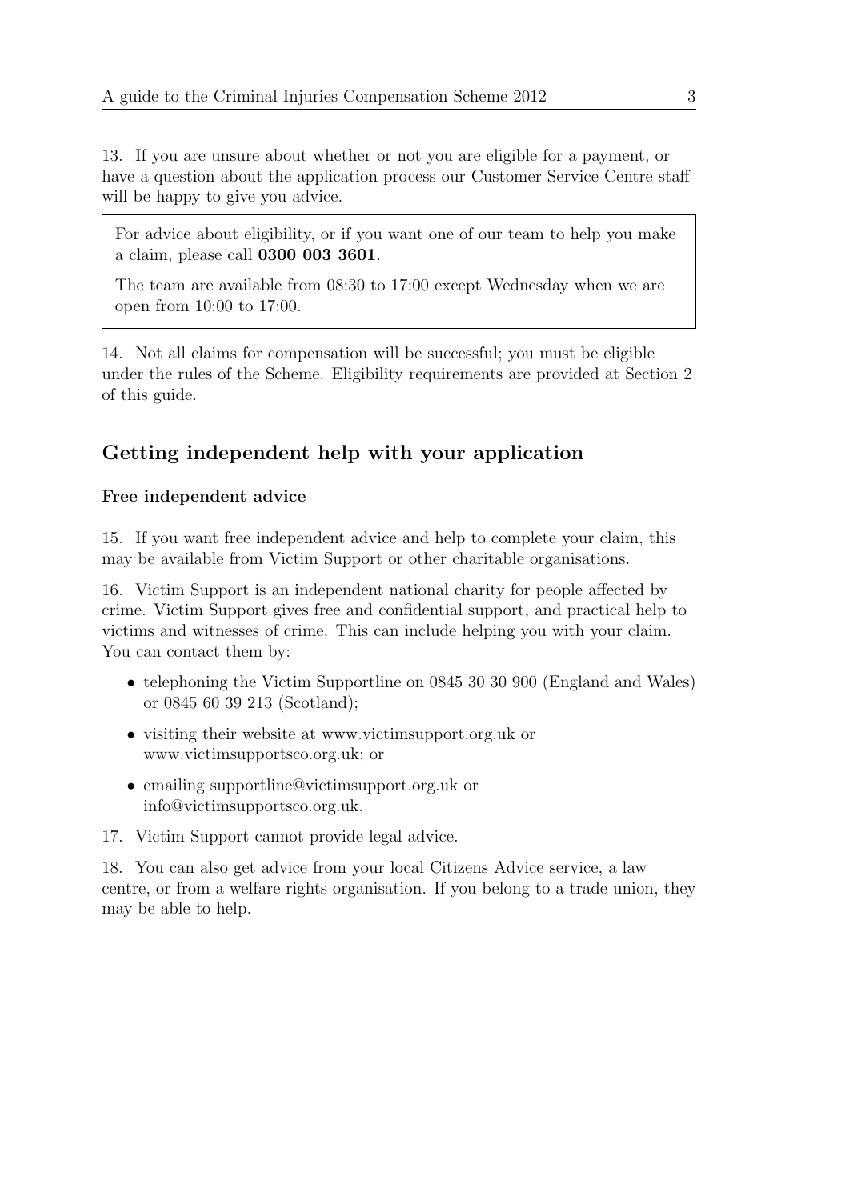13. If you are unsure about whether or not you are eligible for a payment, or have a question about the application process our Customer Service Centre staff will be happy to give you advice.

> For advice about eligibility, or if you want one of our team to help you make a claim, please call **0300 003 3601**.
>
> The team are available from 08:30 to 17:00 except Wednesday when we are open from 10:00 to 17:00.

14. Not all claims for compensation will be successful; you must be eligible under the rules of the Scheme. Eligibility requirements are provided at Section 2 of this guide.

## Getting independent help with your application

### Free independent advice

15. If you want free independent advice and help to complete your claim, this may be available from Victim Support or other charitable organisations.

16. Victim Support is an independent national charity for people affected by crime. Victim Support gives free and confidential support, and practical help to victims and witnesses of crime. This can include helping you with your claim. You can contact them by:

- telephoning the Victim Supportline on 0845 30 30 900 (England and Wales) or 0845 60 39 213 (Scotland);
- visiting their website at www.victimsupport.org.uk or www.victimsupportsco.org.uk; or
- emailing supportline@victimsupport.org.uk or info@victimsupportsco.org.uk.

17. Victim Support cannot provide legal advice.

18. You can also get advice from your local Citizens Advice service, a law centre, or from a welfare rights organisation. If you belong to a trade union, they may be able to help.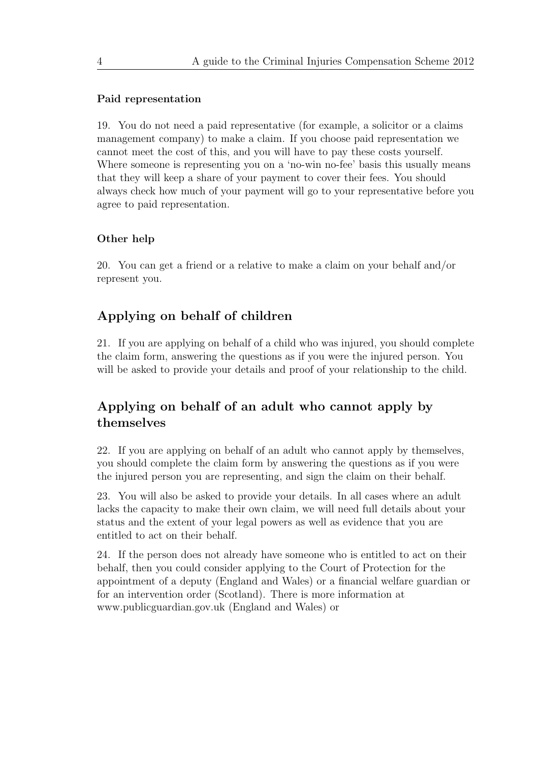### Paid representation

19. You do not need a paid representative (for example, a solicitor or a claims management company) to make a claim. If you choose paid representation we cannot meet the cost of this, and you will have to pay these costs yourself. Where someone is representing you on a 'no-win no-fee' basis this usually means that they will keep a share of your payment to cover their fees. You should always check how much of your payment will go to your representative before you agree to paid representation.

### Other help

20. You can get a friend or a relative to make a claim on your behalf and/or represent you.

## Applying on behalf of children

21. If you are applying on behalf of a child who was injured, you should complete the claim form, answering the questions as if you were the injured person. You will be asked to provide your details and proof of your relationship to the child.

## Applying on behalf of an adult who cannot apply by themselves

22. If you are applying on behalf of an adult who cannot apply by themselves, you should complete the claim form by answering the questions as if you were the injured person you are representing, and sign the claim on their behalf.

23. You will also be asked to provide your details. In all cases where an adult lacks the capacity to make their own claim, we will need full details about your status and the extent of your legal powers as well as evidence that you are entitled to act on their behalf.

24. If the person does not already have someone who is entitled to act on their behalf, then you could consider applying to the Court of Protection for the appointment of a deputy (England and Wales) or a financial welfare guardian or for an intervention order (Scotland). There is more information at www.publicguardian.gov.uk (England and Wales) or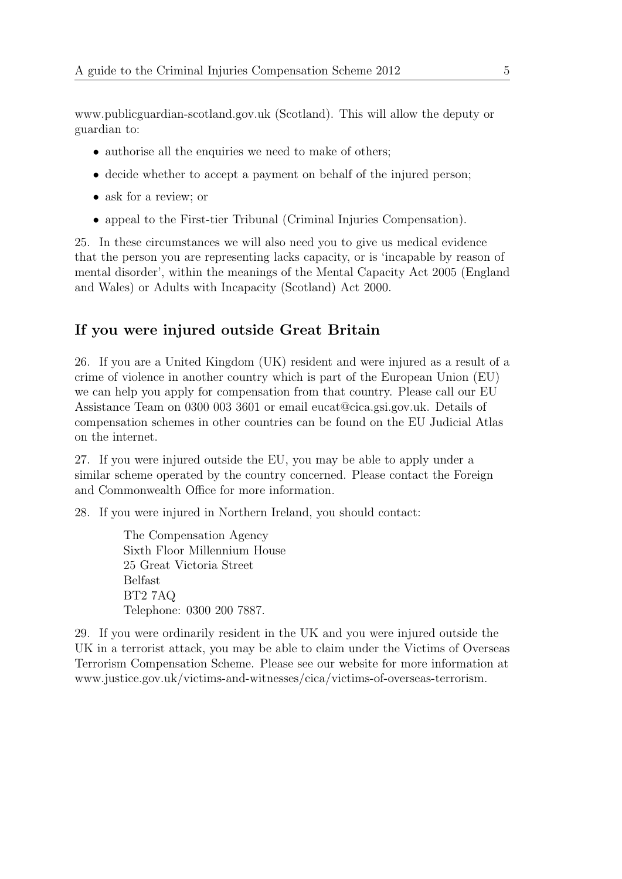www.publicguardian-scotland.gov.uk (Scotland). This will allow the deputy or guardian to:

- authorise all the enquiries we need to make of others;
- decide whether to accept a payment on behalf of the injured person;
- ask for a review; or
- appeal to the First-tier Tribunal (Criminal Injuries Compensation).

25. In these circumstances we will also need you to give us medical evidence that the person you are representing lacks capacity, or is 'incapable by reason of mental disorder', within the meanings of the Mental Capacity Act 2005 (England and Wales) or Adults with Incapacity (Scotland) Act 2000.

## If you were injured outside Great Britain

26. If you are a United Kingdom (UK) resident and were injured as a result of a crime of violence in another country which is part of the European Union (EU) we can help you apply for compensation from that country. Please call our EU Assistance Team on 0300 003 3601 or email eucat@cica.gsi.gov.uk. Details of compensation schemes in other countries can be found on the EU Judicial Atlas on the internet.

27. If you were injured outside the EU, you may be able to apply under a similar scheme operated by the country concerned. Please contact the Foreign and Commonwealth Office for more information.

28. If you were injured in Northern Ireland, you should contact:

> The Compensation Agency
> Sixth Floor Millennium House
> 25 Great Victoria Street
> Belfast
> BT2 7AQ
> Telephone: 0300 200 7887.

29. If you were ordinarily resident in the UK and you were injured outside the UK in a terrorist attack, you may be able to claim under the Victims of Overseas Terrorism Compensation Scheme. Please see our website for more information at www.justice.gov.uk/victims-and-witnesses/cica/victims-of-overseas-terrorism.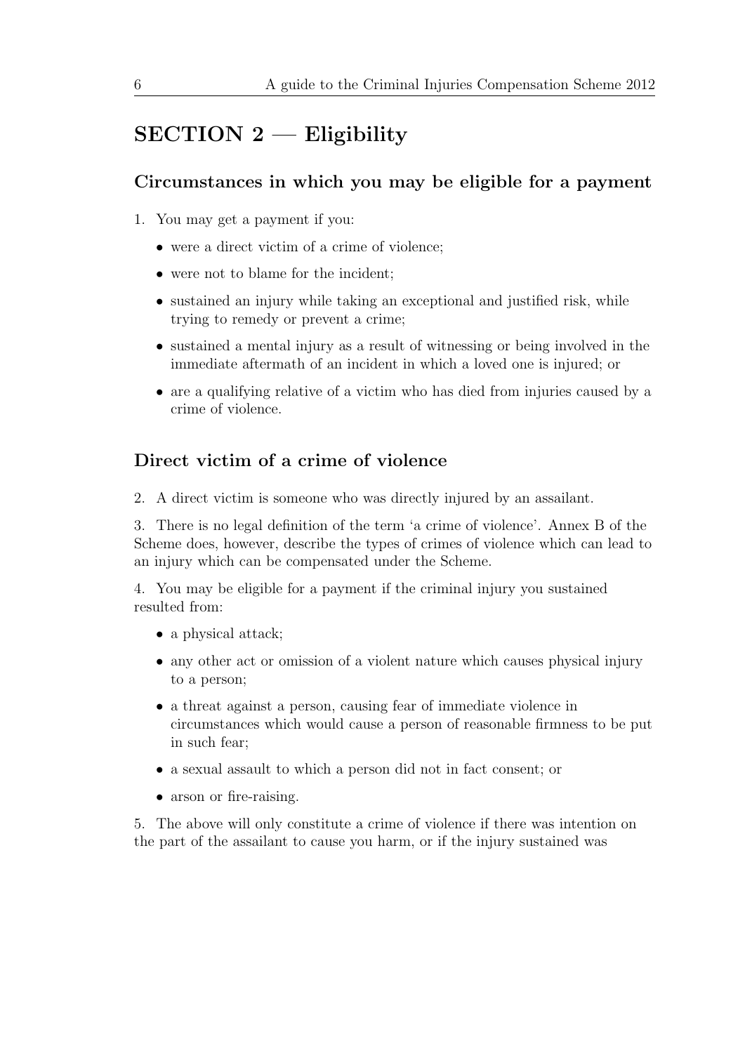## SECTION 2 — Eligibility

### Circumstances in which you may be eligible for a payment

1. You may get a payment if you:

   - were a direct victim of a crime of violence;
   - were not to blame for the incident;
   - sustained an injury while taking an exceptional and justified risk, while trying to remedy or prevent a crime;
   - sustained a mental injury as a result of witnessing or being involved in the immediate aftermath of an incident in which a loved one is injured; or
   - are a qualifying relative of a victim who has died from injuries caused by a crime of violence.

### Direct victim of a crime of violence

2. A direct victim is someone who was directly injured by an assailant.

3. There is no legal definition of the term 'a crime of violence'. Annex B of the Scheme does, however, describe the types of crimes of violence which can lead to an injury which can be compensated under the Scheme.

4. You may be eligible for a payment if the criminal injury you sustained resulted from:

   - a physical attack;
   - any other act or omission of a violent nature which causes physical injury to a person;
   - a threat against a person, causing fear of immediate violence in circumstances which would cause a person of reasonable firmness to be put in such fear;
   - a sexual assault to which a person did not in fact consent; or
   - arson or fire-raising.

5. The above will only constitute a crime of violence if there was intention on the part of the assailant to cause you harm, or if the injury sustained was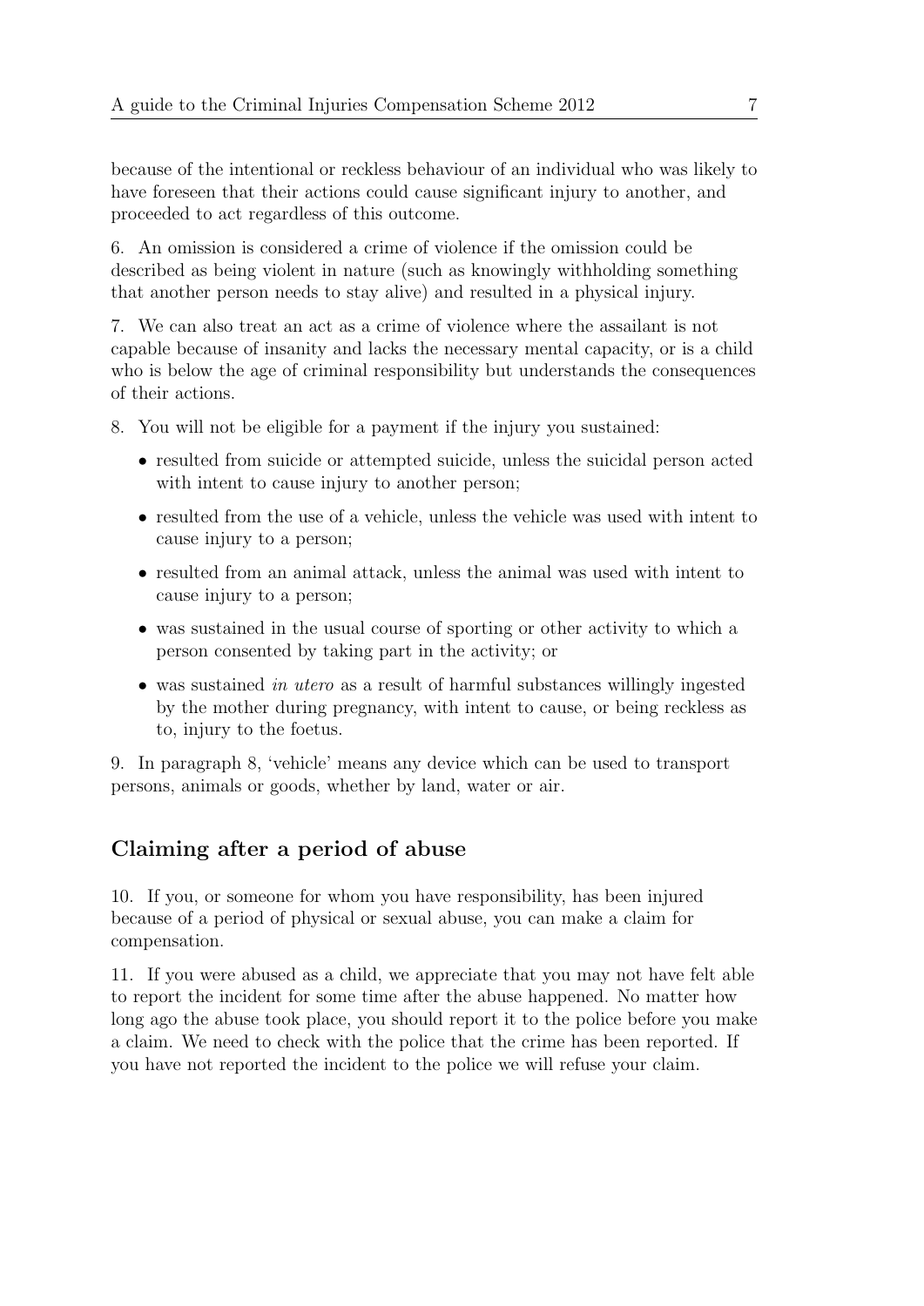because of the intentional or reckless behaviour of an individual who was likely to have foreseen that their actions could cause significant injury to another, and proceeded to act regardless of this outcome.

6. An omission is considered a crime of violence if the omission could be described as being violent in nature (such as knowingly withholding something that another person needs to stay alive) and resulted in a physical injury.

7. We can also treat an act as a crime of violence where the assailant is not capable because of insanity and lacks the necessary mental capacity, or is a child who is below the age of criminal responsibility but understands the consequences of their actions.

8. You will not be eligible for a payment if the injury you sustained:

- resulted from suicide or attempted suicide, unless the suicidal person acted with intent to cause injury to another person;
- resulted from the use of a vehicle, unless the vehicle was used with intent to cause injury to a person;
- resulted from an animal attack, unless the animal was used with intent to cause injury to a person;
- was sustained in the usual course of sporting or other activity to which a person consented by taking part in the activity; or
- was sustained *in utero* as a result of harmful substances willingly ingested by the mother during pregnancy, with intent to cause, or being reckless as to, injury to the foetus.

9. In paragraph 8, 'vehicle' means any device which can be used to transport persons, animals or goods, whether by land, water or air.

## Claiming after a period of abuse

10. If you, or someone for whom you have responsibility, has been injured because of a period of physical or sexual abuse, you can make a claim for compensation.

11. If you were abused as a child, we appreciate that you may not have felt able to report the incident for some time after the abuse happened. No matter how long ago the abuse took place, you should report it to the police before you make a claim. We need to check with the police that the crime has been reported. If you have not reported the incident to the police we will refuse your claim.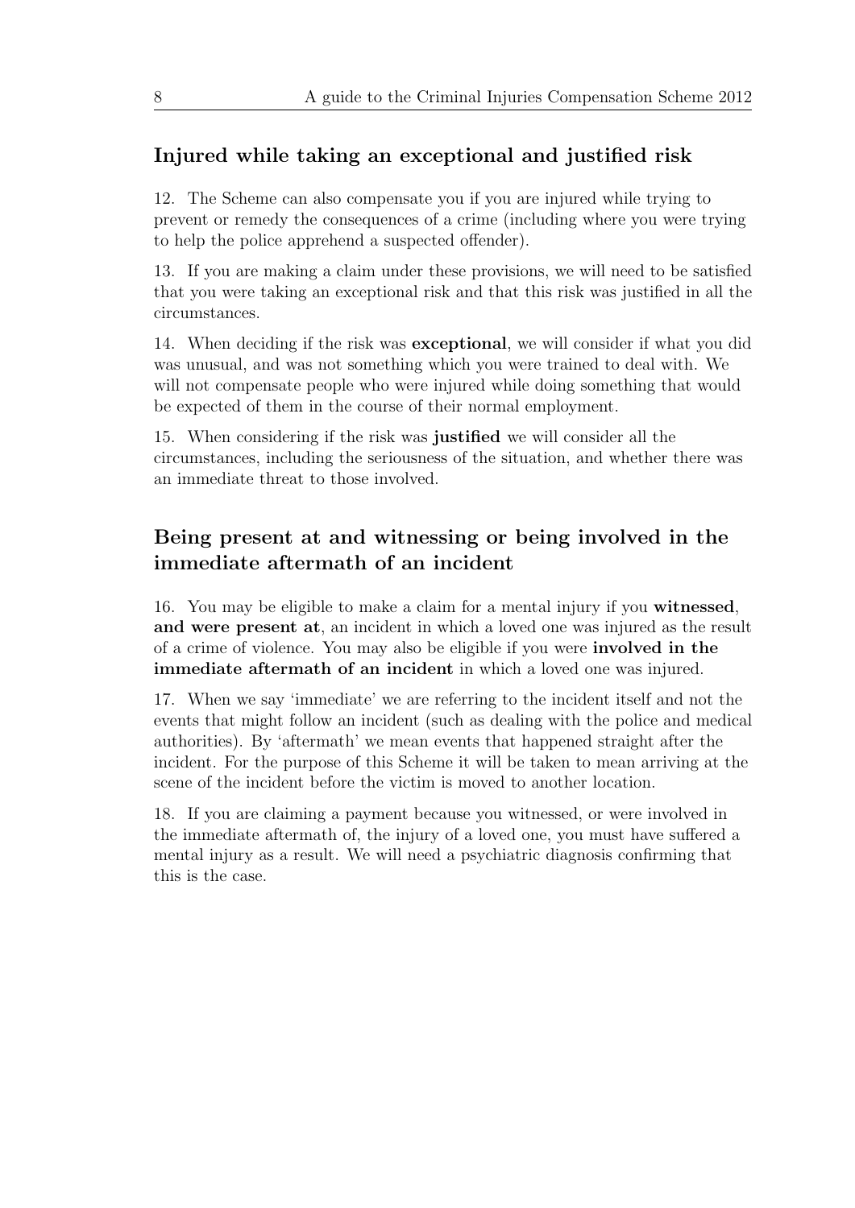## Injured while taking an exceptional and justified risk

12. The Scheme can also compensate you if you are injured while trying to prevent or remedy the consequences of a crime (including where you were trying to help the police apprehend a suspected offender).

13. If you are making a claim under these provisions, we will need to be satisfied that you were taking an exceptional risk and that this risk was justified in all the circumstances.

14. When deciding if the risk was **exceptional**, we will consider if what you did was unusual, and was not something which you were trained to deal with. We will not compensate people who were injured while doing something that would be expected of them in the course of their normal employment.

15. When considering if the risk was **justified** we will consider all the circumstances, including the seriousness of the situation, and whether there was an immediate threat to those involved.

## Being present at and witnessing or being involved in the immediate aftermath of an incident

16. You may be eligible to make a claim for a mental injury if you **witnessed, and were present at**, an incident in which a loved one was injured as the result of a crime of violence. You may also be eligible if you were **involved in the immediate aftermath of an incident** in which a loved one was injured.

17. When we say 'immediate' we are referring to the incident itself and not the events that might follow an incident (such as dealing with the police and medical authorities). By 'aftermath' we mean events that happened straight after the incident. For the purpose of this Scheme it will be taken to mean arriving at the scene of the incident before the victim is moved to another location.

18. If you are claiming a payment because you witnessed, or were involved in the immediate aftermath of, the injury of a loved one, you must have suffered a mental injury as a result. We will need a psychiatric diagnosis confirming that this is the case.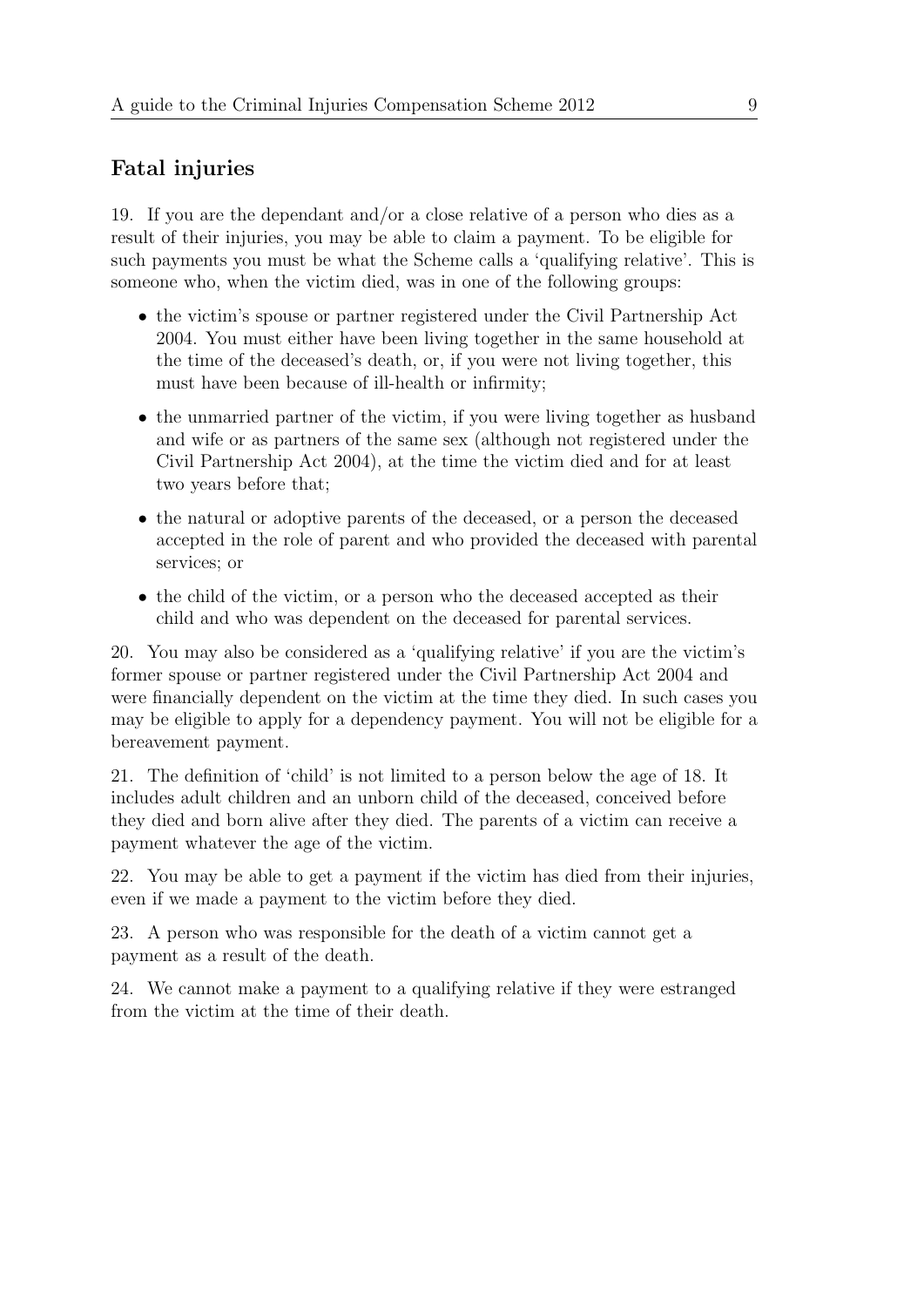## Fatal injuries

19. If you are the dependant and/or a close relative of a person who dies as a result of their injuries, you may be able to claim a payment. To be eligible for such payments you must be what the Scheme calls a 'qualifying relative'. This is someone who, when the victim died, was in one of the following groups:

- the victim's spouse or partner registered under the Civil Partnership Act 2004. You must either have been living together in the same household at the time of the deceased's death, or, if you were not living together, this must have been because of ill-health or infirmity;
- the unmarried partner of the victim, if you were living together as husband and wife or as partners of the same sex (although not registered under the Civil Partnership Act 2004), at the time the victim died and for at least two years before that;
- the natural or adoptive parents of the deceased, or a person the deceased accepted in the role of parent and who provided the deceased with parental services; or
- the child of the victim, or a person who the deceased accepted as their child and who was dependent on the deceased for parental services.

20. You may also be considered as a 'qualifying relative' if you are the victim's former spouse or partner registered under the Civil Partnership Act 2004 and were financially dependent on the victim at the time they died. In such cases you may be eligible to apply for a dependency payment. You will not be eligible for a bereavement payment.

21. The definition of 'child' is not limited to a person below the age of 18. It includes adult children and an unborn child of the deceased, conceived before they died and born alive after they died. The parents of a victim can receive a payment whatever the age of the victim.

22. You may be able to get a payment if the victim has died from their injuries, even if we made a payment to the victim before they died.

23. A person who was responsible for the death of a victim cannot get a payment as a result of the death.

24. We cannot make a payment to a qualifying relative if they were estranged from the victim at the time of their death.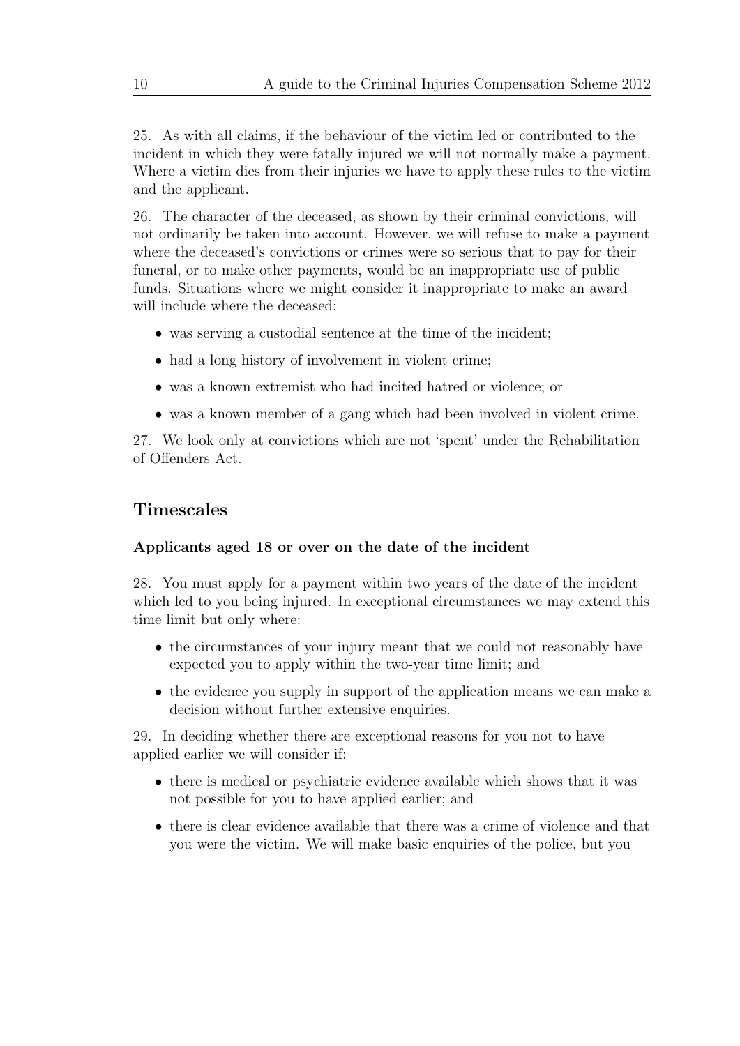25. As with all claims, if the behaviour of the victim led or contributed to the incident in which they were fatally injured we will not normally make a payment. Where a victim dies from their injuries we have to apply these rules to the victim and the applicant.

26. The character of the deceased, as shown by their criminal convictions, will not ordinarily be taken into account. However, we will refuse to make a payment where the deceased's convictions or crimes were so serious that to pay for their funeral, or to make other payments, would be an inappropriate use of public funds. Situations where we might consider it inappropriate to make an award will include where the deceased:

- was serving a custodial sentence at the time of the incident;
- had a long history of involvement in violent crime;
- was a known extremist who had incited hatred or violence; or
- was a known member of a gang which had been involved in violent crime.

27. We look only at convictions which are not 'spent' under the Rehabilitation of Offenders Act.

## Timescales

### Applicants aged 18 or over on the date of the incident

28. You must apply for a payment within two years of the date of the incident which led to you being injured. In exceptional circumstances we may extend this time limit but only where:

- the circumstances of your injury meant that we could not reasonably have expected you to apply within the two-year time limit; and
- the evidence you supply in support of the application means we can make a decision without further extensive enquiries.

29. In deciding whether there are exceptional reasons for you not to have applied earlier we will consider if:

- there is medical or psychiatric evidence available which shows that it was not possible for you to have applied earlier; and
- there is clear evidence available that there was a crime of violence and that you were the victim. We will make basic enquiries of the police, but you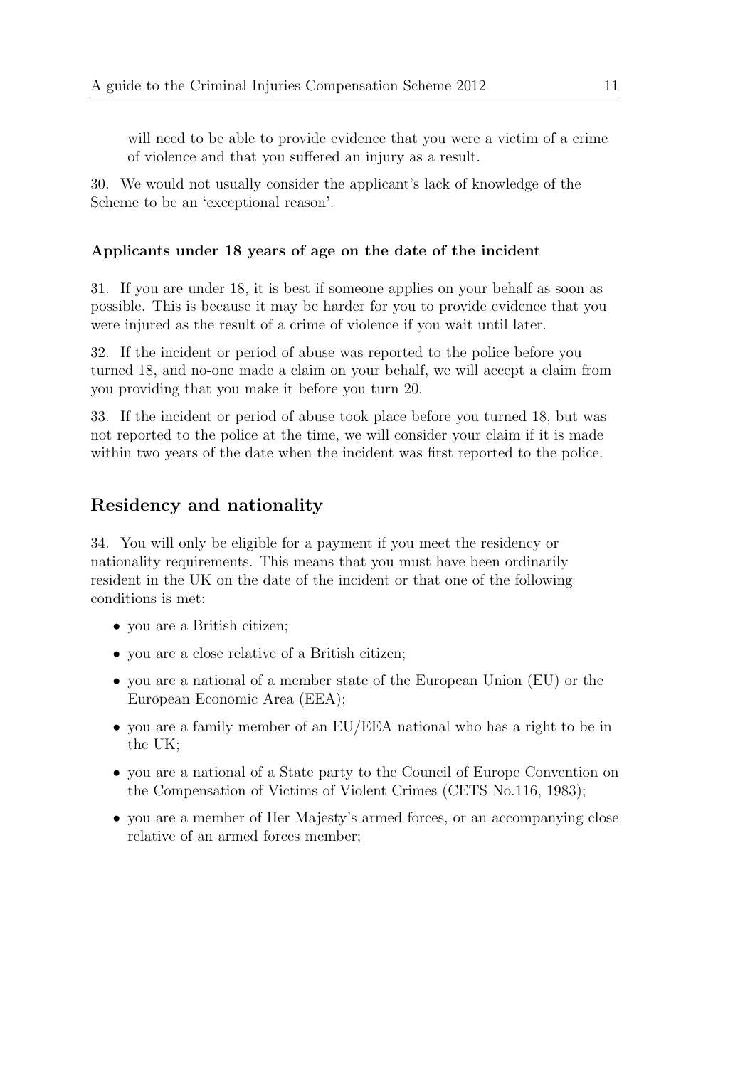will need to be able to provide evidence that you were a victim of a crime of violence and that you suffered an injury as a result.

30. We would not usually consider the applicant's lack of knowledge of the Scheme to be an 'exceptional reason'.

### Applicants under 18 years of age on the date of the incident

31. If you are under 18, it is best if someone applies on your behalf as soon as possible. This is because it may be harder for you to provide evidence that you were injured as the result of a crime of violence if you wait until later.

32. If the incident or period of abuse was reported to the police before you turned 18, and no-one made a claim on your behalf, we will accept a claim from you providing that you make it before you turn 20.

33. If the incident or period of abuse took place before you turned 18, but was not reported to the police at the time, we will consider your claim if it is made within two years of the date when the incident was first reported to the police.

## Residency and nationality

34. You will only be eligible for a payment if you meet the residency or nationality requirements. This means that you must have been ordinarily resident in the UK on the date of the incident or that one of the following conditions is met:

- you are a British citizen;
- you are a close relative of a British citizen;
- you are a national of a member state of the European Union (EU) or the European Economic Area (EEA);
- you are a family member of an EU/EEA national who has a right to be in the UK;
- you are a national of a State party to the Council of Europe Convention on the Compensation of Victims of Violent Crimes (CETS No.116, 1983);
- you are a member of Her Majesty's armed forces, or an accompanying close relative of an armed forces member;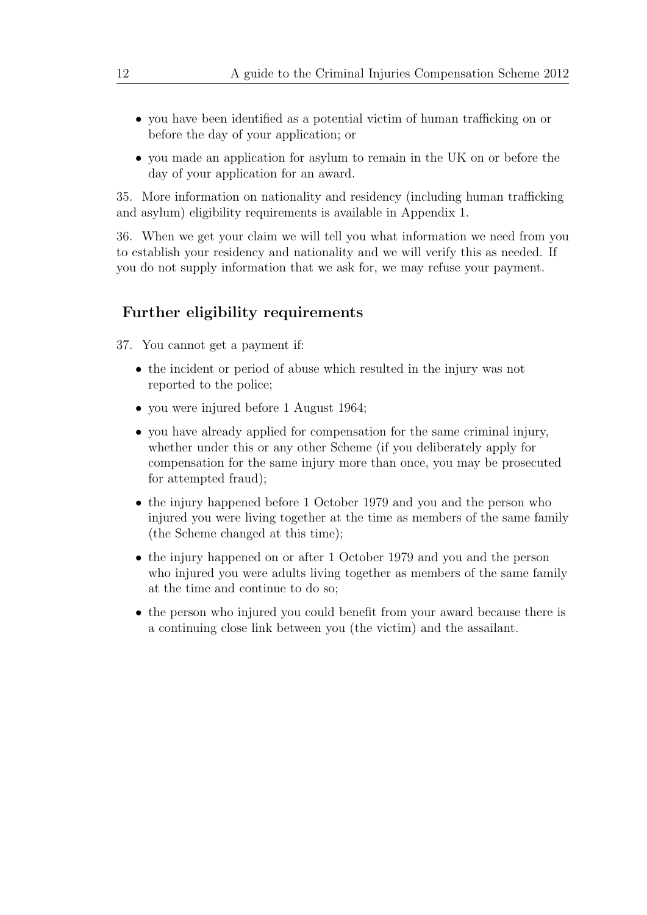- you have been identified as a potential victim of human trafficking on or before the day of your application; or
- you made an application for asylum to remain in the UK on or before the day of your application for an award.

35. More information on nationality and residency (including human trafficking and asylum) eligibility requirements is available in Appendix 1.

36. When we get your claim we will tell you what information we need from you to establish your residency and nationality and we will verify this as needed. If you do not supply information that we ask for, we may refuse your payment.

## Further eligibility requirements

37. You cannot get a payment if:

- the incident or period of abuse which resulted in the injury was not reported to the police;
- you were injured before 1 August 1964;
- you have already applied for compensation for the same criminal injury, whether under this or any other Scheme (if you deliberately apply for compensation for the same injury more than once, you may be prosecuted for attempted fraud);
- the injury happened before 1 October 1979 and you and the person who injured you were living together at the time as members of the same family (the Scheme changed at this time);
- the injury happened on or after 1 October 1979 and you and the person who injured you were adults living together as members of the same family at the time and continue to do so;
- the person who injured you could benefit from your award because there is a continuing close link between you (the victim) and the assailant.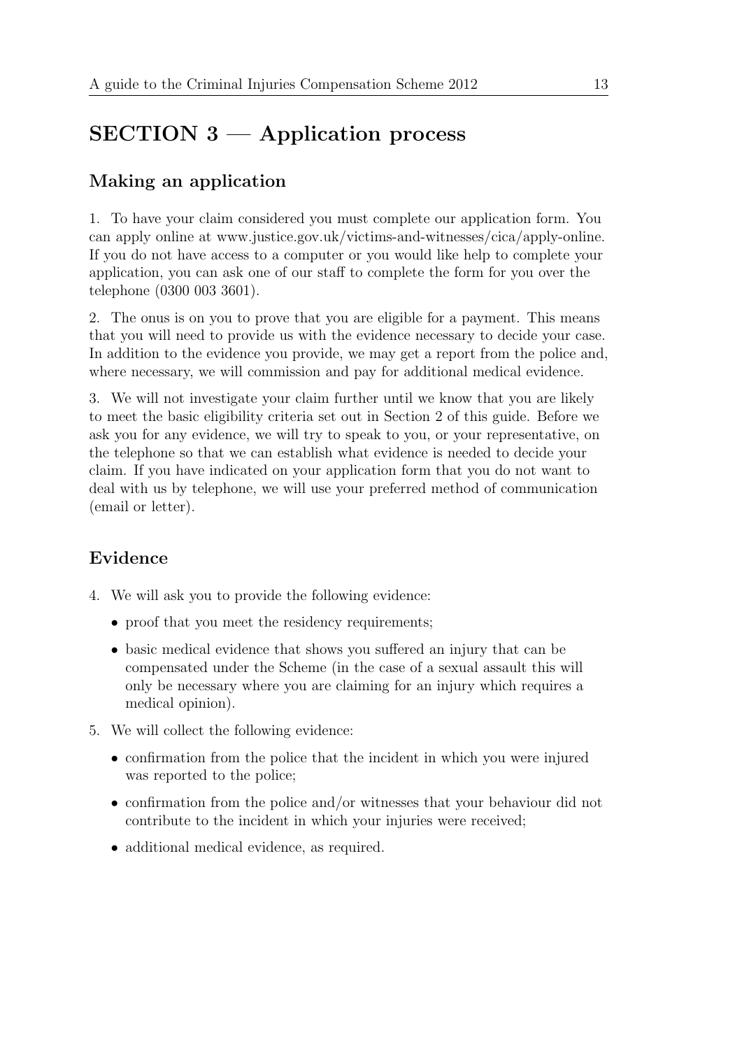# SECTION 3 — Application process

## Making an application

1. To have your claim considered you must complete our application form. You can apply online at www.justice.gov.uk/victims-and-witnesses/cica/apply-online. If you do not have access to a computer or you would like help to complete your application, you can ask one of our staff to complete the form for you over the telephone (0300 003 3601).

2. The onus is on you to prove that you are eligible for a payment. This means that you will need to provide us with the evidence necessary to decide your case. In addition to the evidence you provide, we may get a report from the police and, where necessary, we will commission and pay for additional medical evidence.

3. We will not investigate your claim further until we know that you are likely to meet the basic eligibility criteria set out in Section 2 of this guide. Before we ask you for any evidence, we will try to speak to you, or your representative, on the telephone so that we can establish what evidence is needed to decide your claim. If you have indicated on your application form that you do not want to deal with us by telephone, we will use your preferred method of communication (email or letter).

## Evidence

4. We will ask you to provide the following evidence:
   - proof that you meet the residency requirements;
   - basic medical evidence that shows you suffered an injury that can be compensated under the Scheme (in the case of a sexual assault this will only be necessary where you are claiming for an injury which requires a medical opinion).

5. We will collect the following evidence:
   - confirmation from the police that the incident in which you were injured was reported to the police;
   - confirmation from the police and/or witnesses that your behaviour did not contribute to the incident in which your injuries were received;
   - additional medical evidence, as required.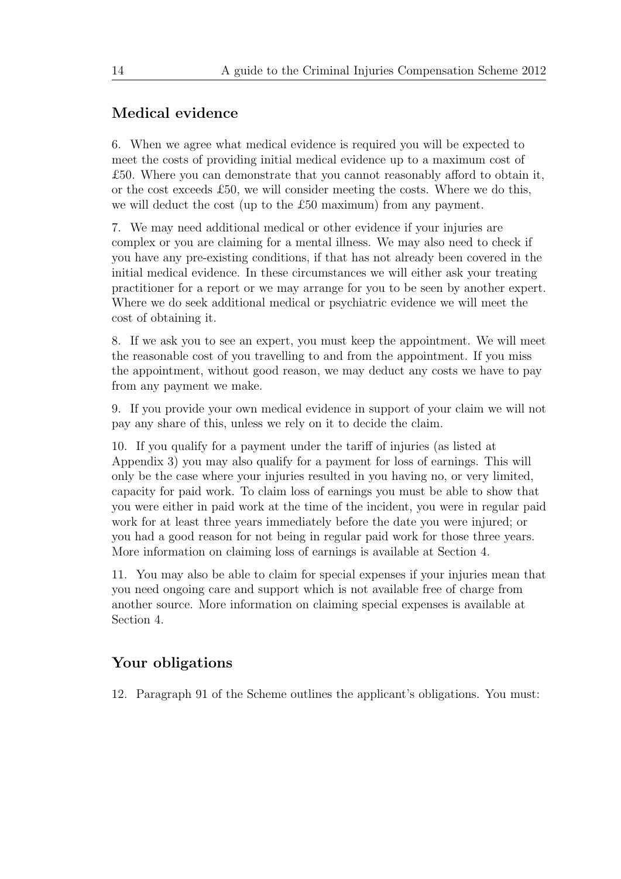## Medical evidence

6. When we agree what medical evidence is required you will be expected to meet the costs of providing initial medical evidence up to a maximum cost of £50. Where you can demonstrate that you cannot reasonably afford to obtain it, or the cost exceeds £50, we will consider meeting the costs. Where we do this, we will deduct the cost (up to the £50 maximum) from any payment.

7. We may need additional medical or other evidence if your injuries are complex or you are claiming for a mental illness. We may also need to check if you have any pre-existing conditions, if that has not already been covered in the initial medical evidence. In these circumstances we will either ask your treating practitioner for a report or we may arrange for you to be seen by another expert. Where we do seek additional medical or psychiatric evidence we will meet the cost of obtaining it.

8. If we ask you to see an expert, you must keep the appointment. We will meet the reasonable cost of you travelling to and from the appointment. If you miss the appointment, without good reason, we may deduct any costs we have to pay from any payment we make.

9. If you provide your own medical evidence in support of your claim we will not pay any share of this, unless we rely on it to decide the claim.

10. If you qualify for a payment under the tariff of injuries (as listed at Appendix 3) you may also qualify for a payment for loss of earnings. This will only be the case where your injuries resulted in you having no, or very limited, capacity for paid work. To claim loss of earnings you must be able to show that you were either in paid work at the time of the incident, you were in regular paid work for at least three years immediately before the date you were injured; or you had a good reason for not being in regular paid work for those three years. More information on claiming loss of earnings is available at Section 4.

11. You may also be able to claim for special expenses if your injuries mean that you need ongoing care and support which is not available free of charge from another source. More information on claiming special expenses is available at Section 4.

## Your obligations

12. Paragraph 91 of the Scheme outlines the applicant's obligations. You must: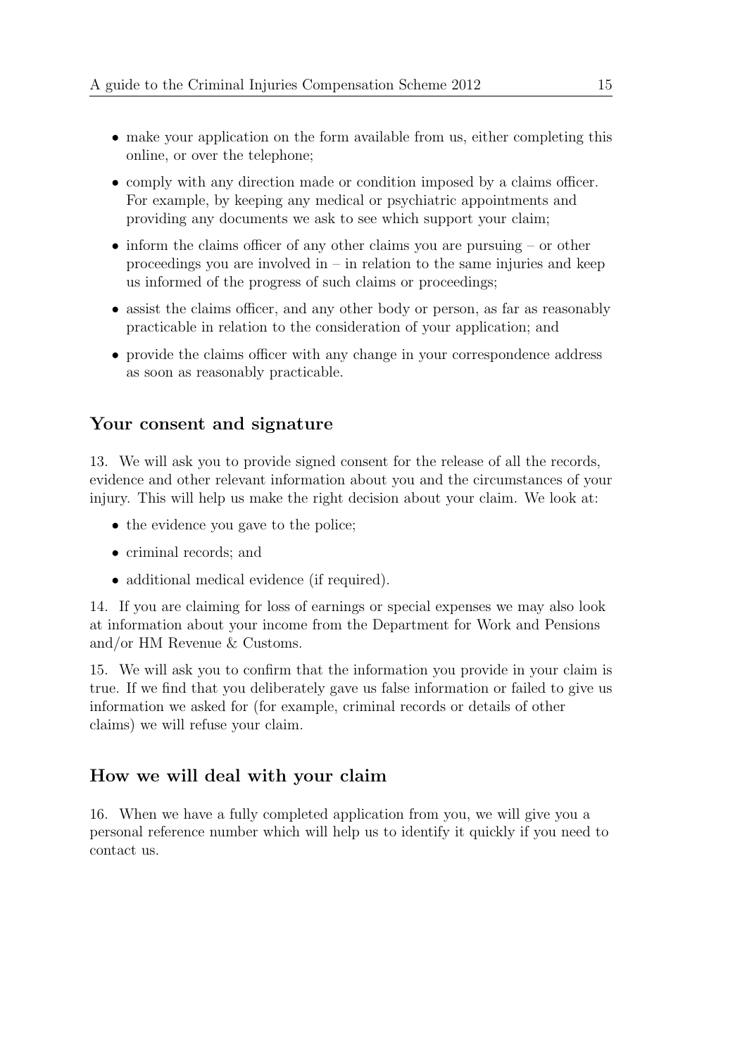- make your application on the form available from us, either completing this online, or over the telephone;
- comply with any direction made or condition imposed by a claims officer. For example, by keeping any medical or psychiatric appointments and providing any documents we ask to see which support your claim;
- inform the claims officer of any other claims you are pursuing – or other proceedings you are involved in – in relation to the same injuries and keep us informed of the progress of such claims or proceedings;
- assist the claims officer, and any other body or person, as far as reasonably practicable in relation to the consideration of your application; and
- provide the claims officer with any change in your correspondence address as soon as reasonably practicable.

## Your consent and signature

13. We will ask you to provide signed consent for the release of all the records, evidence and other relevant information about you and the circumstances of your injury. This will help us make the right decision about your claim. We look at:

- the evidence you gave to the police;
- criminal records; and
- additional medical evidence (if required).

14. If you are claiming for loss of earnings or special expenses we may also look at information about your income from the Department for Work and Pensions and/or HM Revenue & Customs.

15. We will ask you to confirm that the information you provide in your claim is true. If we find that you deliberately gave us false information or failed to give us information we asked for (for example, criminal records or details of other claims) we will refuse your claim.

## How we will deal with your claim

16. When we have a fully completed application from you, we will give you a personal reference number which will help us to identify it quickly if you need to contact us.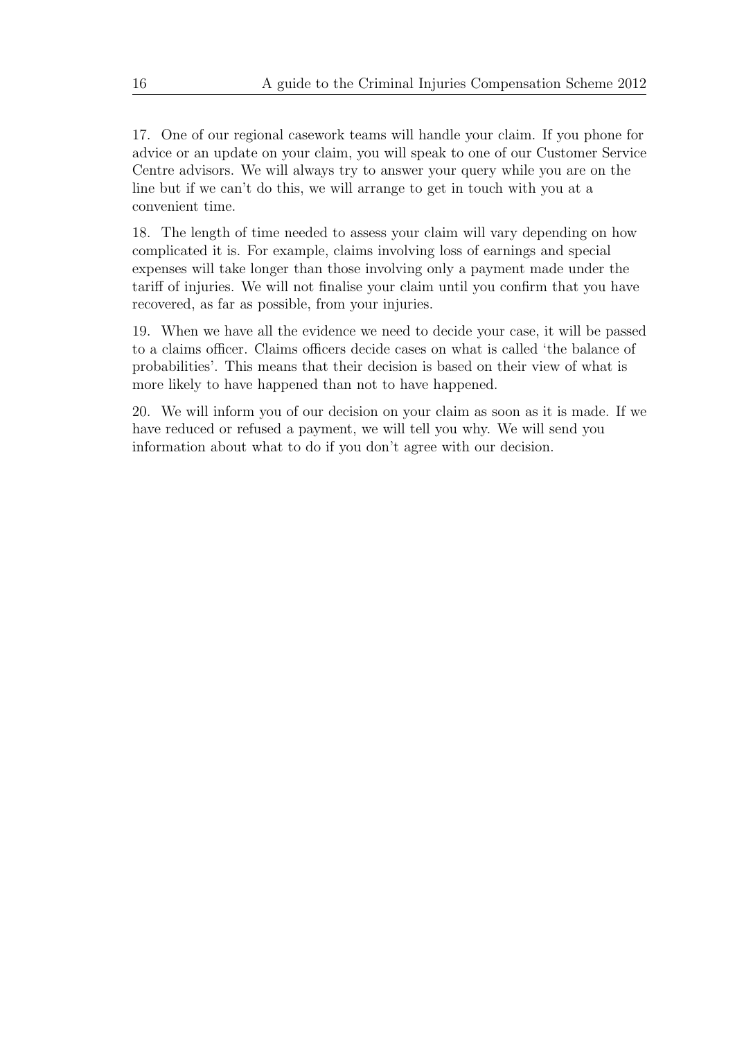17. One of our regional casework teams will handle your claim. If you phone for advice or an update on your claim, you will speak to one of our Customer Service Centre advisors. We will always try to answer your query while you are on the line but if we can't do this, we will arrange to get in touch with you at a convenient time.

18. The length of time needed to assess your claim will vary depending on how complicated it is. For example, claims involving loss of earnings and special expenses will take longer than those involving only a payment made under the tariff of injuries. We will not finalise your claim until you confirm that you have recovered, as far as possible, from your injuries.

19. When we have all the evidence we need to decide your case, it will be passed to a claims officer. Claims officers decide cases on what is called 'the balance of probabilities'. This means that their decision is based on their view of what is more likely to have happened than not to have happened.

20. We will inform you of our decision on your claim as soon as it is made. If we have reduced or refused a payment, we will tell you why. We will send you information about what to do if you don't agree with our decision.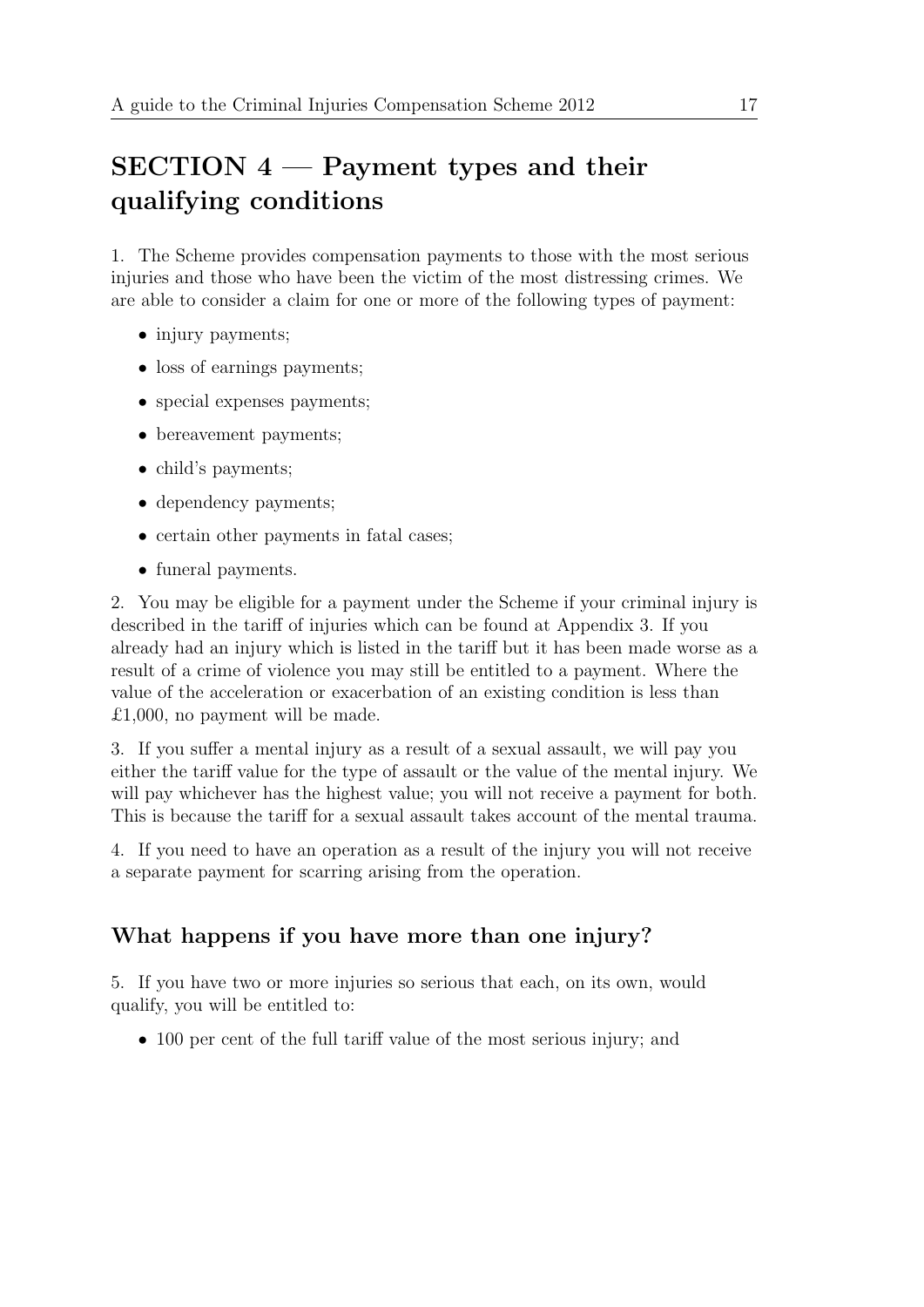## SECTION 4 — Payment types and their qualifying conditions

1. The Scheme provides compensation payments to those with the most serious injuries and those who have been the victim of the most distressing crimes. We are able to consider a claim for one or more of the following types of payment:

- injury payments;
- loss of earnings payments;
- special expenses payments;
- bereavement payments;
- child's payments;
- dependency payments;
- certain other payments in fatal cases;
- funeral payments.

2. You may be eligible for a payment under the Scheme if your criminal injury is described in the tariff of injuries which can be found at Appendix 3. If you already had an injury which is listed in the tariff but it has been made worse as a result of a crime of violence you may still be entitled to a payment. Where the value of the acceleration or exacerbation of an existing condition is less than £1,000, no payment will be made.

3. If you suffer a mental injury as a result of a sexual assault, we will pay you either the tariff value for the type of assault or the value of the mental injury. We will pay whichever has the highest value; you will not receive a payment for both. This is because the tariff for a sexual assault takes account of the mental trauma.

4. If you need to have an operation as a result of the injury you will not receive a separate payment for scarring arising from the operation.

### What happens if you have more than one injury?

5. If you have two or more injuries so serious that each, on its own, would qualify, you will be entitled to:

- 100 per cent of the full tariff value of the most serious injury; and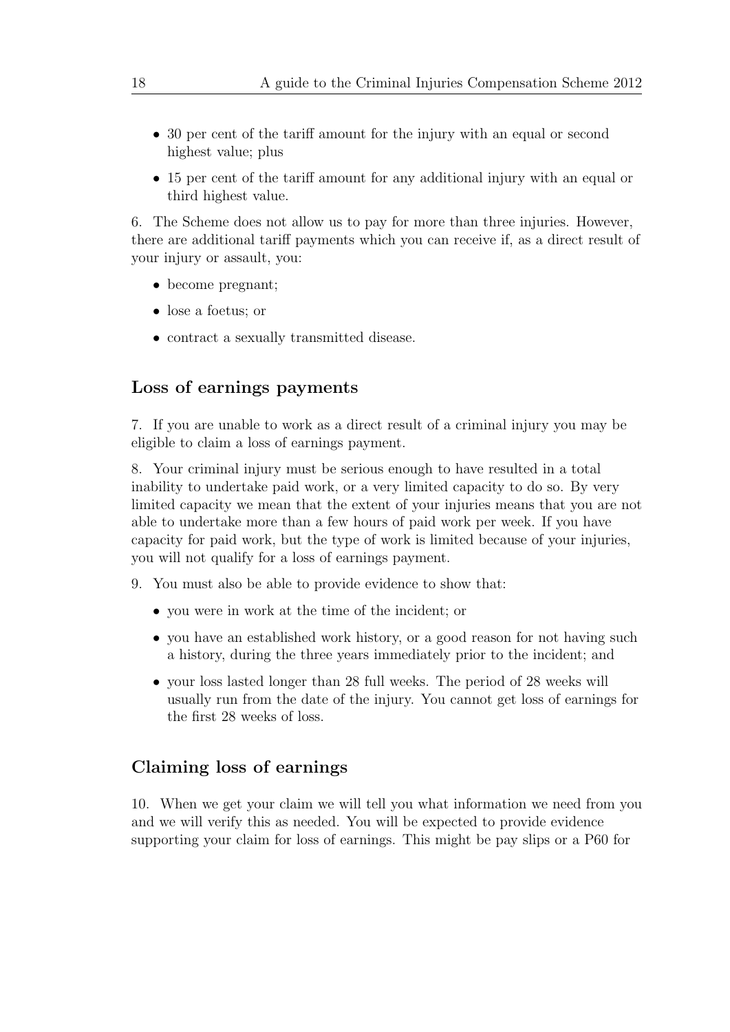- 30 per cent of the tariff amount for the injury with an equal or second highest value; plus
- 15 per cent of the tariff amount for any additional injury with an equal or third highest value.

6. The Scheme does not allow us to pay for more than three injuries. However, there are additional tariff payments which you can receive if, as a direct result of your injury or assault, you:

- become pregnant;
- lose a foetus; or
- contract a sexually transmitted disease.

## Loss of earnings payments

7. If you are unable to work as a direct result of a criminal injury you may be eligible to claim a loss of earnings payment.

8. Your criminal injury must be serious enough to have resulted in a total inability to undertake paid work, or a very limited capacity to do so. By very limited capacity we mean that the extent of your injuries means that you are not able to undertake more than a few hours of paid work per week. If you have capacity for paid work, but the type of work is limited because of your injuries, you will not qualify for a loss of earnings payment.

9. You must also be able to provide evidence to show that:

- you were in work at the time of the incident; or
- you have an established work history, or a good reason for not having such a history, during the three years immediately prior to the incident; and
- your loss lasted longer than 28 full weeks. The period of 28 weeks will usually run from the date of the injury. You cannot get loss of earnings for the first 28 weeks of loss.

## Claiming loss of earnings

10. When we get your claim we will tell you what information we need from you and we will verify this as needed. You will be expected to provide evidence supporting your claim for loss of earnings. This might be pay slips or a P60 for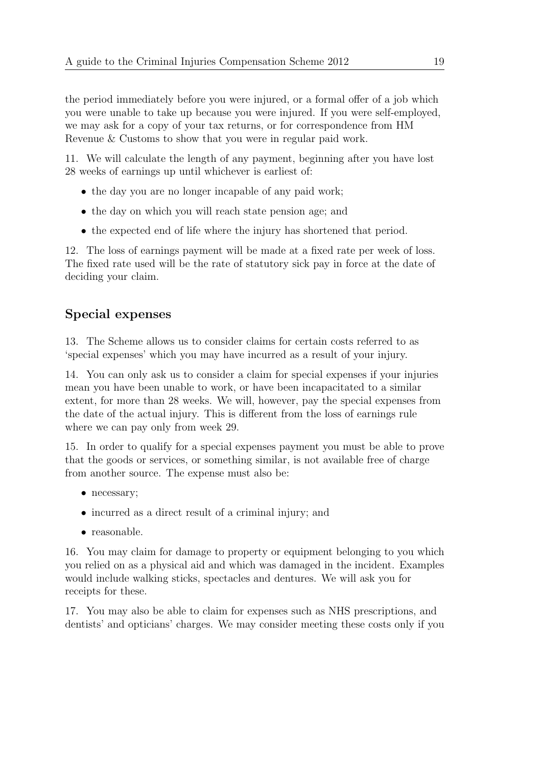the period immediately before you were injured, or a formal offer of a job which you were unable to take up because you were injured. If you were self-employed, we may ask for a copy of your tax returns, or for correspondence from HM Revenue & Customs to show that you were in regular paid work.

11. We will calculate the length of any payment, beginning after you have lost 28 weeks of earnings up until whichever is earliest of:

- the day you are no longer incapable of any paid work;
- the day on which you will reach state pension age; and
- the expected end of life where the injury has shortened that period.

12. The loss of earnings payment will be made at a fixed rate per week of loss. The fixed rate used will be the rate of statutory sick pay in force at the date of deciding your claim.

## Special expenses

13. The Scheme allows us to consider claims for certain costs referred to as 'special expenses' which you may have incurred as a result of your injury.

14. You can only ask us to consider a claim for special expenses if your injuries mean you have been unable to work, or have been incapacitated to a similar extent, for more than 28 weeks. We will, however, pay the special expenses from the date of the actual injury. This is different from the loss of earnings rule where we can pay only from week 29.

15. In order to qualify for a special expenses payment you must be able to prove that the goods or services, or something similar, is not available free of charge from another source. The expense must also be:

- necessary;
- incurred as a direct result of a criminal injury; and
- reasonable.

16. You may claim for damage to property or equipment belonging to you which you relied on as a physical aid and which was damaged in the incident. Examples would include walking sticks, spectacles and dentures. We will ask you for receipts for these.

17. You may also be able to claim for expenses such as NHS prescriptions, and dentists' and opticians' charges. We may consider meeting these costs only if you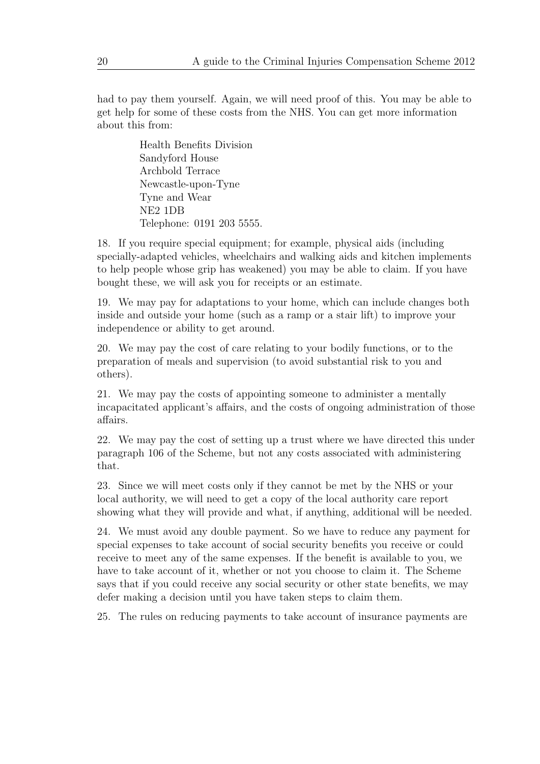had to pay them yourself. Again, we will need proof of this. You may be able to get help for some of these costs from the NHS. You can get more information about this from:

> Health Benefits Division
> Sandyford House
> Archbold Terrace
> Newcastle-upon-Tyne
> Tyne and Wear
> NE2 1DB
> Telephone: 0191 203 5555.

18. If you require special equipment; for example, physical aids (including specially-adapted vehicles, wheelchairs and walking aids and kitchen implements to help people whose grip has weakened) you may be able to claim. If you have bought these, we will ask you for receipts or an estimate.

19. We may pay for adaptations to your home, which can include changes both inside and outside your home (such as a ramp or a stair lift) to improve your independence or ability to get around.

20. We may pay the cost of care relating to your bodily functions, or to the preparation of meals and supervision (to avoid substantial risk to you and others).

21. We may pay the costs of appointing someone to administer a mentally incapacitated applicant's affairs, and the costs of ongoing administration of those affairs.

22. We may pay the cost of setting up a trust where we have directed this under paragraph 106 of the Scheme, but not any costs associated with administering that.

23. Since we will meet costs only if they cannot be met by the NHS or your local authority, we will need to get a copy of the local authority care report showing what they will provide and what, if anything, additional will be needed.

24. We must avoid any double payment. So we have to reduce any payment for special expenses to take account of social security benefits you receive or could receive to meet any of the same expenses. If the benefit is available to you, we have to take account of it, whether or not you choose to claim it. The Scheme says that if you could receive any social security or other state benefits, we may defer making a decision until you have taken steps to claim them.

25. The rules on reducing payments to take account of insurance payments are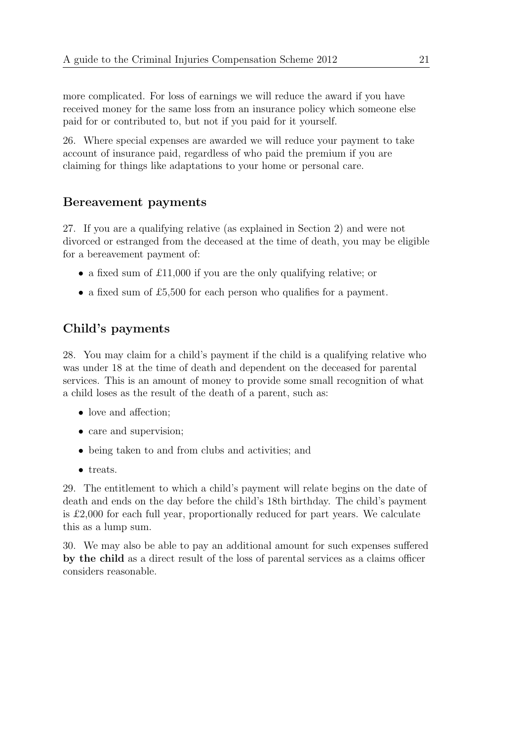more complicated. For loss of earnings we will reduce the award if you have received money for the same loss from an insurance policy which someone else paid for or contributed to, but not if you paid for it yourself.

26. Where special expenses are awarded we will reduce your payment to take account of insurance paid, regardless of who paid the premium if you are claiming for things like adaptations to your home or personal care.

## Bereavement payments

27. If you are a qualifying relative (as explained in Section 2) and were not divorced or estranged from the deceased at the time of death, you may be eligible for a bereavement payment of:

- a fixed sum of £11,000 if you are the only qualifying relative; or
- a fixed sum of £5,500 for each person who qualifies for a payment.

## Child's payments

28. You may claim for a child's payment if the child is a qualifying relative who was under 18 at the time of death and dependent on the deceased for parental services. This is an amount of money to provide some small recognition of what a child loses as the result of the death of a parent, such as:

- love and affection;
- care and supervision;
- being taken to and from clubs and activities; and
- treats.

29. The entitlement to which a child's payment will relate begins on the date of death and ends on the day before the child's 18th birthday. The child's payment is £2,000 for each full year, proportionally reduced for part years. We calculate this as a lump sum.

30. We may also be able to pay an additional amount for such expenses suffered **by the child** as a direct result of the loss of parental services as a claims officer considers reasonable.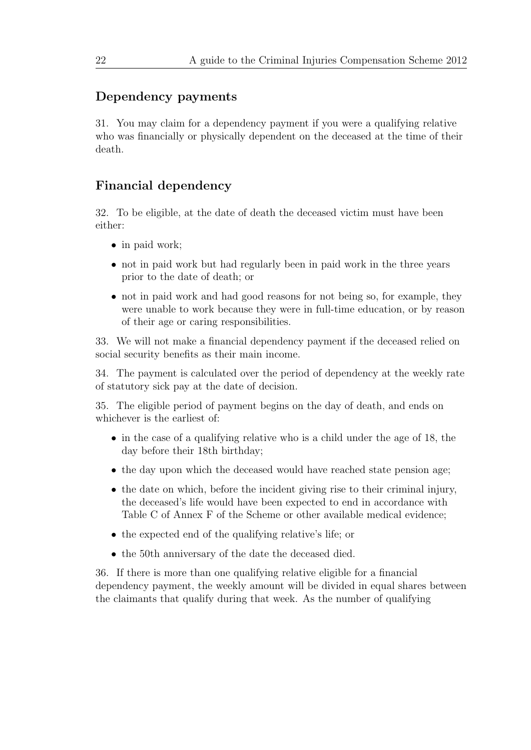## Dependency payments

31. You may claim for a dependency payment if you were a qualifying relative who was financially or physically dependent on the deceased at the time of their death.

## Financial dependency

32. To be eligible, at the date of death the deceased victim must have been either:

- in paid work;
- not in paid work but had regularly been in paid work in the three years prior to the date of death; or
- not in paid work and had good reasons for not being so, for example, they were unable to work because they were in full-time education, or by reason of their age or caring responsibilities.

33. We will not make a financial dependency payment if the deceased relied on social security benefits as their main income.

34. The payment is calculated over the period of dependency at the weekly rate of statutory sick pay at the date of decision.

35. The eligible period of payment begins on the day of death, and ends on whichever is the earliest of:

- in the case of a qualifying relative who is a child under the age of 18, the day before their 18th birthday;
- the day upon which the deceased would have reached state pension age;
- the date on which, before the incident giving rise to their criminal injury, the deceased's life would have been expected to end in accordance with Table C of Annex F of the Scheme or other available medical evidence;
- the expected end of the qualifying relative's life; or
- the 50th anniversary of the date the deceased died.

36. If there is more than one qualifying relative eligible for a financial dependency payment, the weekly amount will be divided in equal shares between the claimants that qualify during that week. As the number of qualifying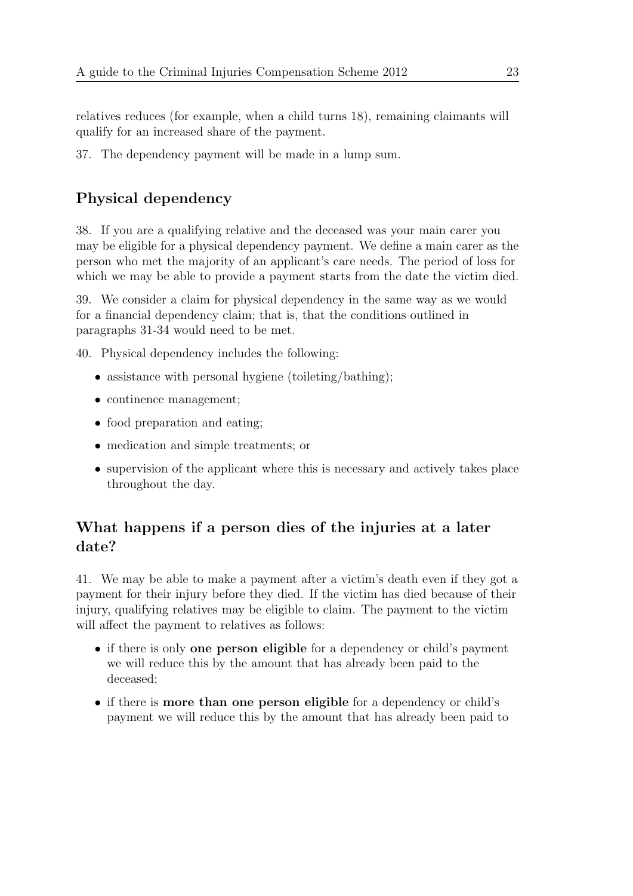relatives reduces (for example, when a child turns 18), remaining claimants will qualify for an increased share of the payment.

37. The dependency payment will be made in a lump sum.

## Physical dependency

38. If you are a qualifying relative and the deceased was your main carer you may be eligible for a physical dependency payment. We define a main carer as the person who met the majority of an applicant's care needs. The period of loss for which we may be able to provide a payment starts from the date the victim died.

39. We consider a claim for physical dependency in the same way as we would for a financial dependency claim; that is, that the conditions outlined in paragraphs 31-34 would need to be met.

40. Physical dependency includes the following:

- assistance with personal hygiene (toileting/bathing);
- continence management;
- food preparation and eating;
- medication and simple treatments; or
- supervision of the applicant where this is necessary and actively takes place throughout the day.

## What happens if a person dies of the injuries at a later date?

41. We may be able to make a payment after a victim's death even if they got a payment for their injury before they died. If the victim has died because of their injury, qualifying relatives may be eligible to claim. The payment to the victim will affect the payment to relatives as follows:

- if there is only **one person eligible** for a dependency or child's payment we will reduce this by the amount that has already been paid to the deceased;
- if there is **more than one person eligible** for a dependency or child's payment we will reduce this by the amount that has already been paid to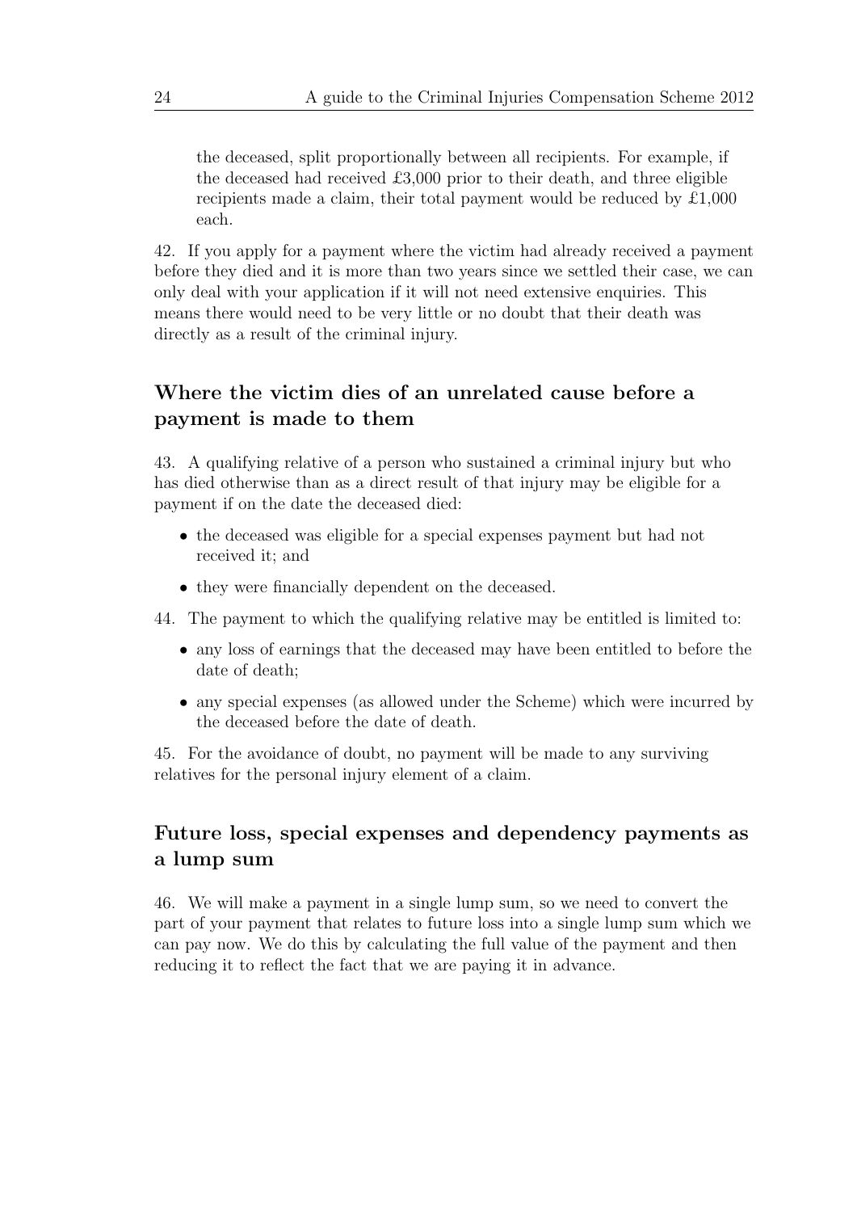the deceased, split proportionally between all recipients. For example, if the deceased had received £3,000 prior to their death, and three eligible recipients made a claim, their total payment would be reduced by £1,000 each.

42. If you apply for a payment where the victim had already received a payment before they died and it is more than two years since we settled their case, we can only deal with your application if it will not need extensive enquiries. This means there would need to be very little or no doubt that their death was directly as a result of the criminal injury.

## Where the victim dies of an unrelated cause before a payment is made to them

43. A qualifying relative of a person who sustained a criminal injury but who has died otherwise than as a direct result of that injury may be eligible for a payment if on the date the deceased died:

- the deceased was eligible for a special expenses payment but had not received it; and
- they were financially dependent on the deceased.

44. The payment to which the qualifying relative may be entitled is limited to:

- any loss of earnings that the deceased may have been entitled to before the date of death;
- any special expenses (as allowed under the Scheme) which were incurred by the deceased before the date of death.

45. For the avoidance of doubt, no payment will be made to any surviving relatives for the personal injury element of a claim.

## Future loss, special expenses and dependency payments as a lump sum

46. We will make a payment in a single lump sum, so we need to convert the part of your payment that relates to future loss into a single lump sum which we can pay now. We do this by calculating the full value of the payment and then reducing it to reflect the fact that we are paying it in advance.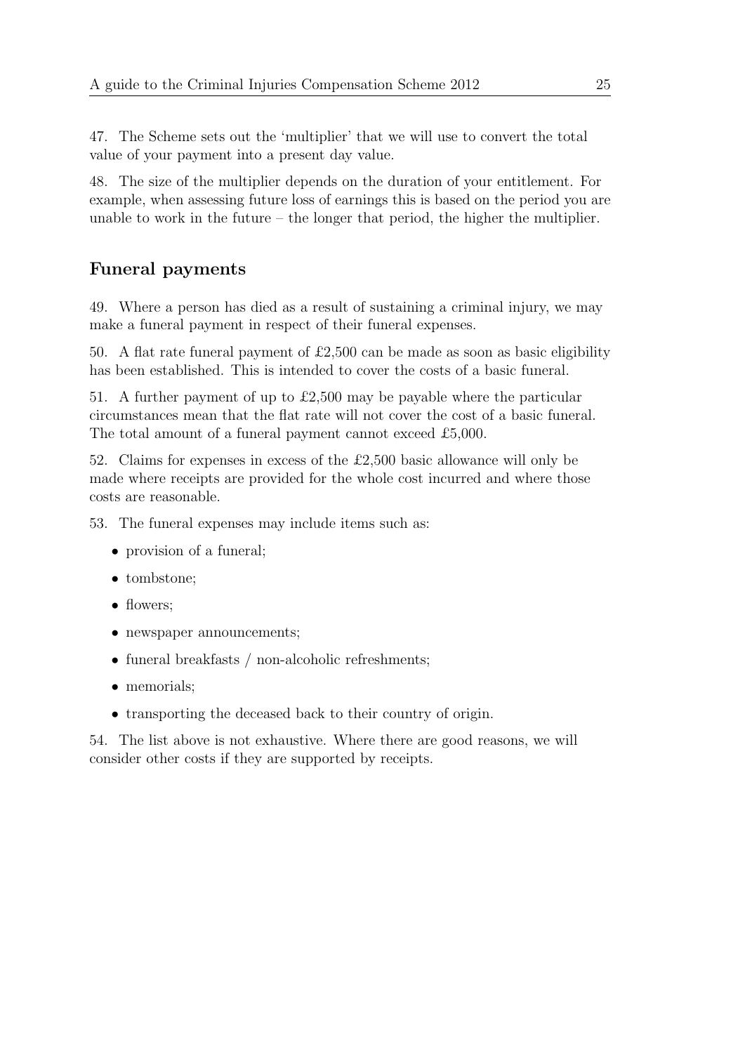47. The Scheme sets out the 'multiplier' that we will use to convert the total value of your payment into a present day value.

48. The size of the multiplier depends on the duration of your entitlement. For example, when assessing future loss of earnings this is based on the period you are unable to work in the future – the longer that period, the higher the multiplier.

## Funeral payments

49. Where a person has died as a result of sustaining a criminal injury, we may make a funeral payment in respect of their funeral expenses.

50. A flat rate funeral payment of £2,500 can be made as soon as basic eligibility has been established. This is intended to cover the costs of a basic funeral.

51. A further payment of up to £2,500 may be payable where the particular circumstances mean that the flat rate will not cover the cost of a basic funeral. The total amount of a funeral payment cannot exceed £5,000.

52. Claims for expenses in excess of the £2,500 basic allowance will only be made where receipts are provided for the whole cost incurred and where those costs are reasonable.

53. The funeral expenses may include items such as:

- provision of a funeral;
- tombstone;
- flowers;
- newspaper announcements;
- funeral breakfasts / non-alcoholic refreshments;
- memorials;
- transporting the deceased back to their country of origin.

54. The list above is not exhaustive. Where there are good reasons, we will consider other costs if they are supported by receipts.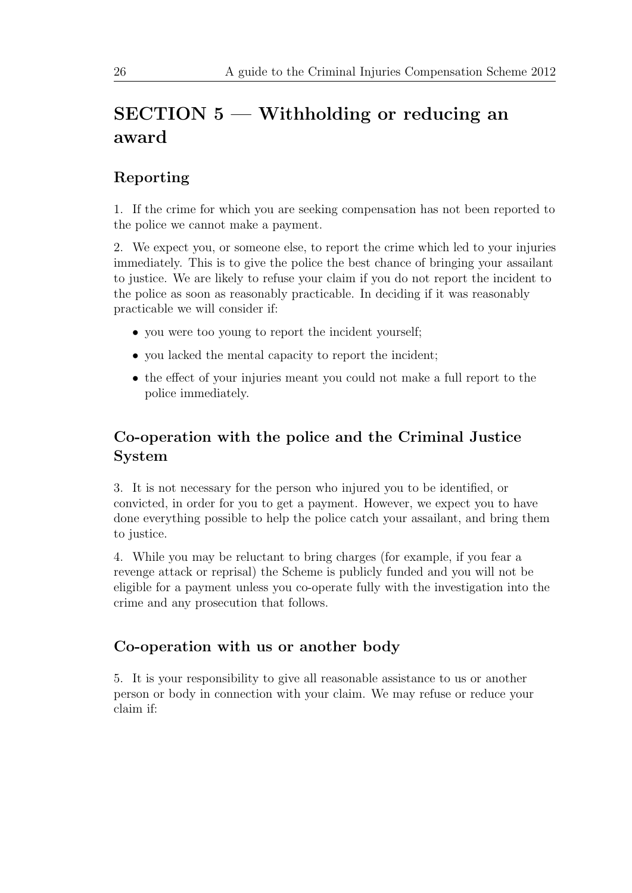## SECTION 5 — Withholding or reducing an award

### Reporting

1. If the crime for which you are seeking compensation has not been reported to the police we cannot make a payment.

2. We expect you, or someone else, to report the crime which led to your injuries immediately. This is to give the police the best chance of bringing your assailant to justice. We are likely to refuse your claim if you do not report the incident to the police as soon as reasonably practicable. In deciding if it was reasonably practicable we will consider if:

- you were too young to report the incident yourself;
- you lacked the mental capacity to report the incident;
- the effect of your injuries meant you could not make a full report to the police immediately.

### Co-operation with the police and the Criminal Justice System

3. It is not necessary for the person who injured you to be identified, or convicted, in order for you to get a payment. However, we expect you to have done everything possible to help the police catch your assailant, and bring them to justice.

4. While you may be reluctant to bring charges (for example, if you fear a revenge attack or reprisal) the Scheme is publicly funded and you will not be eligible for a payment unless you co-operate fully with the investigation into the crime and any prosecution that follows.

### Co-operation with us or another body

5. It is your responsibility to give all reasonable assistance to us or another person or body in connection with your claim. We may refuse or reduce your claim if: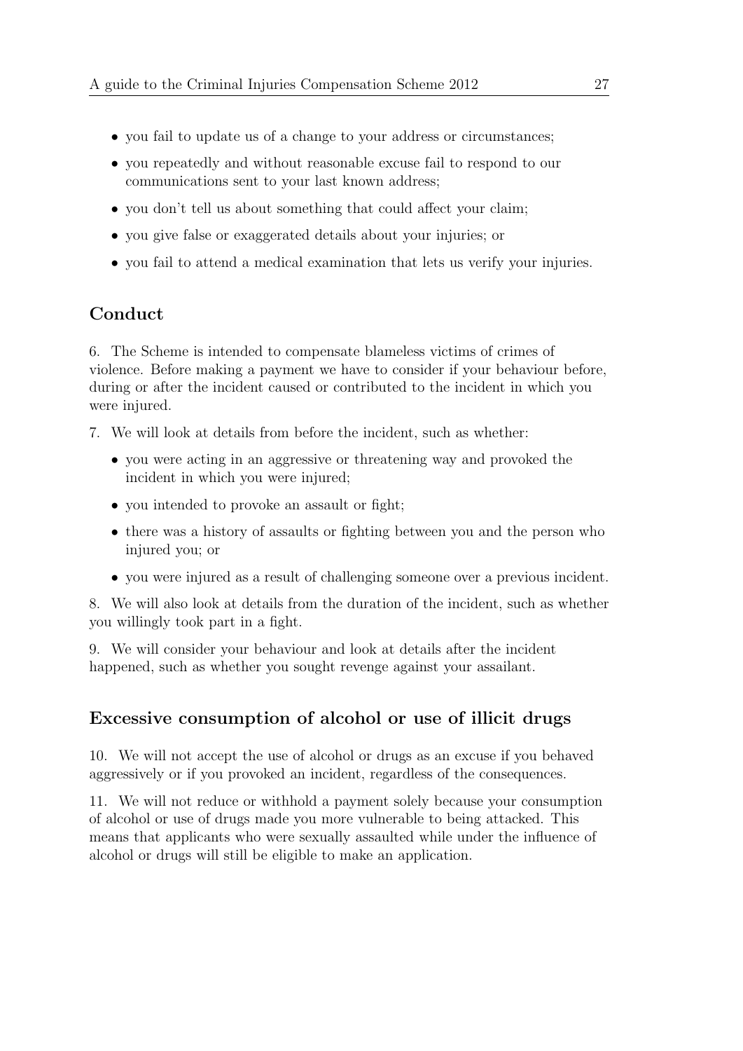- you fail to update us of a change to your address or circumstances;
- you repeatedly and without reasonable excuse fail to respond to our communications sent to your last known address;
- you don't tell us about something that could affect your claim;
- you give false or exaggerated details about your injuries; or
- you fail to attend a medical examination that lets us verify your injuries.

## Conduct

6. The Scheme is intended to compensate blameless victims of crimes of violence. Before making a payment we have to consider if your behaviour before, during or after the incident caused or contributed to the incident in which you were injured.

7. We will look at details from before the incident, such as whether:

   - you were acting in an aggressive or threatening way and provoked the incident in which you were injured;
   - you intended to provoke an assault or fight;
   - there was a history of assaults or fighting between you and the person who injured you; or
   - you were injured as a result of challenging someone over a previous incident.

8. We will also look at details from the duration of the incident, such as whether you willingly took part in a fight.

9. We will consider your behaviour and look at details after the incident happened, such as whether you sought revenge against your assailant.

## Excessive consumption of alcohol or use of illicit drugs

10. We will not accept the use of alcohol or drugs as an excuse if you behaved aggressively or if you provoked an incident, regardless of the consequences.

11. We will not reduce or withhold a payment solely because your consumption of alcohol or use of drugs made you more vulnerable to being attacked. This means that applicants who were sexually assaulted while under the influence of alcohol or drugs will still be eligible to make an application.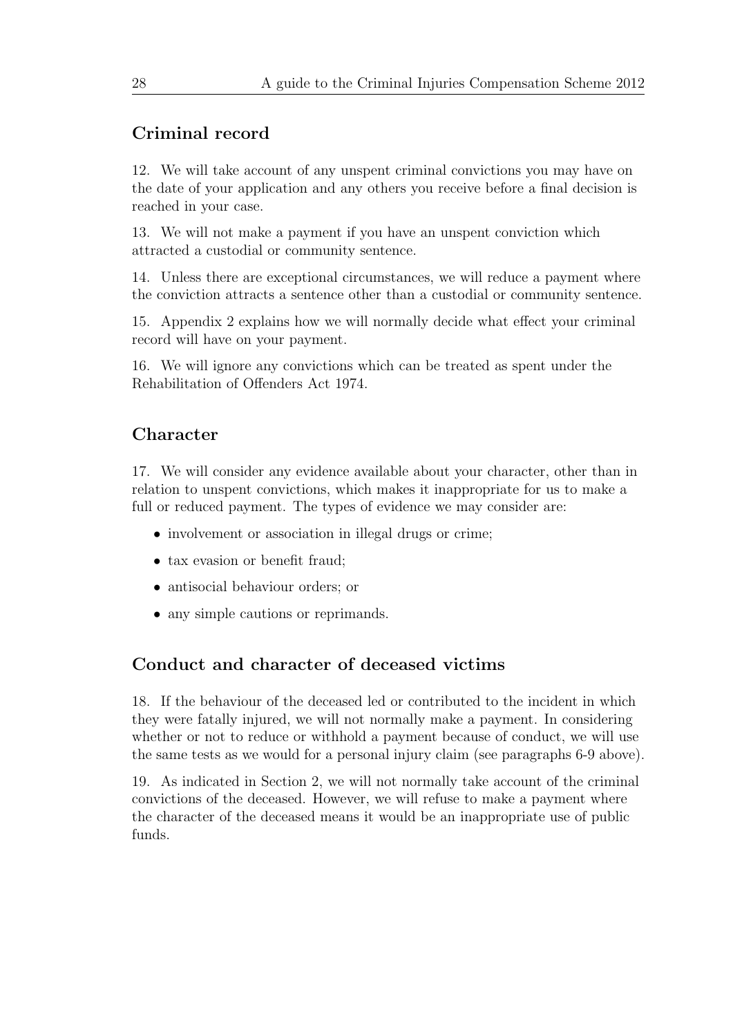## Criminal record

12. We will take account of any unspent criminal convictions you may have on the date of your application and any others you receive before a final decision is reached in your case.

13. We will not make a payment if you have an unspent conviction which attracted a custodial or community sentence.

14. Unless there are exceptional circumstances, we will reduce a payment where the conviction attracts a sentence other than a custodial or community sentence.

15. Appendix 2 explains how we will normally decide what effect your criminal record will have on your payment.

16. We will ignore any convictions which can be treated as spent under the Rehabilitation of Offenders Act 1974.

## Character

17. We will consider any evidence available about your character, other than in relation to unspent convictions, which makes it inappropriate for us to make a full or reduced payment. The types of evidence we may consider are:

- involvement or association in illegal drugs or crime;
- tax evasion or benefit fraud;
- antisocial behaviour orders; or
- any simple cautions or reprimands.

## Conduct and character of deceased victims

18. If the behaviour of the deceased led or contributed to the incident in which they were fatally injured, we will not normally make a payment. In considering whether or not to reduce or withhold a payment because of conduct, we will use the same tests as we would for a personal injury claim (see paragraphs 6-9 above).

19. As indicated in Section 2, we will not normally take account of the criminal convictions of the deceased. However, we will refuse to make a payment where the character of the deceased means it would be an inappropriate use of public funds.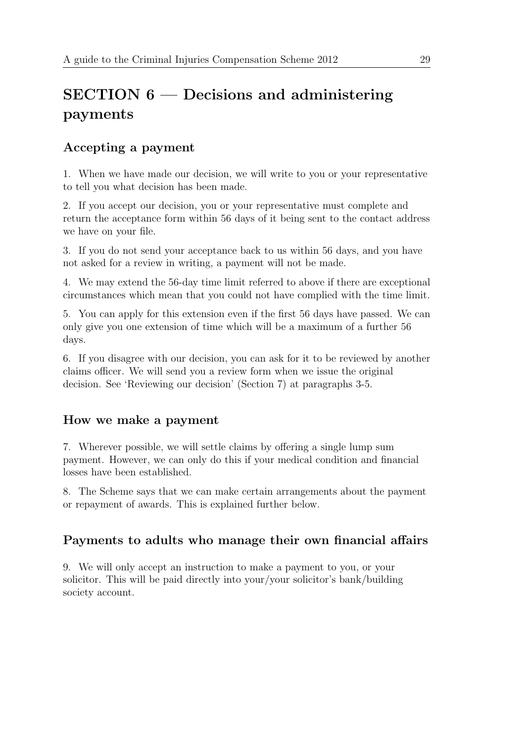# SECTION 6 — Decisions and administering payments

## Accepting a payment

1. When we have made our decision, we will write to you or your representative to tell you what decision has been made.

2. If you accept our decision, you or your representative must complete and return the acceptance form within 56 days of it being sent to the contact address we have on your file.

3. If you do not send your acceptance back to us within 56 days, and you have not asked for a review in writing, a payment will not be made.

4. We may extend the 56-day time limit referred to above if there are exceptional circumstances which mean that you could not have complied with the time limit.

5. You can apply for this extension even if the first 56 days have passed. We can only give you one extension of time which will be a maximum of a further 56 days.

6. If you disagree with our decision, you can ask for it to be reviewed by another claims officer. We will send you a review form when we issue the original decision. See 'Reviewing our decision' (Section 7) at paragraphs 3-5.

## How we make a payment

7. Wherever possible, we will settle claims by offering a single lump sum payment. However, we can only do this if your medical condition and financial losses have been established.

8. The Scheme says that we can make certain arrangements about the payment or repayment of awards. This is explained further below.

## Payments to adults who manage their own financial affairs

9. We will only accept an instruction to make a payment to you, or your solicitor. This will be paid directly into your/your solicitor's bank/building society account.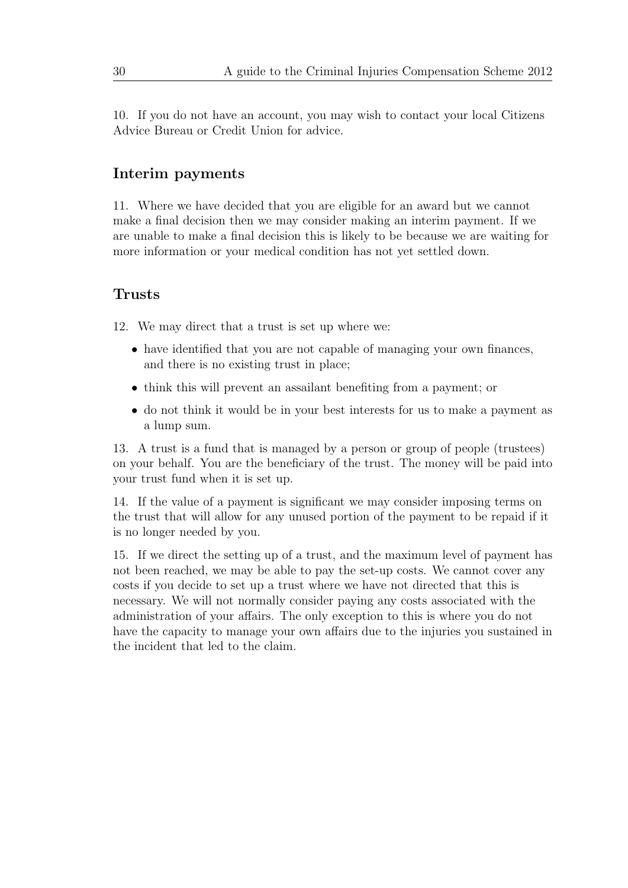10. If you do not have an account, you may wish to contact your local Citizens Advice Bureau or Credit Union for advice.

## Interim payments

11. Where we have decided that you are eligible for an award but we cannot make a final decision then we may consider making an interim payment. If we are unable to make a final decision this is likely to be because we are waiting for more information or your medical condition has not yet settled down.

## Trusts

12. We may direct that a trust is set up where we:

- have identified that you are not capable of managing your own finances, and there is no existing trust in place;
- think this will prevent an assailant benefiting from a payment; or
- do not think it would be in your best interests for us to make a payment as a lump sum.

13. A trust is a fund that is managed by a person or group of people (trustees) on your behalf. You are the beneficiary of the trust. The money will be paid into your trust fund when it is set up.

14. If the value of a payment is significant we may consider imposing terms on the trust that will allow for any unused portion of the payment to be repaid if it is no longer needed by you.

15. If we direct the setting up of a trust, and the maximum level of payment has not been reached, we may be able to pay the set-up costs. We cannot cover any costs if you decide to set up a trust where we have not directed that this is necessary. We will not normally consider paying any costs associated with the administration of your affairs. The only exception to this is where you do not have the capacity to manage your own affairs due to the injuries you sustained in the incident that led to the claim.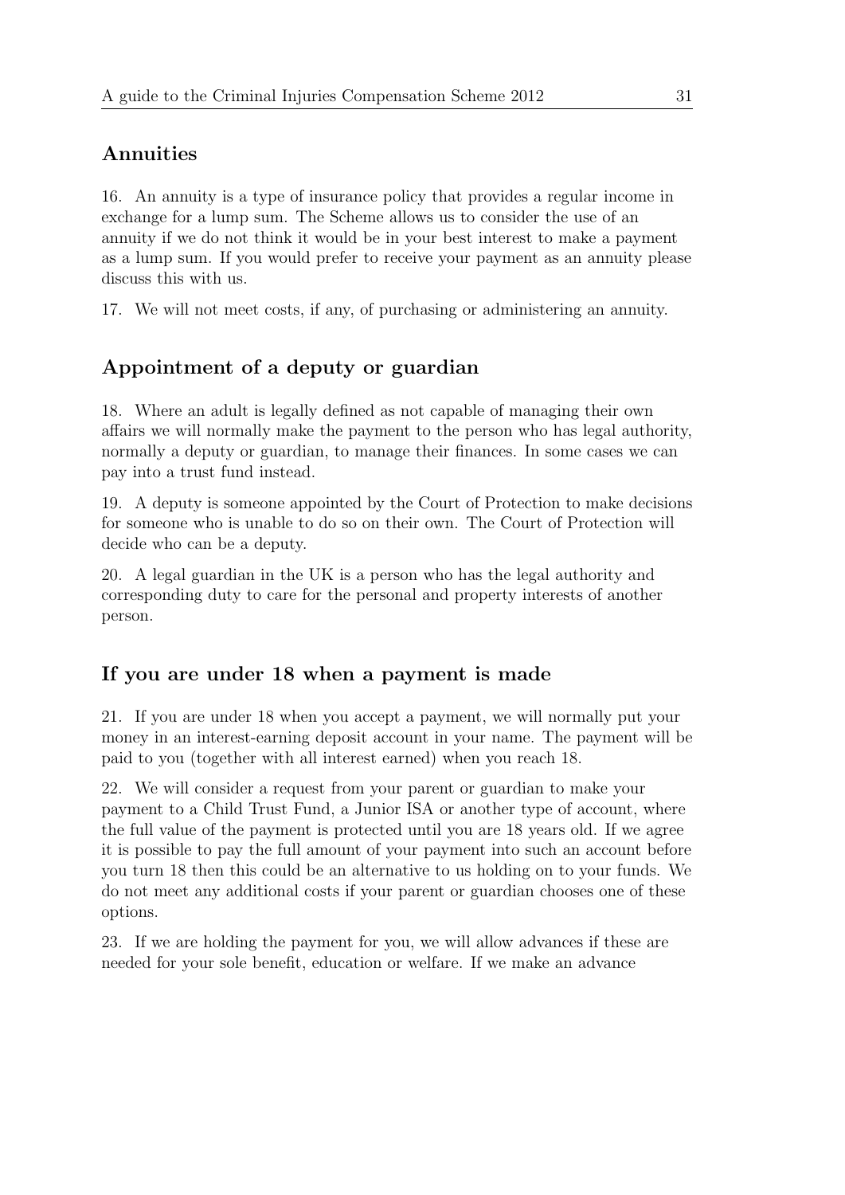## Annuities

16. An annuity is a type of insurance policy that provides a regular income in exchange for a lump sum. The Scheme allows us to consider the use of an annuity if we do not think it would be in your best interest to make a payment as a lump sum. If you would prefer to receive your payment as an annuity please discuss this with us.

17. We will not meet costs, if any, of purchasing or administering an annuity.

## Appointment of a deputy or guardian

18. Where an adult is legally defined as not capable of managing their own affairs we will normally make the payment to the person who has legal authority, normally a deputy or guardian, to manage their finances. In some cases we can pay into a trust fund instead.

19. A deputy is someone appointed by the Court of Protection to make decisions for someone who is unable to do so on their own. The Court of Protection will decide who can be a deputy.

20. A legal guardian in the UK is a person who has the legal authority and corresponding duty to care for the personal and property interests of another person.

## If you are under 18 when a payment is made

21. If you are under 18 when you accept a payment, we will normally put your money in an interest-earning deposit account in your name. The payment will be paid to you (together with all interest earned) when you reach 18.

22. We will consider a request from your parent or guardian to make your payment to a Child Trust Fund, a Junior ISA or another type of account, where the full value of the payment is protected until you are 18 years old. If we agree it is possible to pay the full amount of your payment into such an account before you turn 18 then this could be an alternative to us holding on to your funds. We do not meet any additional costs if your parent or guardian chooses one of these options.

23. If we are holding the payment for you, we will allow advances if these are needed for your sole benefit, education or welfare. If we make an advance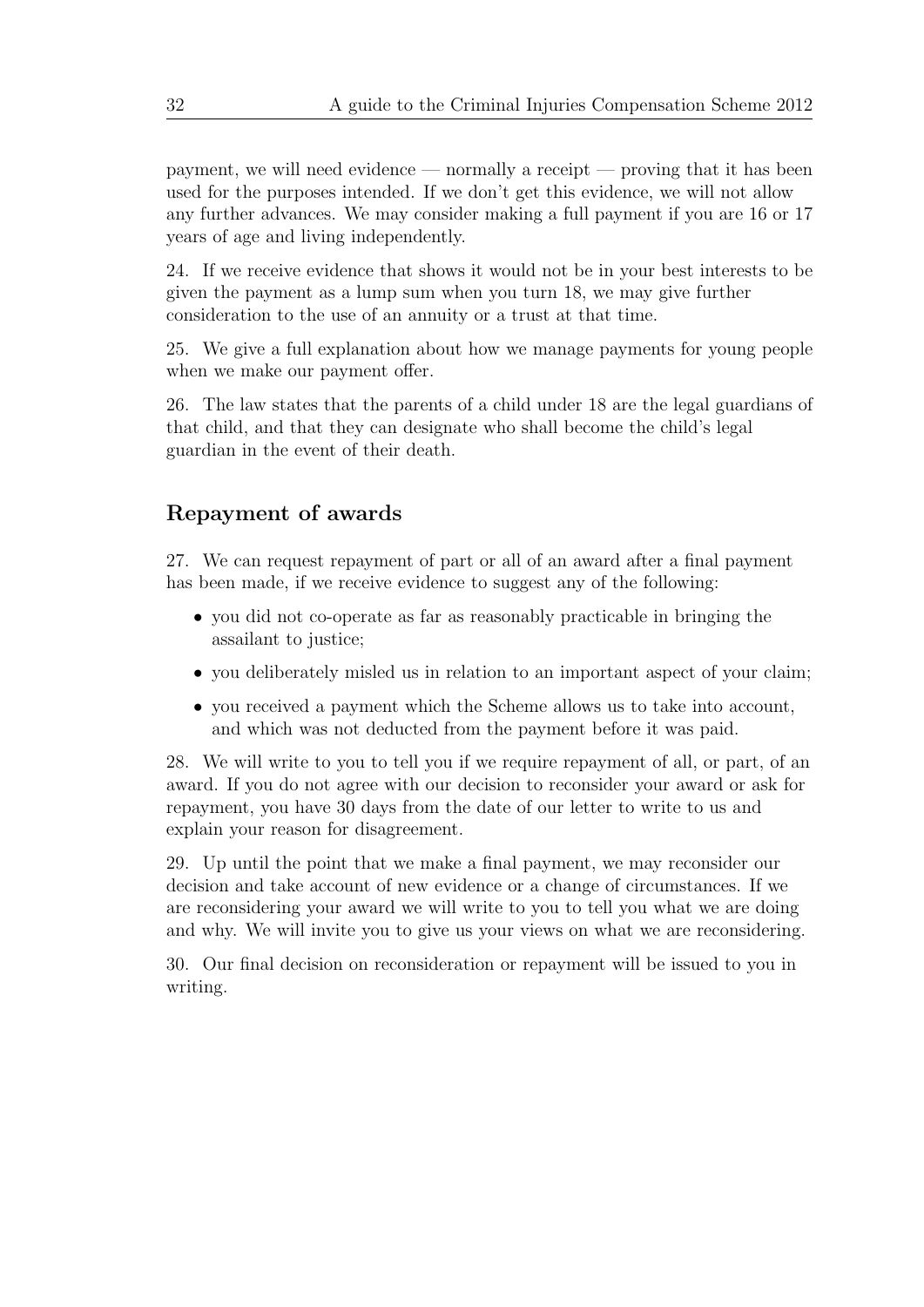payment, we will need evidence — normally a receipt — proving that it has been used for the purposes intended. If we don't get this evidence, we will not allow any further advances. We may consider making a full payment if you are 16 or 17 years of age and living independently.

24. If we receive evidence that shows it would not be in your best interests to be given the payment as a lump sum when you turn 18, we may give further consideration to the use of an annuity or a trust at that time.

25. We give a full explanation about how we manage payments for young people when we make our payment offer.

26. The law states that the parents of a child under 18 are the legal guardians of that child, and that they can designate who shall become the child's legal guardian in the event of their death.

## Repayment of awards

27. We can request repayment of part or all of an award after a final payment has been made, if we receive evidence to suggest any of the following:

- you did not co-operate as far as reasonably practicable in bringing the assailant to justice;
- you deliberately misled us in relation to an important aspect of your claim;
- you received a payment which the Scheme allows us to take into account, and which was not deducted from the payment before it was paid.

28. We will write to you to tell you if we require repayment of all, or part, of an award. If you do not agree with our decision to reconsider your award or ask for repayment, you have 30 days from the date of our letter to write to us and explain your reason for disagreement.

29. Up until the point that we make a final payment, we may reconsider our decision and take account of new evidence or a change of circumstances. If we are reconsidering your award we will write to you to tell you what we are doing and why. We will invite you to give us your views on what we are reconsidering.

30. Our final decision on reconsideration or repayment will be issued to you in writing.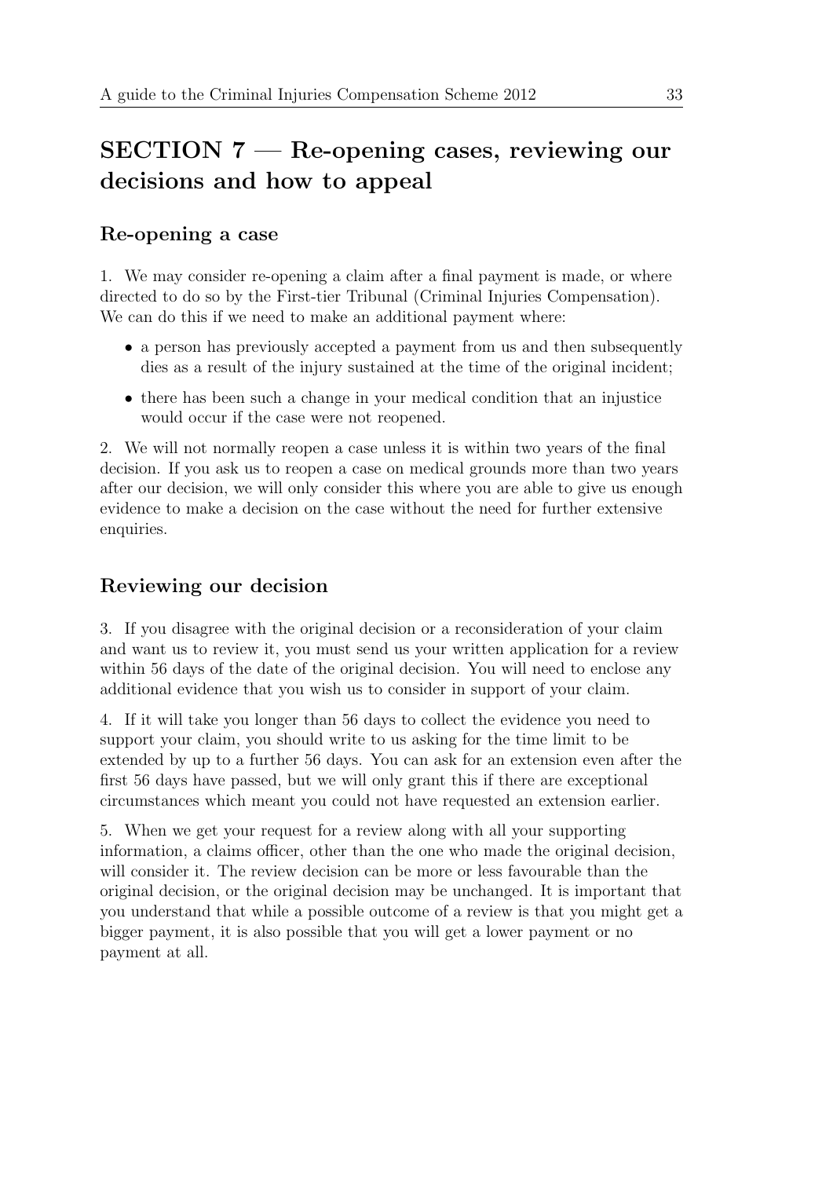# SECTION 7 — Re-opening cases, reviewing our decisions and how to appeal

## Re-opening a case

1. We may consider re-opening a claim after a final payment is made, or where directed to do so by the First-tier Tribunal (Criminal Injuries Compensation). We can do this if we need to make an additional payment where:

- a person has previously accepted a payment from us and then subsequently dies as a result of the injury sustained at the time of the original incident;
- there has been such a change in your medical condition that an injustice would occur if the case were not reopened.

2. We will not normally reopen a case unless it is within two years of the final decision. If you ask us to reopen a case on medical grounds more than two years after our decision, we will only consider this where you are able to give us enough evidence to make a decision on the case without the need for further extensive enquiries.

## Reviewing our decision

3. If you disagree with the original decision or a reconsideration of your claim and want us to review it, you must send us your written application for a review within 56 days of the date of the original decision. You will need to enclose any additional evidence that you wish us to consider in support of your claim.

4. If it will take you longer than 56 days to collect the evidence you need to support your claim, you should write to us asking for the time limit to be extended by up to a further 56 days. You can ask for an extension even after the first 56 days have passed, but we will only grant this if there are exceptional circumstances which meant you could not have requested an extension earlier.

5. When we get your request for a review along with all your supporting information, a claims officer, other than the one who made the original decision, will consider it. The review decision can be more or less favourable than the original decision, or the original decision may be unchanged. It is important that you understand that while a possible outcome of a review is that you might get a bigger payment, it is also possible that you will get a lower payment or no payment at all.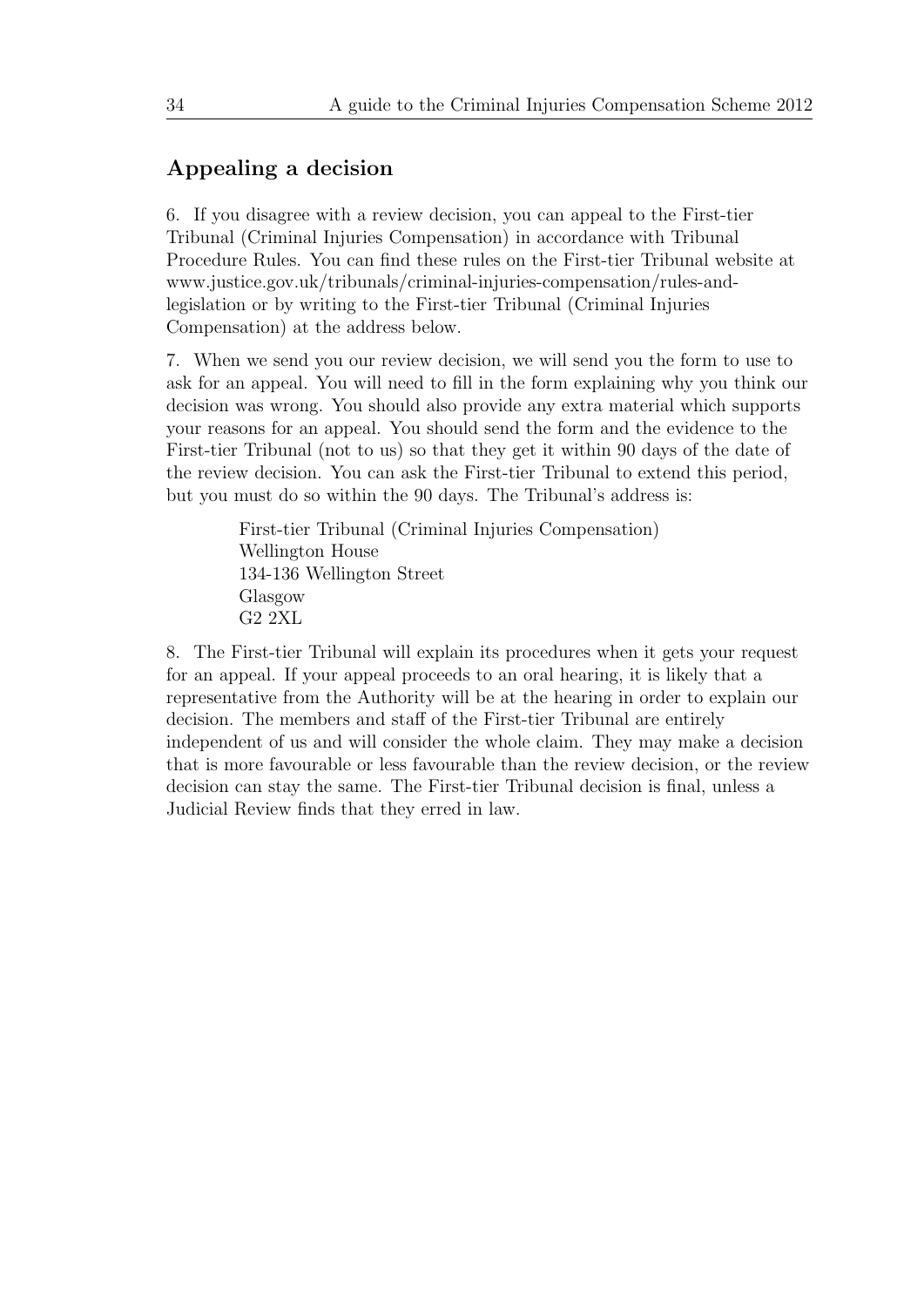## Appealing a decision

6. If you disagree with a review decision, you can appeal to the First-tier Tribunal (Criminal Injuries Compensation) in accordance with Tribunal Procedure Rules. You can find these rules on the First-tier Tribunal website at www.justice.gov.uk/tribunals/criminal-injuries-compensation/rules-and-legislation or by writing to the First-tier Tribunal (Criminal Injuries Compensation) at the address below.

7. When we send you our review decision, we will send you the form to use to ask for an appeal. You will need to fill in the form explaining why you think our decision was wrong. You should also provide any extra material which supports your reasons for an appeal. You should send the form and the evidence to the First-tier Tribunal (not to us) so that they get it within 90 days of the date of the review decision. You can ask the First-tier Tribunal to extend this period, but you must do so within the 90 days. The Tribunal's address is:

First-tier Tribunal (Criminal Injuries Compensation)
Wellington House
134-136 Wellington Street
Glasgow
G2 2XL

8. The First-tier Tribunal will explain its procedures when it gets your request for an appeal. If your appeal proceeds to an oral hearing, it is likely that a representative from the Authority will be at the hearing in order to explain our decision. The members and staff of the First-tier Tribunal are entirely independent of us and will consider the whole claim. They may make a decision that is more favourable or less favourable than the review decision, or the review decision can stay the same. The First-tier Tribunal decision is final, unless a Judicial Review finds that they erred in law.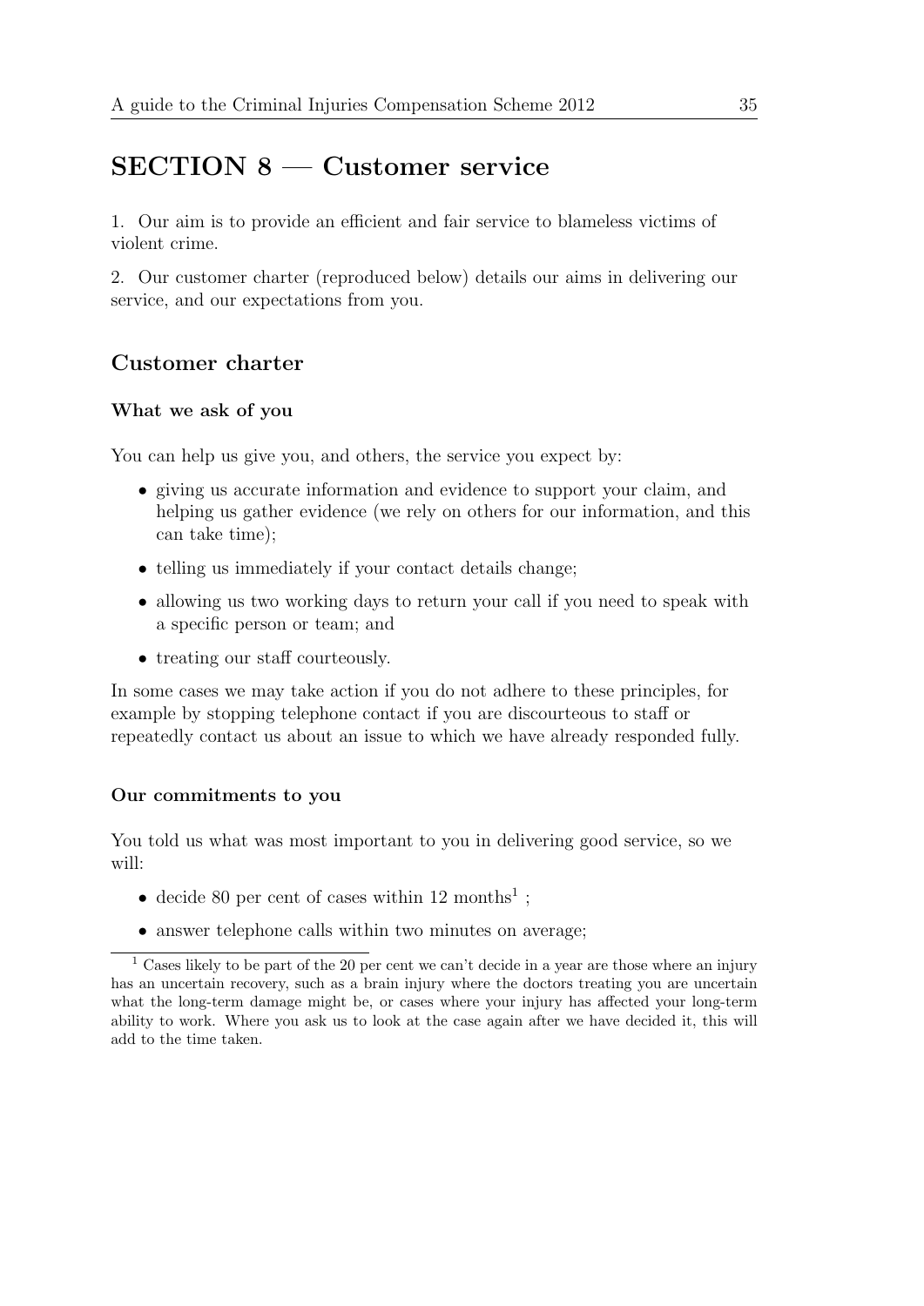# SECTION 8 — Customer service

1. Our aim is to provide an efficient and fair service to blameless victims of violent crime.

2. Our customer charter (reproduced below) details our aims in delivering our service, and our expectations from you.

## Customer charter

### What we ask of you

You can help us give you, and others, the service you expect by:

- giving us accurate information and evidence to support your claim, and helping us gather evidence (we rely on others for our information, and this can take time);
- telling us immediately if your contact details change;
- allowing us two working days to return your call if you need to speak with a specific person or team; and
- treating our staff courteously.

In some cases we may take action if you do not adhere to these principles, for example by stopping telephone contact if you are discourteous to staff or repeatedly contact us about an issue to which we have already responded fully.

### Our commitments to you

You told us what was most important to you in delivering good service, so we will:

- decide 80 per cent of cases within 12 months[1] ;
- answer telephone calls within two minutes on average;

[1] Cases likely to be part of the 20 per cent we can't decide in a year are those where an injury has an uncertain recovery, such as a brain injury where the doctors treating you are uncertain what the long-term damage might be, or cases where your injury has affected your long-term ability to work. Where you ask us to look at the case again after we have decided it, this will add to the time taken.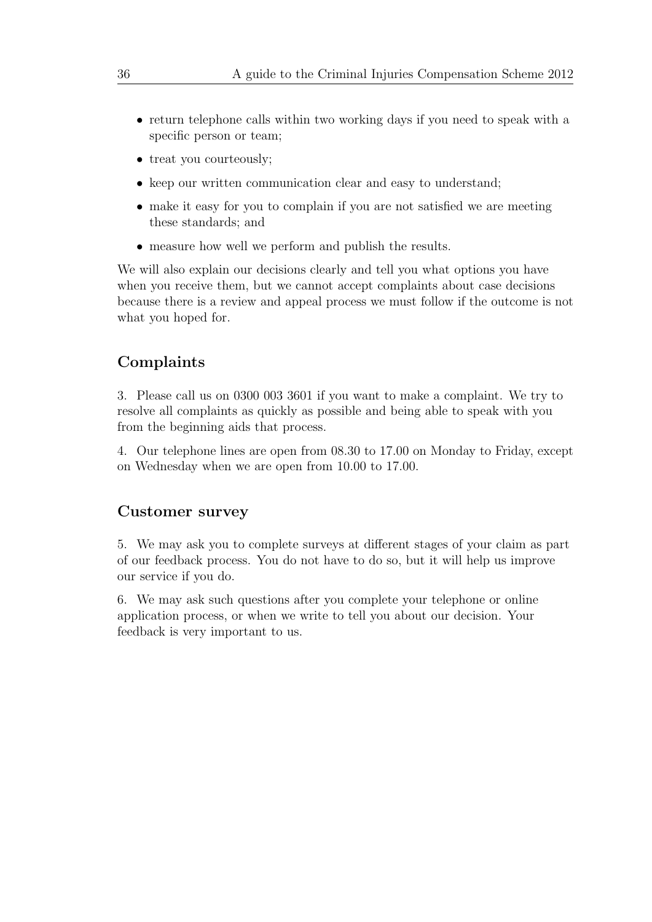- return telephone calls within two working days if you need to speak with a specific person or team;
- treat you courteously;
- keep our written communication clear and easy to understand;
- make it easy for you to complain if you are not satisfied we are meeting these standards; and
- measure how well we perform and publish the results.

We will also explain our decisions clearly and tell you what options you have when you receive them, but we cannot accept complaints about case decisions because there is a review and appeal process we must follow if the outcome is not what you hoped for.

## Complaints

3. Please call us on 0300 003 3601 if you want to make a complaint. We try to resolve all complaints as quickly as possible and being able to speak with you from the beginning aids that process.

4. Our telephone lines are open from 08.30 to 17.00 on Monday to Friday, except on Wednesday when we are open from 10.00 to 17.00.

## Customer survey

5. We may ask you to complete surveys at different stages of your claim as part of our feedback process. You do not have to do so, but it will help us improve our service if you do.

6. We may ask such questions after you complete your telephone or online application process, or when we write to tell you about our decision. Your feedback is very important to us.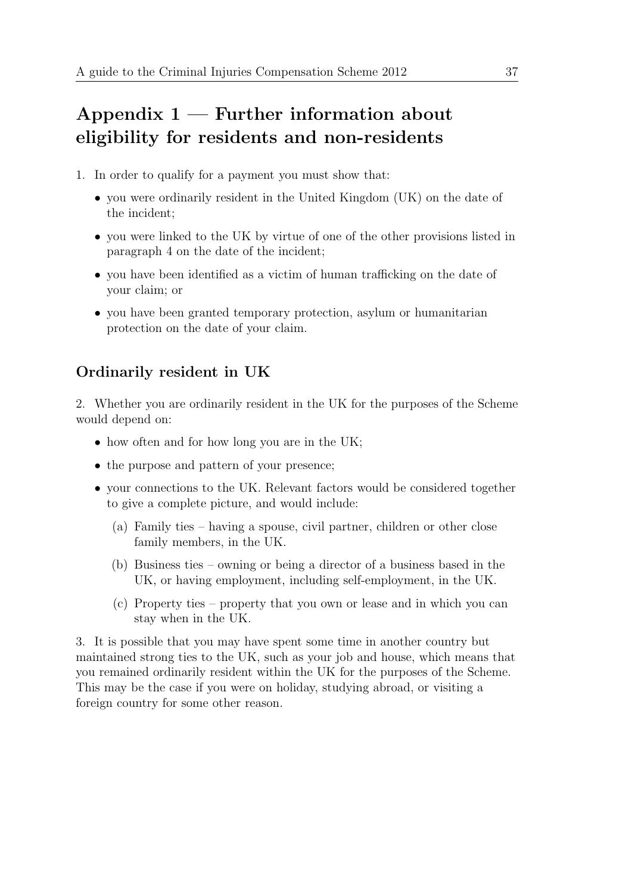# Appendix 1 — Further information about eligibility for residents and non-residents

1. In order to qualify for a payment you must show that:

   - you were ordinarily resident in the United Kingdom (UK) on the date of the incident;
   - you were linked to the UK by virtue of one of the other provisions listed in paragraph 4 on the date of the incident;
   - you have been identified as a victim of human trafficking on the date of your claim; or
   - you have been granted temporary protection, asylum or humanitarian protection on the date of your claim.

## Ordinarily resident in UK

2. Whether you are ordinarily resident in the UK for the purposes of the Scheme would depend on:

   - how often and for how long you are in the UK;
   - the purpose and pattern of your presence;
   - your connections to the UK. Relevant factors would be considered together to give a complete picture, and would include:
     (a) Family ties – having a spouse, civil partner, children or other close family members, in the UK.
     (b) Business ties – owning or being a director of a business based in the UK, or having employment, including self-employment, in the UK.
     (c) Property ties – property that you own or lease and in which you can stay when in the UK.

3. It is possible that you may have spent some time in another country but maintained strong ties to the UK, such as your job and house, which means that you remained ordinarily resident within the UK for the purposes of the Scheme. This may be the case if you were on holiday, studying abroad, or visiting a foreign country for some other reason.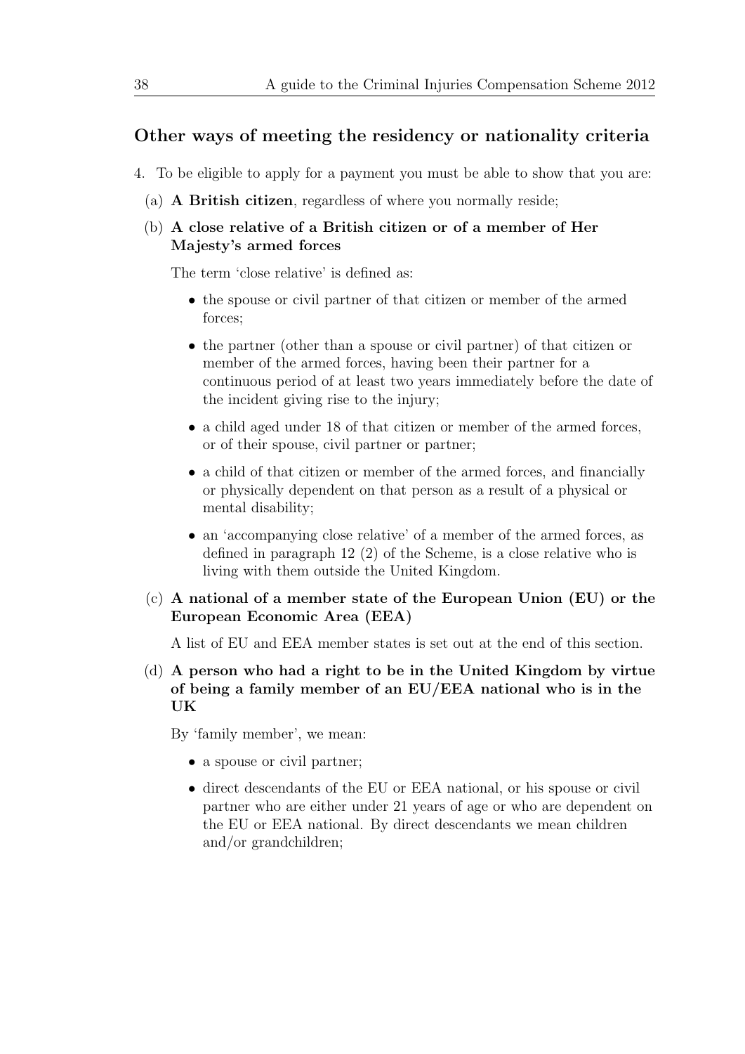## Other ways of meeting the residency or nationality criteria

4. To be eligible to apply for a payment you must be able to show that you are:

   (a) **A British citizen**, regardless of where you normally reside;

   (b) **A close relative of a British citizen or of a member of Her Majesty's armed forces**

   The term 'close relative' is defined as:

   - the spouse or civil partner of that citizen or member of the armed forces;
   - the partner (other than a spouse or civil partner) of that citizen or member of the armed forces, having been their partner for a continuous period of at least two years immediately before the date of the incident giving rise to the injury;
   - a child aged under 18 of that citizen or member of the armed forces, or of their spouse, civil partner or partner;
   - a child of that citizen or member of the armed forces, and financially or physically dependent on that person as a result of a physical or mental disability;
   - an 'accompanying close relative' of a member of the armed forces, as defined in paragraph 12 (2) of the Scheme, is a close relative who is living with them outside the United Kingdom.

   (c) **A national of a member state of the European Union (EU) or the European Economic Area (EEA)**

   A list of EU and EEA member states is set out at the end of this section.

   (d) **A person who had a right to be in the United Kingdom by virtue of being a family member of an EU/EEA national who is in the UK**

   By 'family member', we mean:

   - a spouse or civil partner;
   - direct descendants of the EU or EEA national, or his spouse or civil partner who are either under 21 years of age or who are dependent on the EU or EEA national. By direct descendants we mean children and/or grandchildren;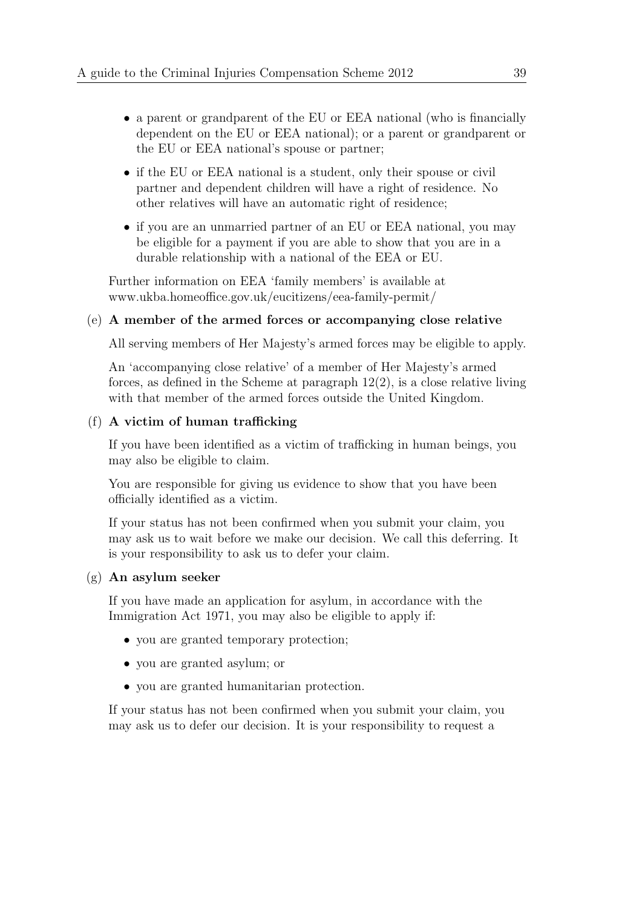- a parent or grandparent of the EU or EEA national (who is financially dependent on the EU or EEA national); or a parent or grandparent or the EU or EEA national's spouse or partner;
- if the EU or EEA national is a student, only their spouse or civil partner and dependent children will have a right of residence. No other relatives will have an automatic right of residence;
- if you are an unmarried partner of an EU or EEA national, you may be eligible for a payment if you are able to show that you are in a durable relationship with a national of the EEA or EU.

Further information on EEA 'family members' is available at www.ukba.homeoffice.gov.uk/eucitizens/eea-family-permit/

(e) **A member of the armed forces or accompanying close relative**

All serving members of Her Majesty's armed forces may be eligible to apply.

An 'accompanying close relative' of a member of Her Majesty's armed forces, as defined in the Scheme at paragraph 12(2), is a close relative living with that member of the armed forces outside the United Kingdom.

(f) **A victim of human trafficking**

If you have been identified as a victim of trafficking in human beings, you may also be eligible to claim.

You are responsible for giving us evidence to show that you have been officially identified as a victim.

If your status has not been confirmed when you submit your claim, you may ask us to wait before we make our decision. We call this deferring. It is your responsibility to ask us to defer your claim.

(g) **An asylum seeker**

If you have made an application for asylum, in accordance with the Immigration Act 1971, you may also be eligible to apply if:

- you are granted temporary protection;
- you are granted asylum; or
- you are granted humanitarian protection.

If your status has not been confirmed when you submit your claim, you may ask us to defer our decision. It is your responsibility to request a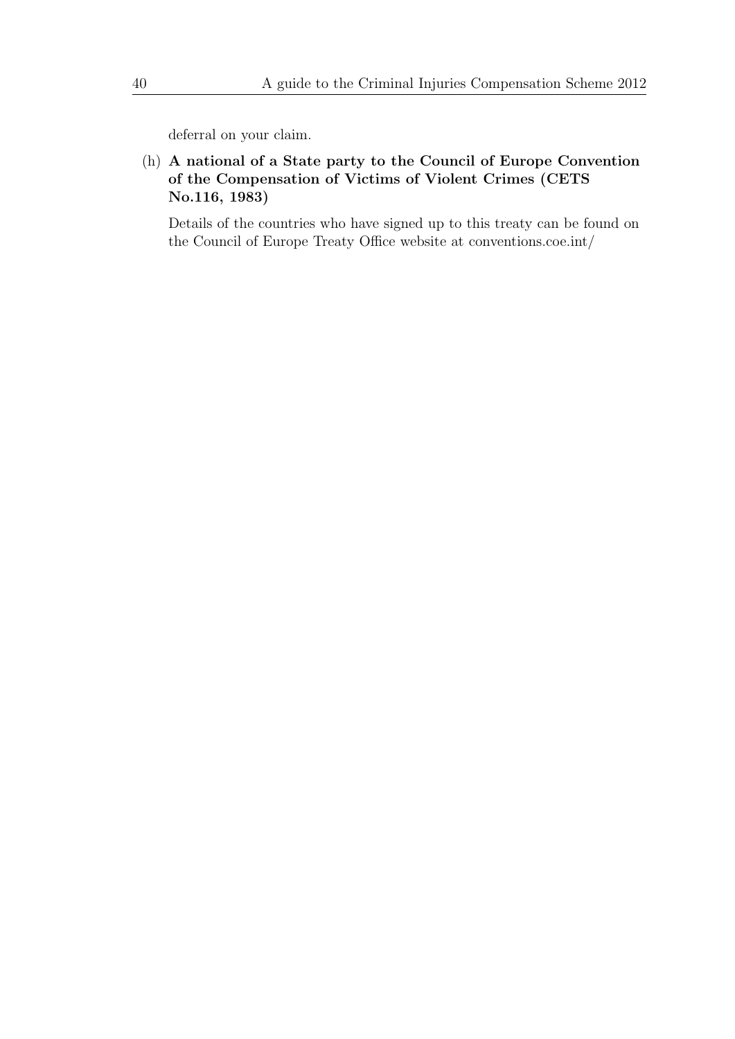deferral on your claim.

(h) **A national of a State party to the Council of Europe Convention of the Compensation of Victims of Violent Crimes (CETS No.116, 1983)**

Details of the countries who have signed up to this treaty can be found on the Council of Europe Treaty Office website at conventions.coe.int/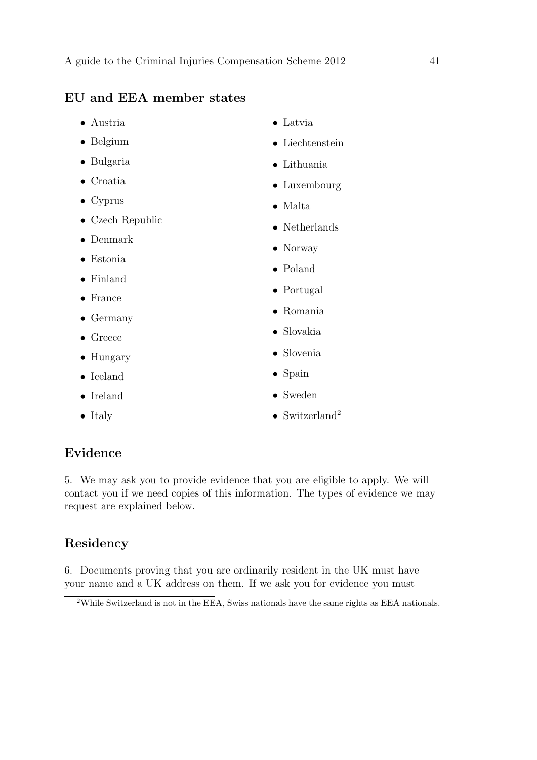## EU and EEA member states

- Austria
- Belgium
- Bulgaria
- Croatia
- Cyprus
- Czech Republic
- Denmark
- Estonia
- Finland
- France
- Germany
- Greece
- Hungary
- Iceland
- Ireland
- Italy
- Latvia
- Liechtenstein
- Lithuania
- Luxembourg
- Malta
- Netherlands
- Norway
- Poland
- Portugal
- Romania
- Slovakia
- Slovenia
- Spain
- Sweden
- Switzerland[2]

## Evidence

5. We may ask you to provide evidence that you are eligible to apply. We will contact you if we need copies of this information. The types of evidence we may request are explained below.

## Residency

6. Documents proving that you are ordinarily resident in the UK must have your name and a UK address on them. If we ask you for evidence you must

[2] While Switzerland is not in the EEA, Swiss nationals have the same rights as EEA nationals.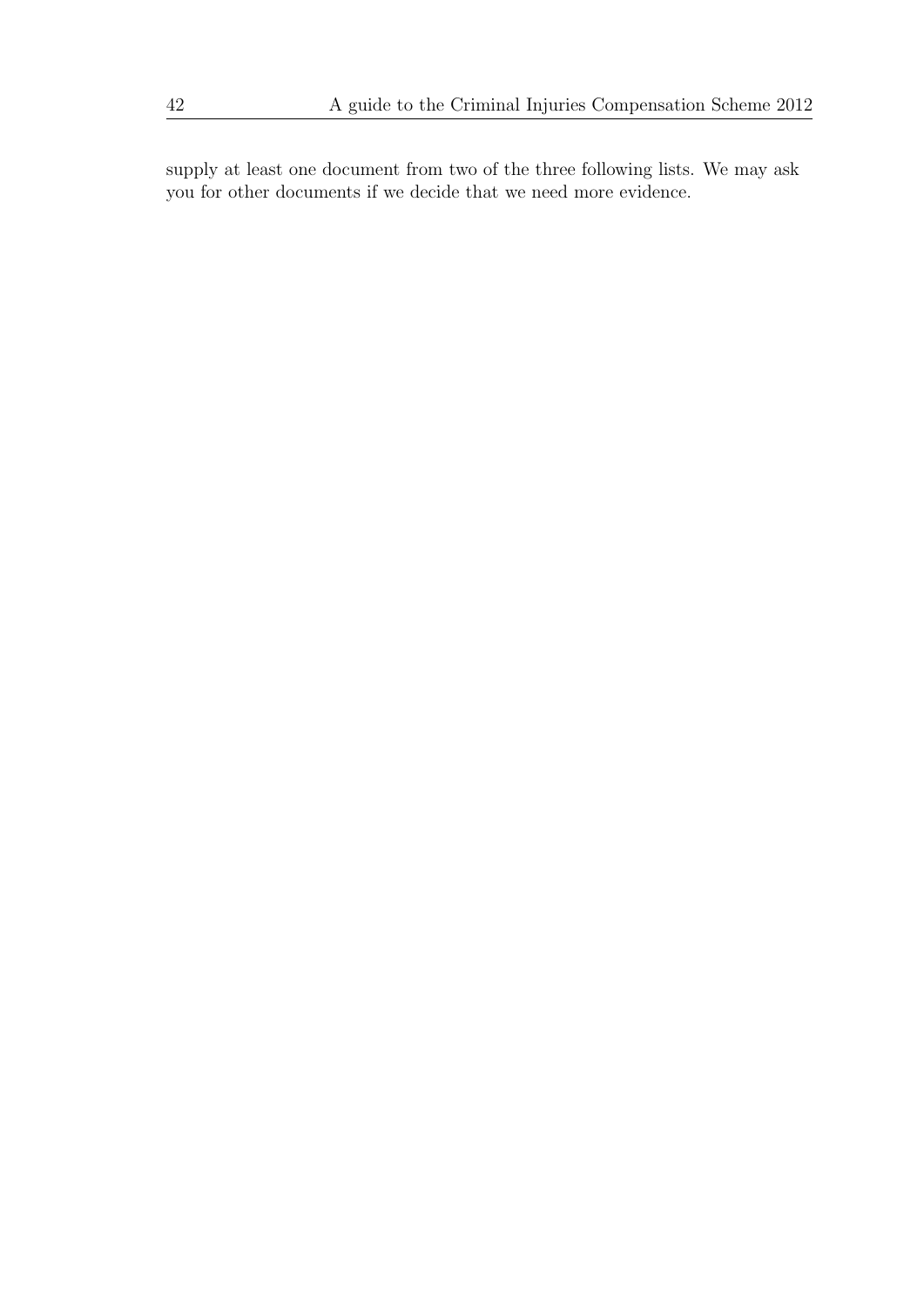supply at least one document from two of the three following lists. We may ask you for other documents if we decide that we need more evidence.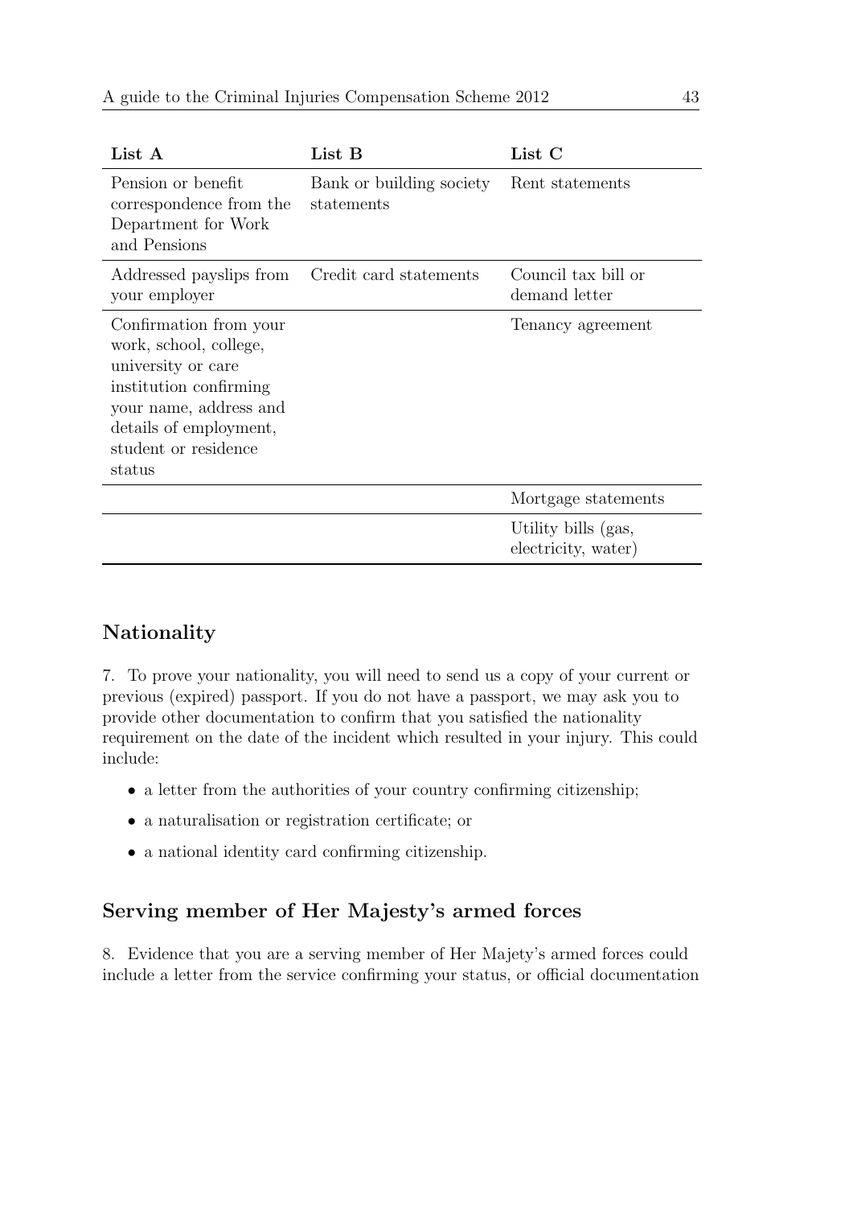| List A | List B | List C |
|---|---|---|
| Pension or benefit correspondence from the Department for Work and Pensions | Bank or building society statements | Rent statements |
| Addressed payslips from your employer | Credit card statements | Council tax bill or demand letter |
| Confirmation from your work, school, college, university or care institution confirming your name, address and details of employment, student or residence status | | Tenancy agreement |
| | | Mortgage statements |
| | | Utility bills (gas, electricity, water) |

## Nationality

7. To prove your nationality, you will need to send us a copy of your current or previous (expired) passport. If you do not have a passport, we may ask you to provide other documentation to confirm that you satisfied the nationality requirement on the date of the incident which resulted in your injury. This could include:

- a letter from the authorities of your country confirming citizenship;
- a naturalisation or registration certificate; or
- a national identity card confirming citizenship.

## Serving member of Her Majesty's armed forces

8. Evidence that you are a serving member of Her Majety's armed forces could include a letter from the service confirming your status, or official documentation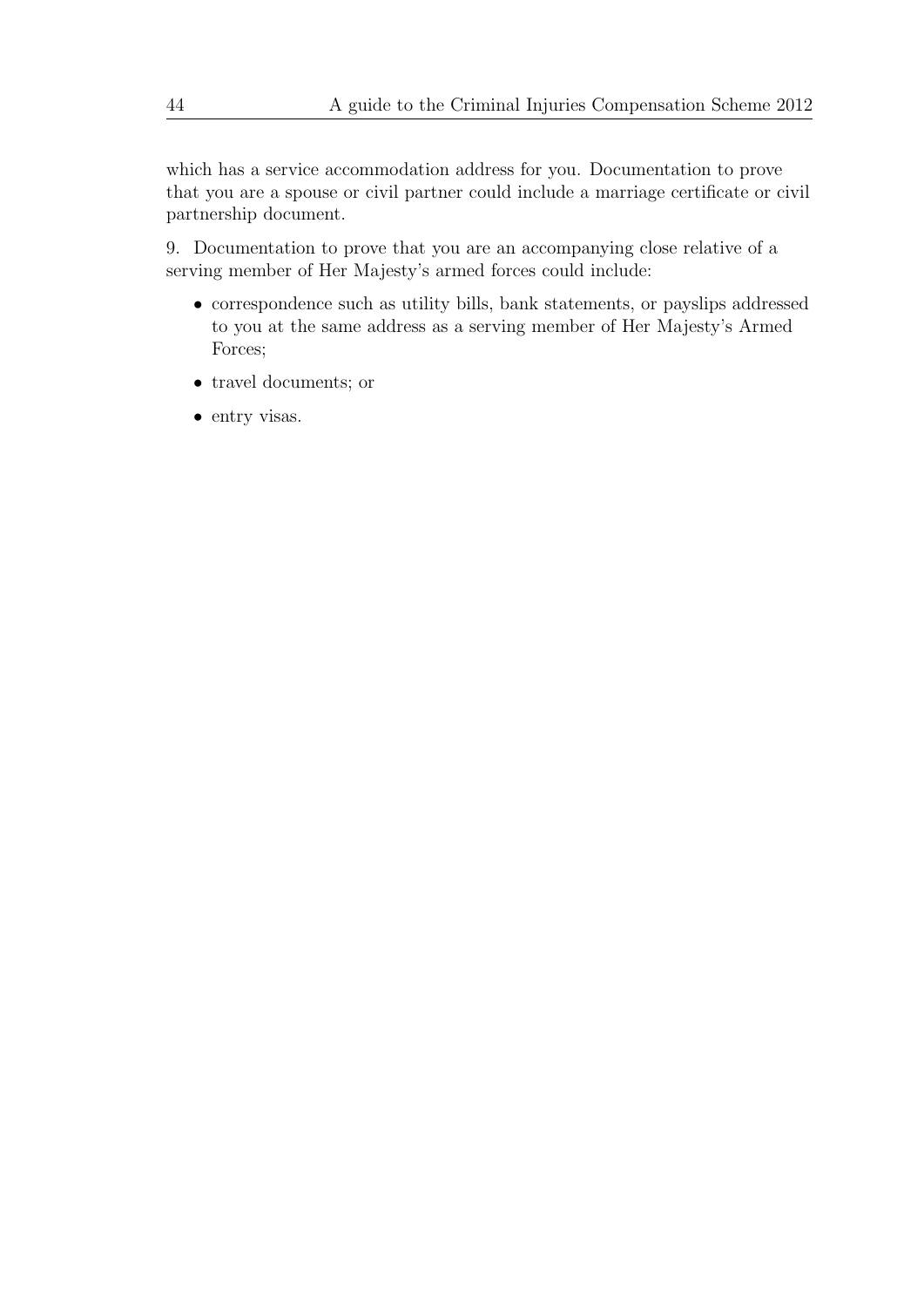which has a service accommodation address for you. Documentation to prove that you are a spouse or civil partner could include a marriage certificate or civil partnership document.

9. Documentation to prove that you are an accompanying close relative of a serving member of Her Majesty's armed forces could include:

- correspondence such as utility bills, bank statements, or payslips addressed to you at the same address as a serving member of Her Majesty's Armed Forces;
- travel documents; or
- entry visas.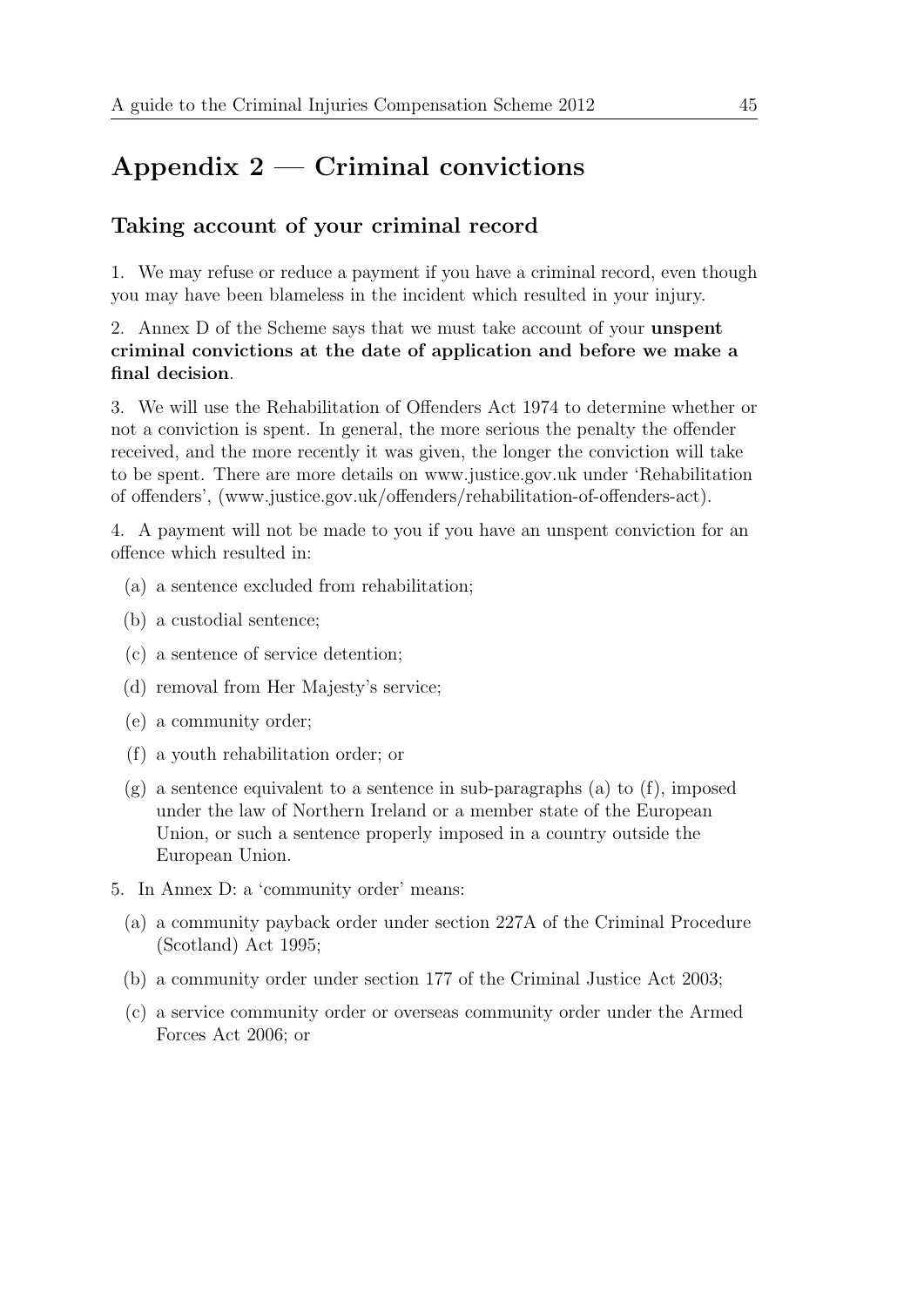# Appendix 2 — Criminal convictions

## Taking account of your criminal record

1. We may refuse or reduce a payment if you have a criminal record, even though you may have been blameless in the incident which resulted in your injury.

2. Annex D of the Scheme says that we must take account of your **unspent criminal convictions at the date of application and before we make a final decision**.

3. We will use the Rehabilitation of Offenders Act 1974 to determine whether or not a conviction is spent. In general, the more serious the penalty the offender received, and the more recently it was given, the longer the conviction will take to be spent. There are more details on www.justice.gov.uk under 'Rehabilitation of offenders', (www.justice.gov.uk/offenders/rehabilitation-of-offenders-act).

4. A payment will not be made to you if you have an unspent conviction for an offence which resulted in:

   (a) a sentence excluded from rehabilitation;

   (b) a custodial sentence;

   (c) a sentence of service detention;

   (d) removal from Her Majesty's service;

   (e) a community order;

   (f) a youth rehabilitation order; or

   (g) a sentence equivalent to a sentence in sub-paragraphs (a) to (f), imposed under the law of Northern Ireland or a member state of the European Union, or such a sentence properly imposed in a country outside the European Union.

5. In Annex D: a 'community order' means:

   (a) a community payback order under section 227A of the Criminal Procedure (Scotland) Act 1995;

   (b) a community order under section 177 of the Criminal Justice Act 2003;

   (c) a service community order or overseas community order under the Armed Forces Act 2006; or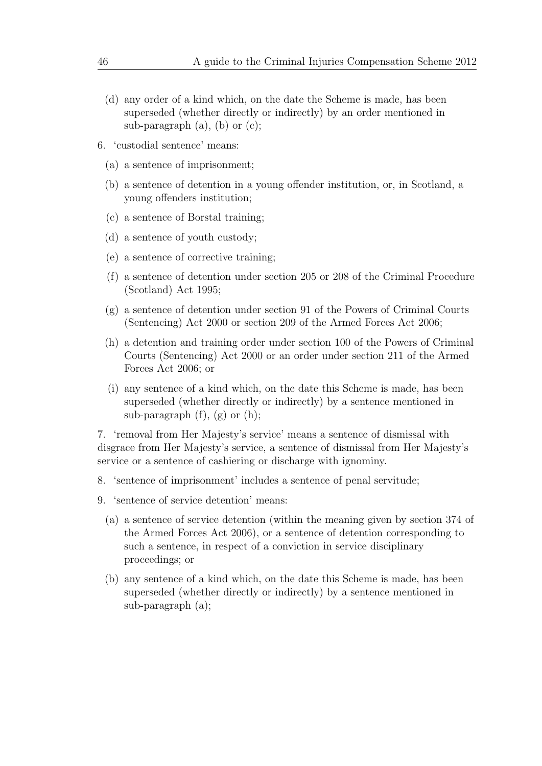(d) any order of a kind which, on the date the Scheme is made, has been superseded (whether directly or indirectly) by an order mentioned in sub-paragraph (a), (b) or (c);

6. 'custodial sentence' means:

   (a) a sentence of imprisonment;

   (b) a sentence of detention in a young offender institution, or, in Scotland, a young offenders institution;

   (c) a sentence of Borstal training;

   (d) a sentence of youth custody;

   (e) a sentence of corrective training;

   (f) a sentence of detention under section 205 or 208 of the Criminal Procedure (Scotland) Act 1995;

   (g) a sentence of detention under section 91 of the Powers of Criminal Courts (Sentencing) Act 2000 or section 209 of the Armed Forces Act 2006;

   (h) a detention and training order under section 100 of the Powers of Criminal Courts (Sentencing) Act 2000 or an order under section 211 of the Armed Forces Act 2006; or

   (i) any sentence of a kind which, on the date this Scheme is made, has been superseded (whether directly or indirectly) by a sentence mentioned in sub-paragraph (f), (g) or (h);

7. 'removal from Her Majesty's service' means a sentence of dismissal with disgrace from Her Majesty's service, a sentence of dismissal from Her Majesty's service or a sentence of cashiering or discharge with ignominy.

8. 'sentence of imprisonment' includes a sentence of penal servitude;

9. 'sentence of service detention' means:

   (a) a sentence of service detention (within the meaning given by section 374 of the Armed Forces Act 2006), or a sentence of detention corresponding to such a sentence, in respect of a conviction in service disciplinary proceedings; or

   (b) any sentence of a kind which, on the date this Scheme is made, has been superseded (whether directly or indirectly) by a sentence mentioned in sub-paragraph (a);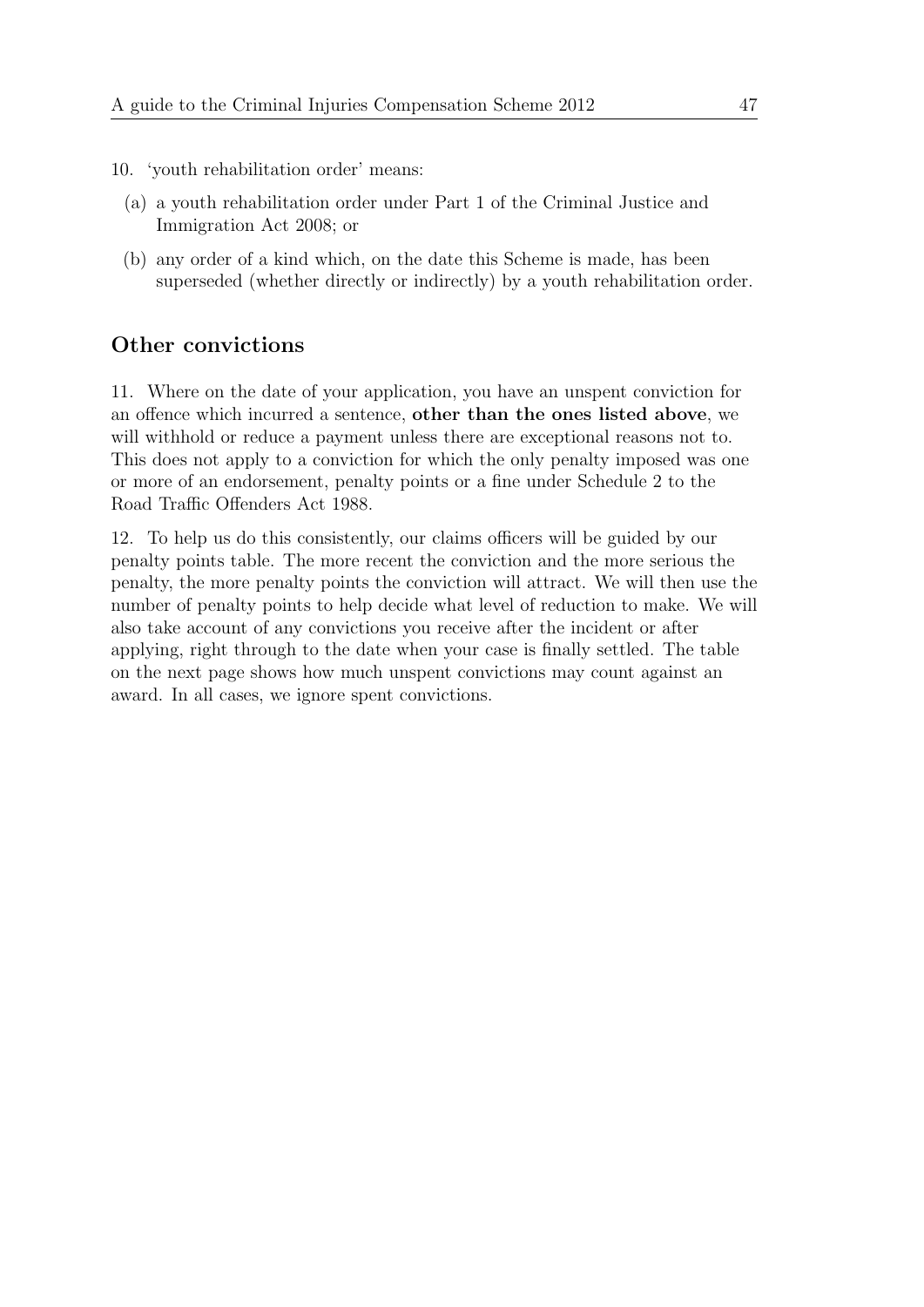10. 'youth rehabilitation order' means:

   (a) a youth rehabilitation order under Part 1 of the Criminal Justice and Immigration Act 2008; or

   (b) any order of a kind which, on the date this Scheme is made, has been superseded (whether directly or indirectly) by a youth rehabilitation order.

## Other convictions

11. Where on the date of your application, you have an unspent conviction for an offence which incurred a sentence, **other than the ones listed above**, we will withhold or reduce a payment unless there are exceptional reasons not to. This does not apply to a conviction for which the only penalty imposed was one or more of an endorsement, penalty points or a fine under Schedule 2 to the Road Traffic Offenders Act 1988.

12. To help us do this consistently, our claims officers will be guided by our penalty points table. The more recent the conviction and the more serious the penalty, the more penalty points the conviction will attract. We will then use the number of penalty points to help decide what level of reduction to make. We will also take account of any convictions you receive after the incident or after applying, right through to the date when your case is finally settled. The table on the next page shows how much unspent convictions may count against an award. In all cases, we ignore spent convictions.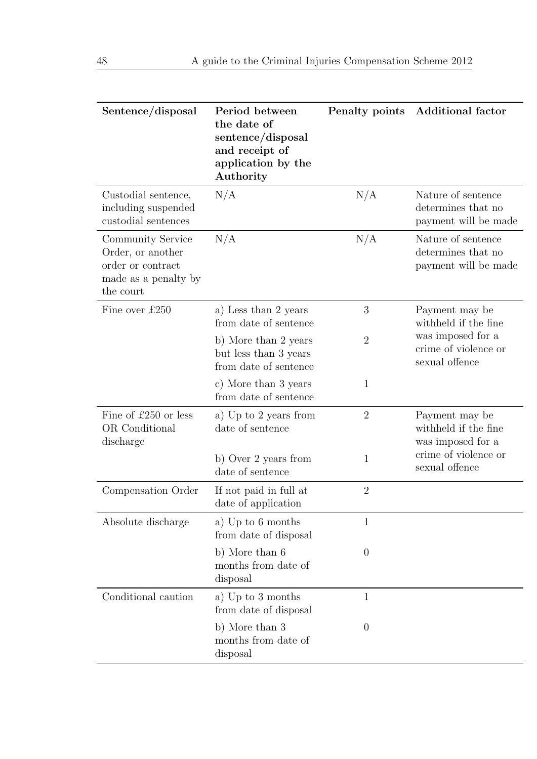| Sentence/disposal | Period between the date of sentence/disposal and receipt of application by the Authority | Penalty points | Additional factor |
|---|---|---|---|
| Custodial sentence, including suspended custodial sentences | N/A | N/A | Nature of sentence determines that no payment will be made |
| Community Service Order, or another order or contract made as a penalty by the court | N/A | N/A | Nature of sentence determines that no payment will be made |
| Fine over £250 | a) Less than 2 years from date of sentence | 3 | Payment may be withheld if the fine was imposed for a crime of violence or sexual offence |
| | b) More than 2 years but less than 3 years from date of sentence | 2 | |
| | c) More than 3 years from date of sentence | 1 | |
| Fine of £250 or less OR Conditional discharge | a) Up to 2 years from date of sentence | 2 | Payment may be withheld if the fine was imposed for a crime of violence or sexual offence |
| | b) Over 2 years from date of sentence | 1 | |
| Compensation Order | If not paid in full at date of application | 2 | |
| Absolute discharge | a) Up to 6 months from date of disposal | 1 | |
| | b) More than 6 months from date of disposal | 0 | |
| Conditional caution | a) Up to 3 months from date of disposal | 1 | |
| | b) More than 3 months from date of disposal | 0 | |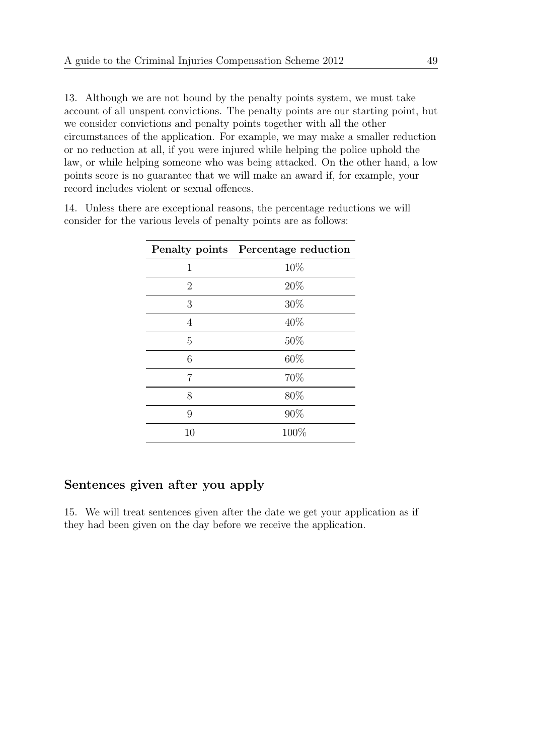13. Although we are not bound by the penalty points system, we must take account of all unspent convictions. The penalty points are our starting point, but we consider convictions and penalty points together with all the other circumstances of the application. For example, we may make a smaller reduction or no reduction at all, if you were injured while helping the police uphold the law, or while helping someone who was being attacked. On the other hand, a low points score is no guarantee that we will make an award if, for example, your record includes violent or sexual offences.

14. Unless there are exceptional reasons, the percentage reductions we will consider for the various levels of penalty points are as follows:

| Penalty points | Percentage reduction |
|---|---|
| 1 | 10% |
| 2 | 20% |
| 3 | 30% |
| 4 | 40% |
| 5 | 50% |
| 6 | 60% |
| 7 | 70% |
| 8 | 80% |
| 9 | 90% |
| 10 | 100% |

## Sentences given after you apply

15. We will treat sentences given after the date we get your application as if they had been given on the day before we receive the application.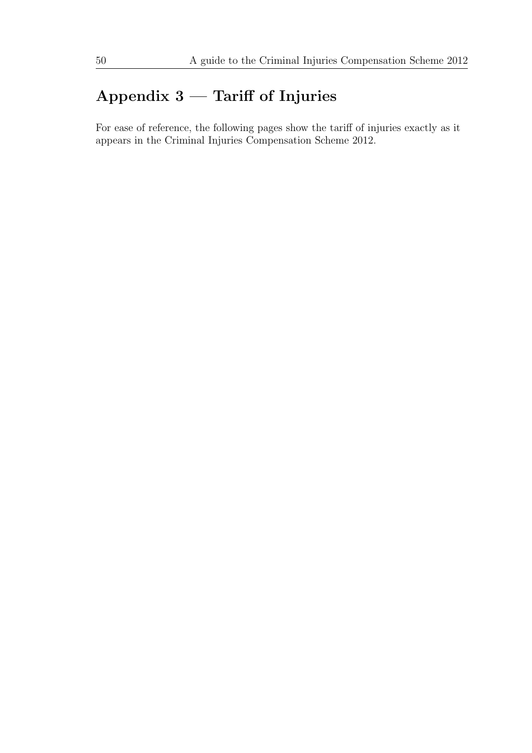## Appendix 3 — Tariff of Injuries

For ease of reference, the following pages show the tariff of injuries exactly as it appears in the Criminal Injuries Compensation Scheme 2012.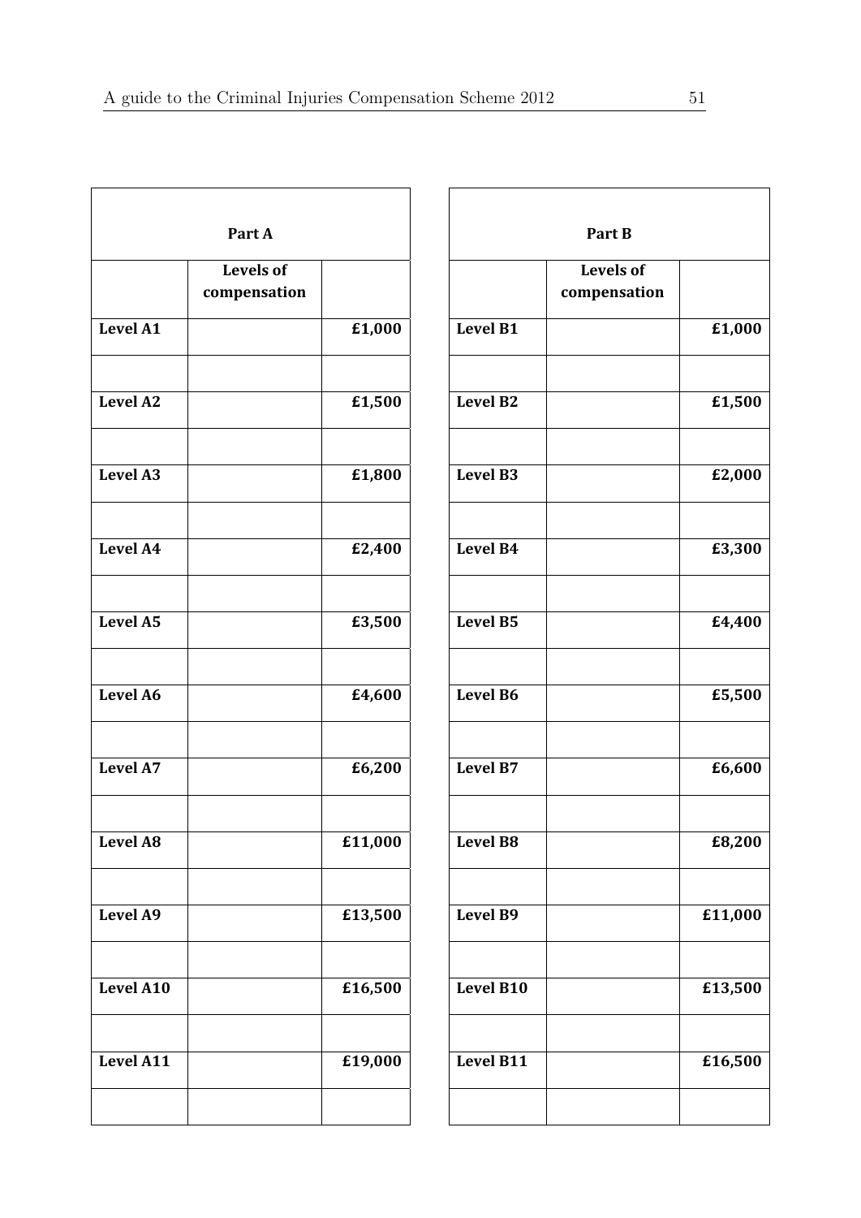| Part A | | |
|---|---|---|
| | Levels of compensation | |
| Level A1 | | £1,000 |
| | | |
| Level A2 | | £1,500 |
| | | |
| Level A3 | | £1,800 |
| | | |
| Level A4 | | £2,400 |
| | | |
| Level A5 | | £3,500 |
| | | |
| Level A6 | | £4,600 |
| | | |
| Level A7 | | £6,200 |
| | | |
| Level A8 | | £11,000 |
| | | |
| Level A9 | | £13,500 |
| | | |
| Level A10 | | £16,500 |
| | | |
| Level A11 | | £19,000 |
| | | |

| Part B | | |
|---|---|---|
| | Levels of compensation | |
| Level B1 | | £1,000 |
| | | |
| Level B2 | | £1,500 |
| | | |
| Level B3 | | £2,000 |
| | | |
| Level B4 | | £3,300 |
| | | |
| Level B5 | | £4,400 |
| | | |
| Level B6 | | £5,500 |
| | | |
| Level B7 | | £6,600 |
| | | |
| Level B8 | | £8,200 |
| | | |
| Level B9 | | £11,000 |
| | | |
| Level B10 | | £13,500 |
| | | |
| Level B11 | | £16,500 |
| | | |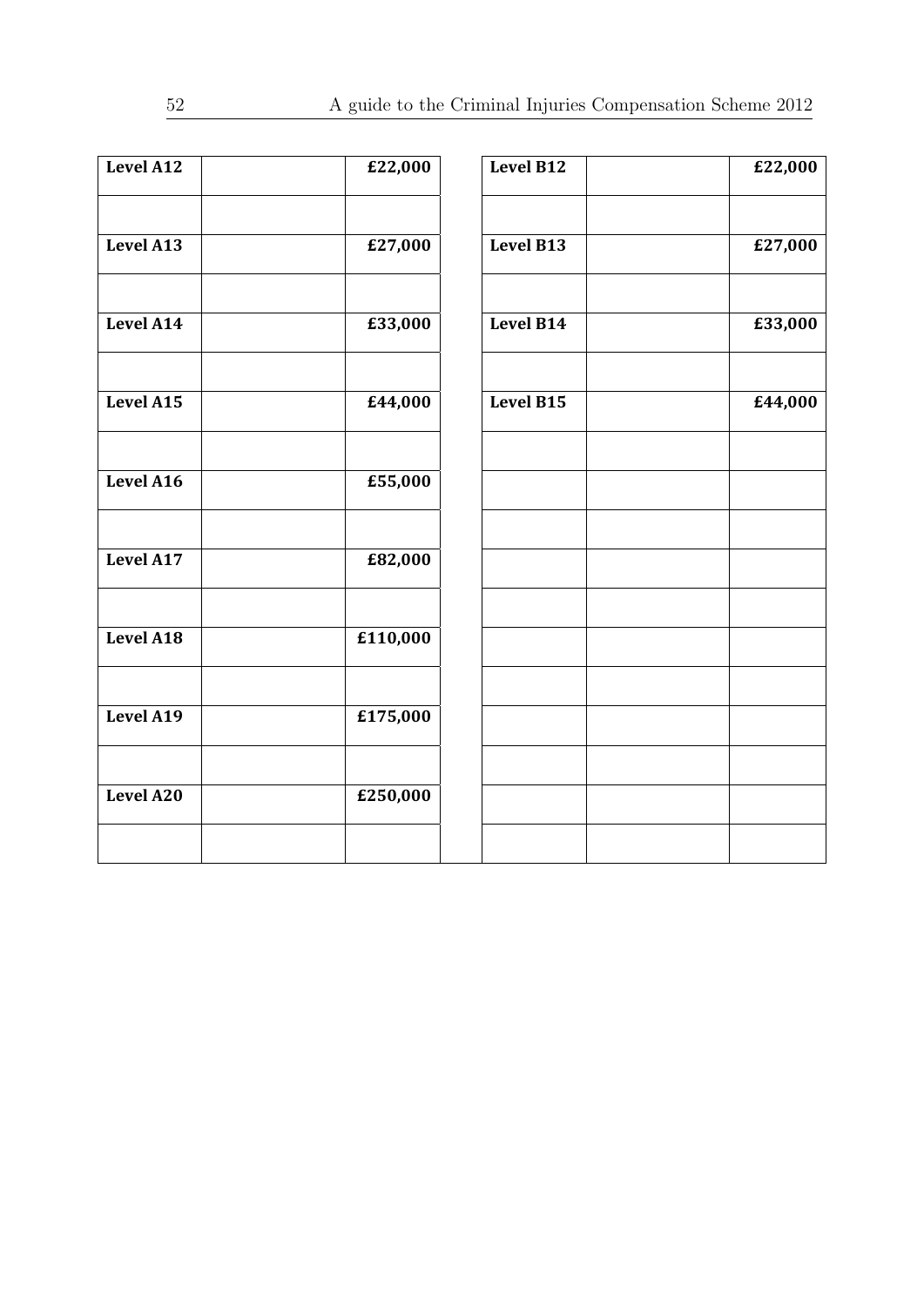| Level A12 | | £22,000 |
|---|---|---|
| | | |
| Level A13 | | £27,000 |
| | | |
| Level A14 | | £33,000 |
| | | |
| Level A15 | | £44,000 |
| | | |
| Level A16 | | £55,000 |
| | | |
| Level A17 | | £82,000 |
| | | |
| Level A18 | | £110,000 |
| | | |
| Level A19 | | £175,000 |
| | | |
| Level A20 | | £250,000 |
| | | |

| Level B12 | | £22,000 |
|---|---|---|
| | | |
| Level B13 | | £27,000 |
| | | |
| Level B14 | | £33,000 |
| | | |
| Level B15 | | £44,000 |
| | | |
| | | |
| | | |
| | | |
| | | |
| | | |
| | | |
| | | |
| | | |
| | | |
| | | |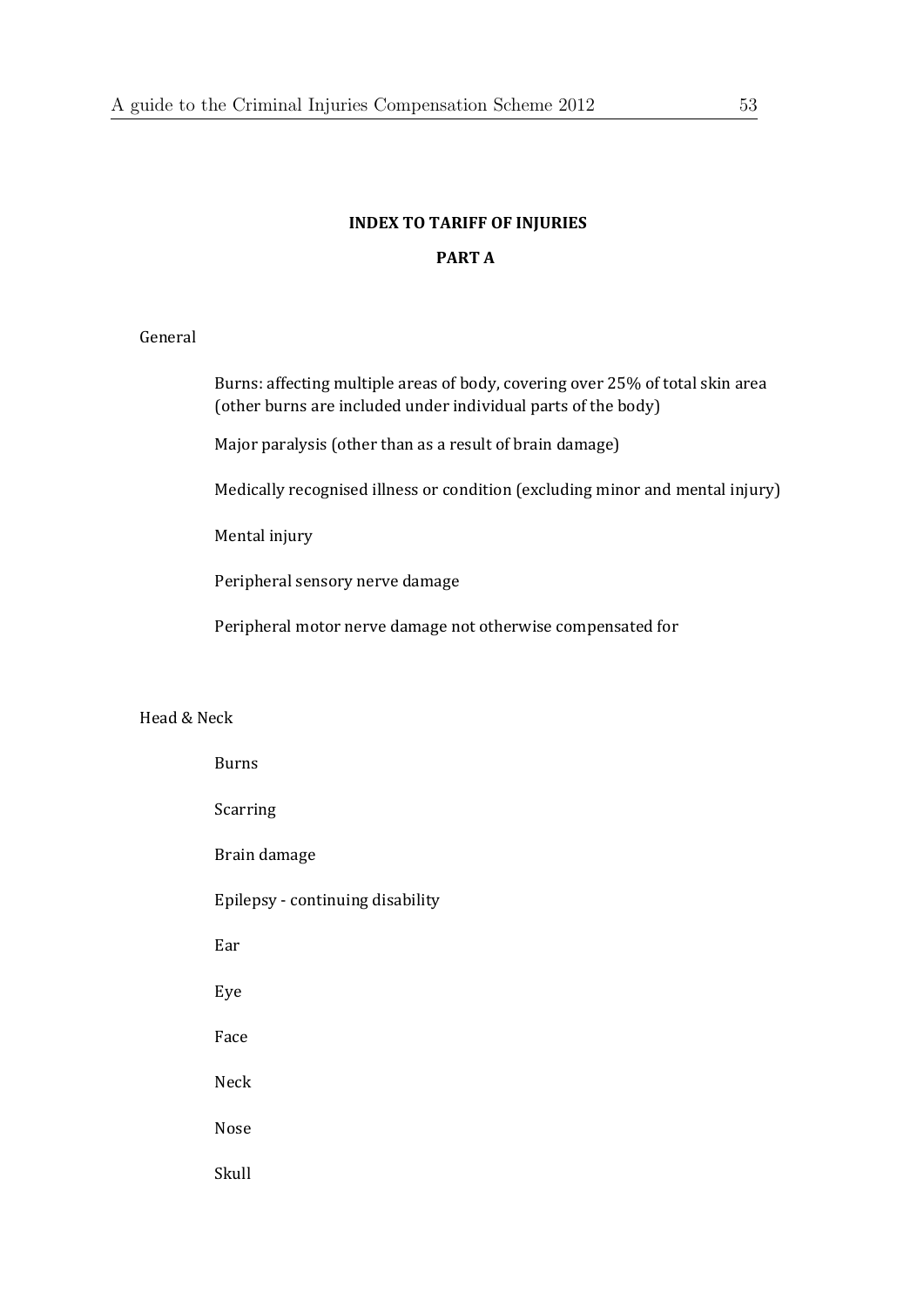## INDEX TO TARIFF OF INJURIES

## PART A

General

- Burns: affecting multiple areas of body, covering over 25% of total skin area (other burns are included under individual parts of the body)
- Major paralysis (other than as a result of brain damage)
- Medically recognised illness or condition (excluding minor and mental injury)
- Mental injury
- Peripheral sensory nerve damage
- Peripheral motor nerve damage not otherwise compensated for

Head & Neck

- Burns
- Scarring
- Brain damage
- Epilepsy - continuing disability
- Ear
- Eye
- Face
- Neck
- Nose
- Skull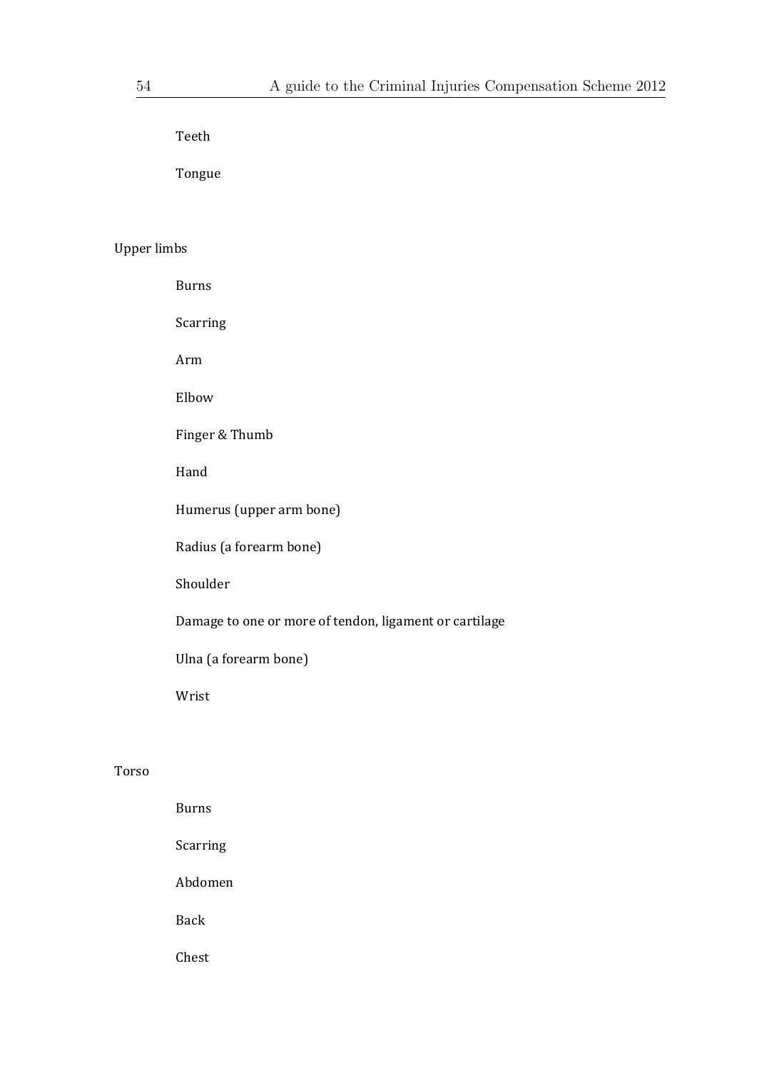Teeth

Tongue

Upper limbs

Burns

Scarring

Arm

Elbow

Finger & Thumb

Hand

Humerus (upper arm bone)

Radius (a forearm bone)

Shoulder

Damage to one or more of tendon, ligament or cartilage

Ulna (a forearm bone)

Wrist

Torso

Burns

Scarring

Abdomen

Back

Chest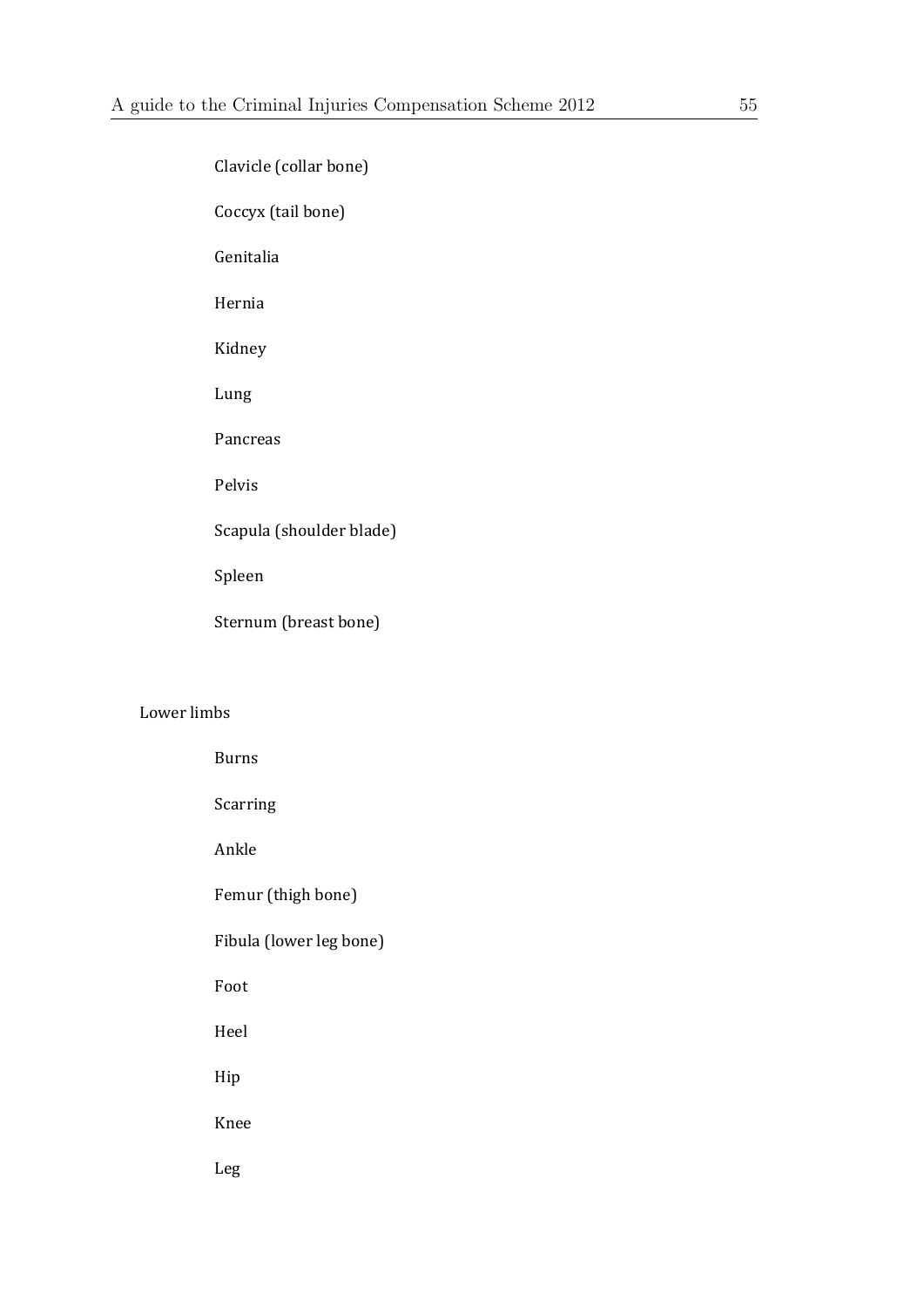Clavicle (collar bone)

Coccyx (tail bone)

Genitalia

Hernia

Kidney

Lung

Pancreas

Pelvis

Scapula (shoulder blade)

Spleen

Sternum (breast bone)

Lower limbs

Burns

Scarring

Ankle

Femur (thigh bone)

Fibula (lower leg bone)

Foot

Heel

Hip

Knee

Leg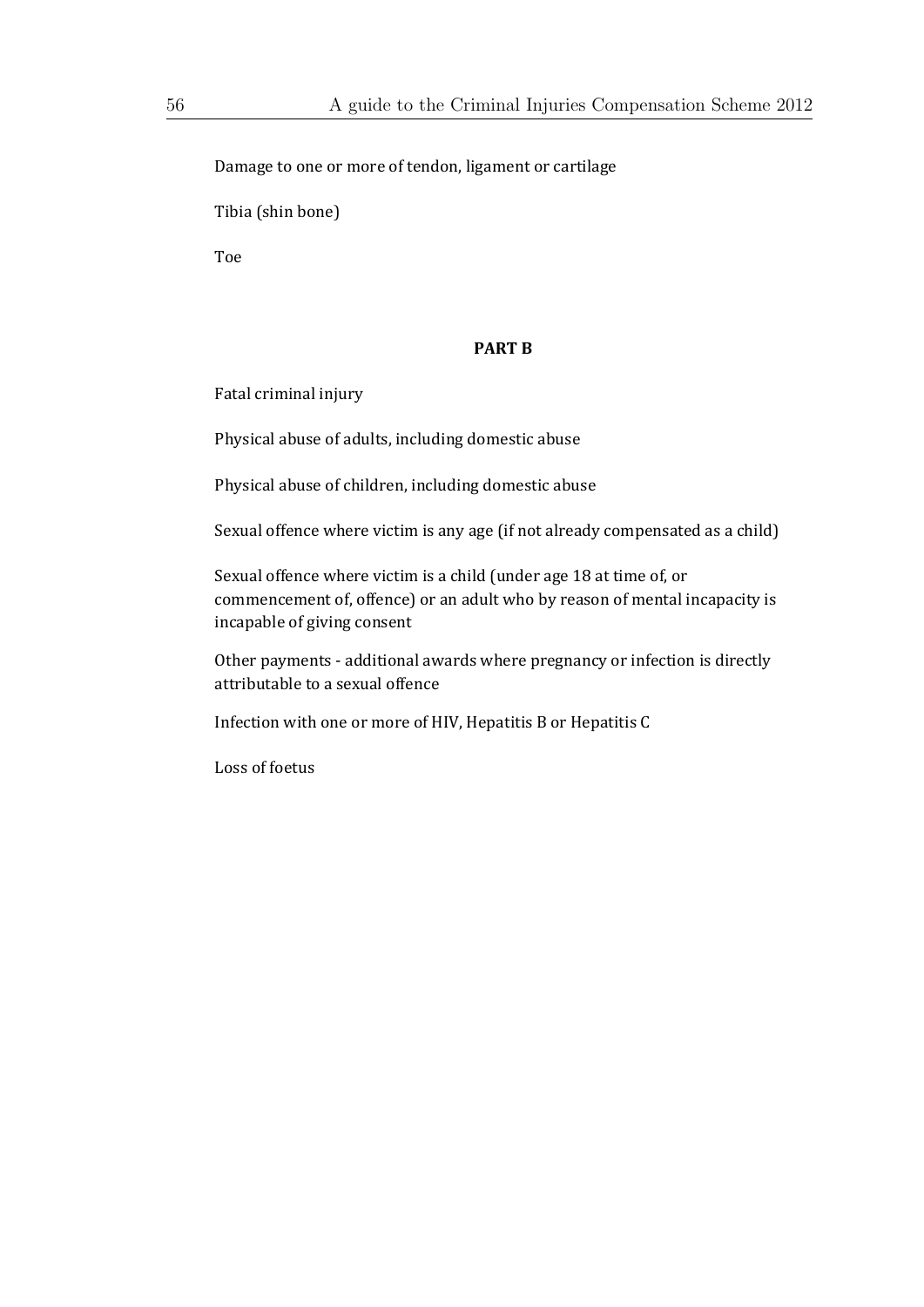Damage to one or more of tendon, ligament or cartilage

Tibia (shin bone)

Toe

**PART B**

Fatal criminal injury

Physical abuse of adults, including domestic abuse

Physical abuse of children, including domestic abuse

Sexual offence where victim is any age (if not already compensated as a child)

Sexual offence where victim is a child (under age 18 at time of, or commencement of, offence) or an adult who by reason of mental incapacity is incapable of giving consent

Other payments - additional awards where pregnancy or infection is directly attributable to a sexual offence

Infection with one or more of HIV, Hepatitis B or Hepatitis C

Loss of foetus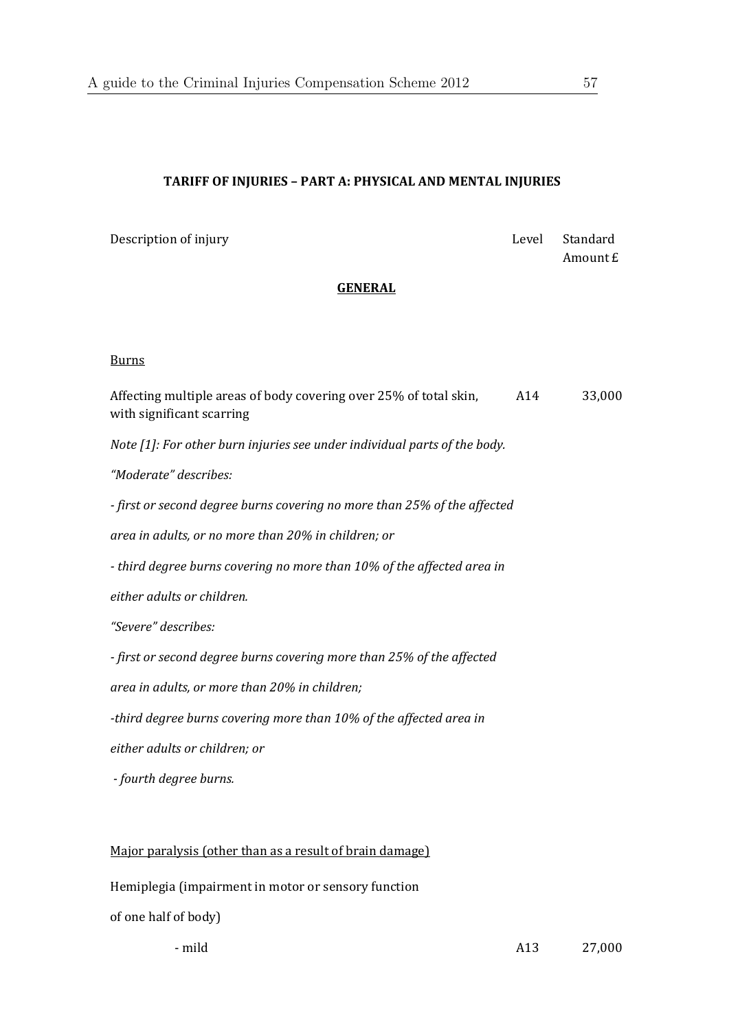## TARIFF OF INJURIES – PART A: PHYSICAL AND MENTAL INJURIES

| Description of injury | Level | Standard Amount £ |
|---|---|---|

### GENERAL

Burns

| Description of injury | Level | Standard Amount £ |
|---|---|---|
| Affecting multiple areas of body covering over 25% of total skin, with significant scarring | A14 | 33,000 |

*Note [1]: For other burn injuries see under individual parts of the body.*

*"Moderate" describes:*

*- first or second degree burns covering no more than 25% of the affected area in adults, or no more than 20% in children; or*

*- third degree burns covering no more than 10% of the affected area in either adults or children.*

*"Severe" describes:*

*- first or second degree burns covering more than 25% of the affected area in adults, or more than 20% in children;*

*-third degree burns covering more than 10% of the affected area in either adults or children; or*

*- fourth degree burns.*

Major paralysis (other than as a result of brain damage)

Hemiplegia (impairment in motor or sensory function of one half of body)

| Description of injury | Level | Standard Amount £ |
|---|---|---|
| - mild | A13 | 27,000 |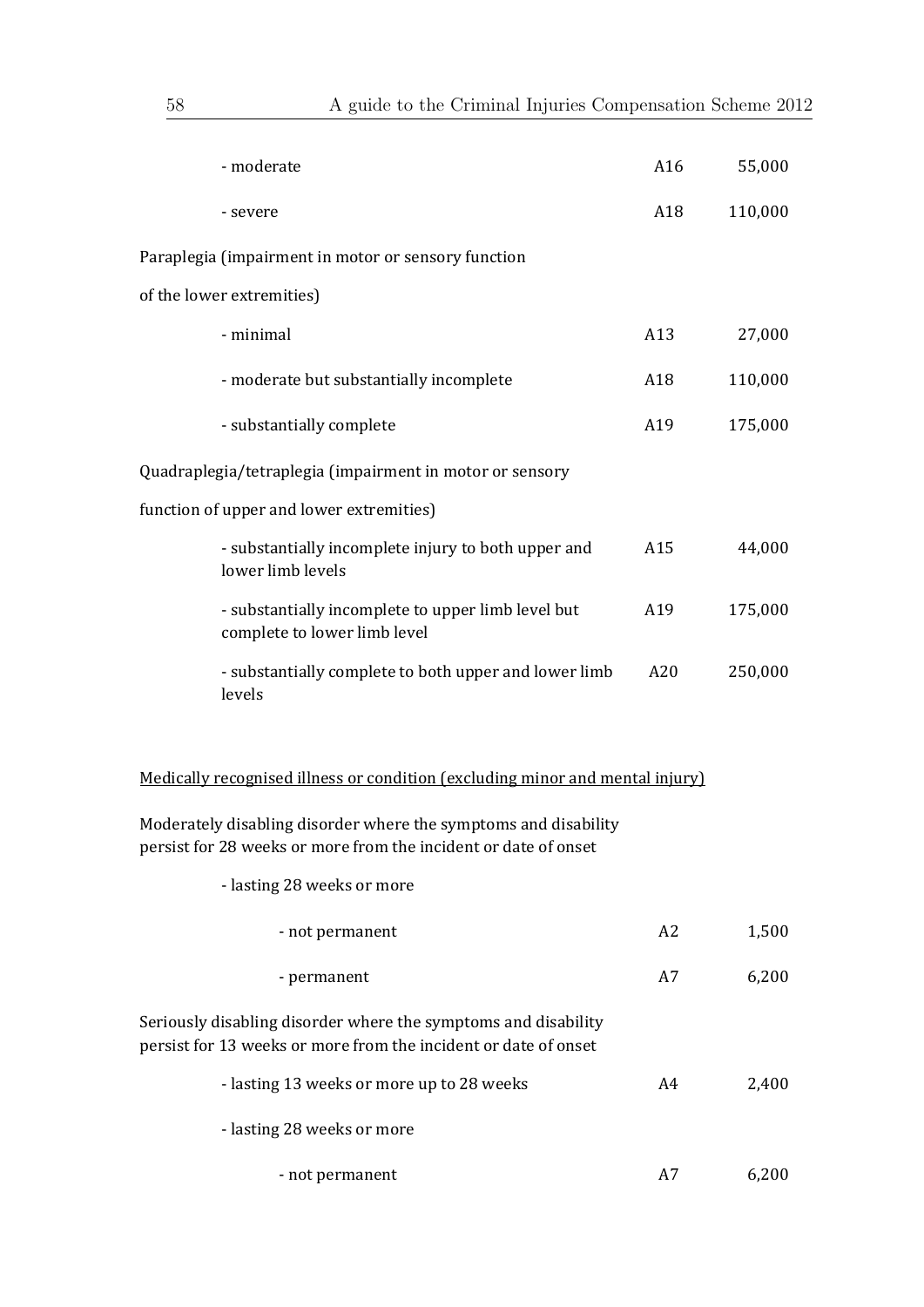| Description | Level | Amount (£) |
|---|---|---|
| - moderate | A16 | 55,000 |
| - severe | A18 | 110,000 |
| Paraplegia (impairment in motor or sensory function of the lower extremities) | | |
| - minimal | A13 | 27,000 |
| - moderate but substantially incomplete | A18 | 110,000 |
| - substantially complete | A19 | 175,000 |
| Quadraplegia/tetraplegia (impairment in motor or sensory function of upper and lower extremities) | | |
| - substantially incomplete injury to both upper and lower limb levels | A15 | 44,000 |
| - substantially incomplete to upper limb level but complete to lower limb level | A19 | 175,000 |
| - substantially complete to both upper and lower limb levels | A20 | 250,000 |

<u>Medically recognised illness or condition (excluding minor and mental injury)</u>

| Description | Level | Amount (£) |
|---|---|---|
| Moderately disabling disorder where the symptoms and disability persist for 28 weeks or more from the incident or date of onset | | |
| - lasting 28 weeks or more | | |
| - not permanent | A2 | 1,500 |
| - permanent | A7 | 6,200 |
| Seriously disabling disorder where the symptoms and disability persist for 13 weeks or more from the incident or date of onset | | |
| - lasting 13 weeks or more up to 28 weeks | A4 | 2,400 |
| - lasting 28 weeks or more | | |
| - not permanent | A7 | 6,200 |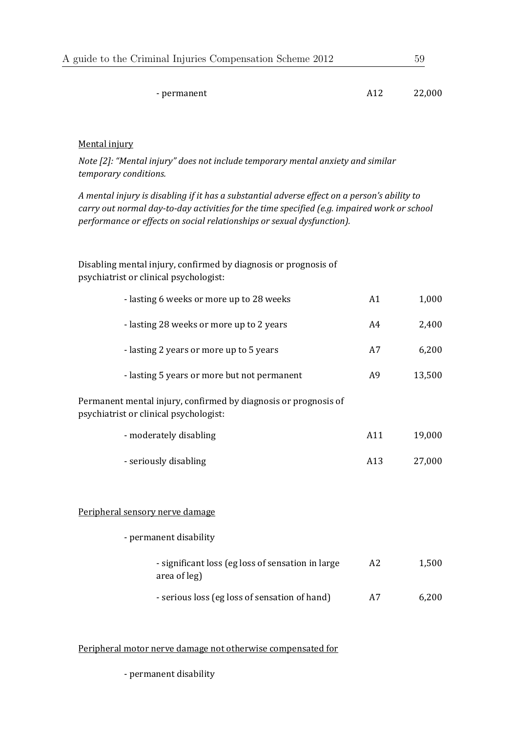| | | |
|---|---|---|
| - permanent | A12 | 22,000 |

<u>Mental injury</u>

*Note [2]: "Mental injury" does not include temporary mental anxiety and similar temporary conditions.*

*A mental injury is disabling if it has a substantial adverse effect on a person's ability to carry out normal day-to-day activities for the time specified (e.g. impaired work or school performance or effects on social relationships or sexual dysfunction).*

| | | |
|---|---|---|
| Disabling mental injury, confirmed by diagnosis or prognosis of psychiatrist or clinical psychologist: | | |
| - lasting 6 weeks or more up to 28 weeks | A1 | 1,000 |
| - lasting 28 weeks or more up to 2 years | A4 | 2,400 |
| - lasting 2 years or more up to 5 years | A7 | 6,200 |
| - lasting 5 years or more but not permanent | A9 | 13,500 |
| Permanent mental injury, confirmed by diagnosis or prognosis of psychiatrist or clinical psychologist: | | |
| - moderately disabling | A11 | 19,000 |
| - seriously disabling | A13 | 27,000 |

<u>Peripheral sensory nerve damage</u>

| | | |
|---|---|---|
| - permanent disability | | |
| - significant loss (eg loss of sensation in large area of leg) | A2 | 1,500 |
| - serious loss (eg loss of sensation of hand) | A7 | 6,200 |

<u>Peripheral motor nerve damage not otherwise compensated for</u>

- permanent disability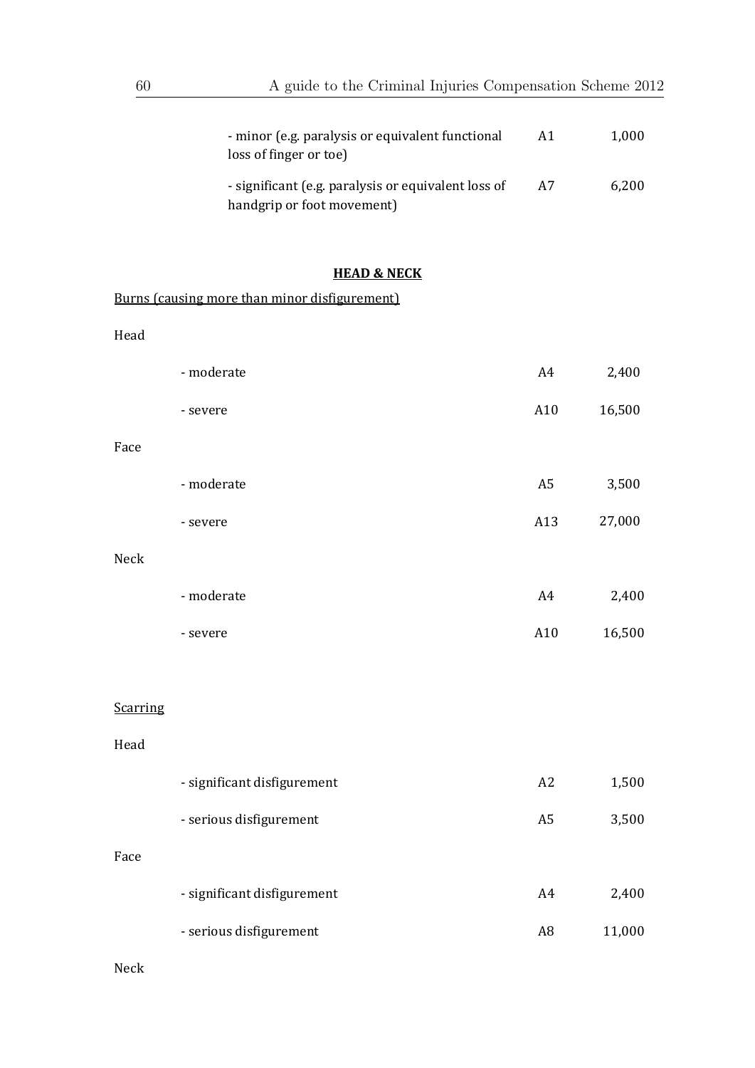| | | |
|---|---|---|
| - minor (e.g. paralysis or equivalent functional loss of finger or toe) | A1 | 1,000 |
| - significant (e.g. paralysis or equivalent loss of handgrip or foot movement) | A7 | 6,200 |

**HEAD & NECK**

Burns (causing more than minor disfigurement)

| | | | |
|---|---|---|---|
| Head | | | |
| | - moderate | A4 | 2,400 |
| | - severe | A10 | 16,500 |
| Face | | | |
| | - moderate | A5 | 3,500 |
| | - severe | A13 | 27,000 |
| Neck | | | |
| | - moderate | A4 | 2,400 |
| | - severe | A10 | 16,500 |

Scarring

| | | | |
|---|---|---|---|
| Head | | | |
| | - significant disfigurement | A2 | 1,500 |
| | - serious disfigurement | A5 | 3,500 |
| Face | | | |
| | - significant disfigurement | A4 | 2,400 |
| | - serious disfigurement | A8 | 11,000 |
| Neck | | | |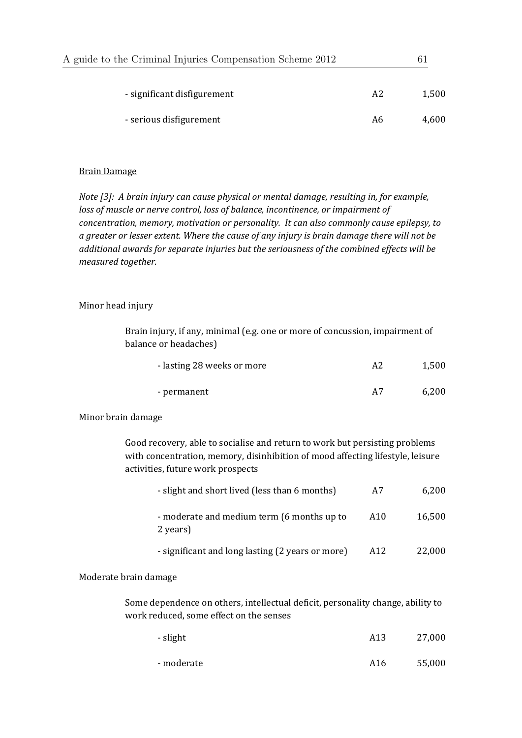| | | |
|---|---|---|
| - significant disfigurement | A2 | 1,500 |
| - serious disfigurement | A6 | 4,600 |

<u>Brain Damage</u>

*Note [3]: A brain injury can cause physical or mental damage, resulting in, for example, loss of muscle or nerve control, loss of balance, incontinence, or impairment of concentration, memory, motivation or personality. It can also commonly cause epilepsy, to a greater or lesser extent. Where the cause of any injury is brain damage there will not be additional awards for separate injuries but the seriousness of the combined effects will be measured together.*

Minor head injury

Brain injury, if any, minimal (e.g. one or more of concussion, impairment of balance or headaches)

| | | |
|---|---|---|
| - lasting 28 weeks or more | A2 | 1,500 |
| - permanent | A7 | 6,200 |

Minor brain damage

Good recovery, able to socialise and return to work but persisting problems with concentration, memory, disinhibition of mood affecting lifestyle, leisure activities, future work prospects

| | | |
|---|---|---|
| - slight and short lived (less than 6 months) | A7 | 6,200 |
| - moderate and medium term (6 months up to 2 years) | A10 | 16,500 |
| - significant and long lasting (2 years or more) | A12 | 22,000 |

Moderate brain damage

Some dependence on others, intellectual deficit, personality change, ability to work reduced, some effect on the senses

| | | |
|---|---|---|
| - slight | A13 | 27,000 |
| - moderate | A16 | 55,000 |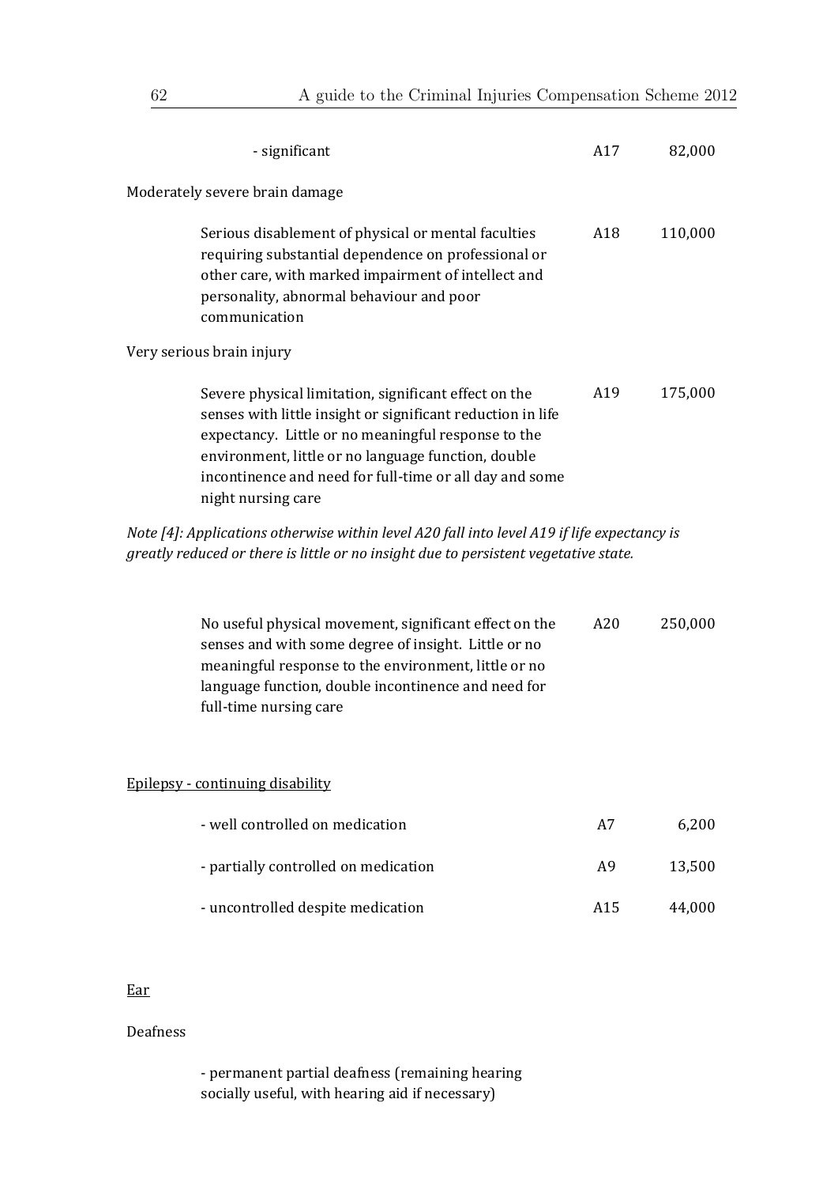| Description | Level | Amount |
|---|---|---|
| - significant | A17 | 82,000 |
| Moderately severe brain damage | | |
| Serious disablement of physical or mental faculties requiring substantial dependence on professional or other care, with marked impairment of intellect and personality, abnormal behaviour and poor communication | A18 | 110,000 |
| Very serious brain injury | | |
| Severe physical limitation, significant effect on the senses with little insight or significant reduction in life expectancy. Little or no meaningful response to the environment, little or no language function, double incontinence and need for full-time or all day and some night nursing care | A19 | 175,000 |

*Note [4]: Applications otherwise within level A20 fall into level A19 if life expectancy is greatly reduced or there is little or no insight due to persistent vegetative state.*

| Description | Level | Amount |
|---|---|---|
| No useful physical movement, significant effect on the senses and with some degree of insight. Little or no meaningful response to the environment, little or no language function, double incontinence and need for full-time nursing care | A20 | 250,000 |

<u>Epilepsy - continuing disability</u>

| Description | Level | Amount |
|---|---|---|
| - well controlled on medication | A7 | 6,200 |
| - partially controlled on medication | A9 | 13,500 |
| - uncontrolled despite medication | A15 | 44,000 |

<u>Ear</u>

Deafness

- permanent partial deafness (remaining hearing socially useful, with hearing aid if necessary)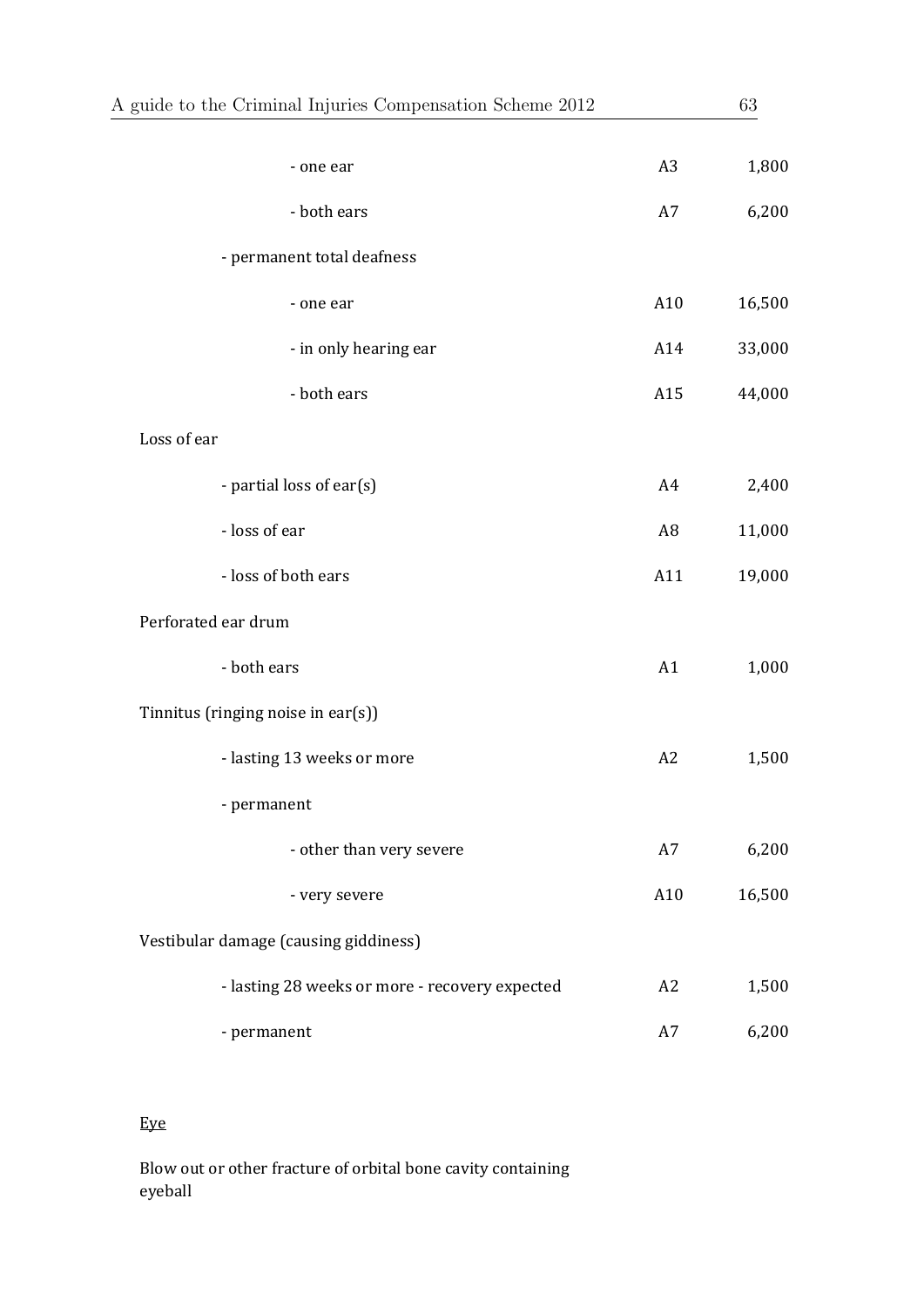| Description | Level | Amount (£) |
|---|---|---|
| - one ear | A3 | 1,800 |
| - both ears | A7 | 6,200 |
| - permanent total deafness | | |
| - one ear | A10 | 16,500 |
| - in only hearing ear | A14 | 33,000 |
| - both ears | A15 | 44,000 |
| Loss of ear | | |
| - partial loss of ear(s) | A4 | 2,400 |
| - loss of ear | A8 | 11,000 |
| - loss of both ears | A11 | 19,000 |
| Perforated ear drum | | |
| - both ears | A1 | 1,000 |
| Tinnitus (ringing noise in ear(s)) | | |
| - lasting 13 weeks or more | A2 | 1,500 |
| - permanent | | |
| - other than very severe | A7 | 6,200 |
| - very severe | A10 | 16,500 |
| Vestibular damage (causing giddiness) | | |
| - lasting 28 weeks or more - recovery expected | A2 | 1,500 |
| - permanent | A7 | 6,200 |

<u>Eye</u>

Blow out or other fracture of orbital bone cavity containing eyeball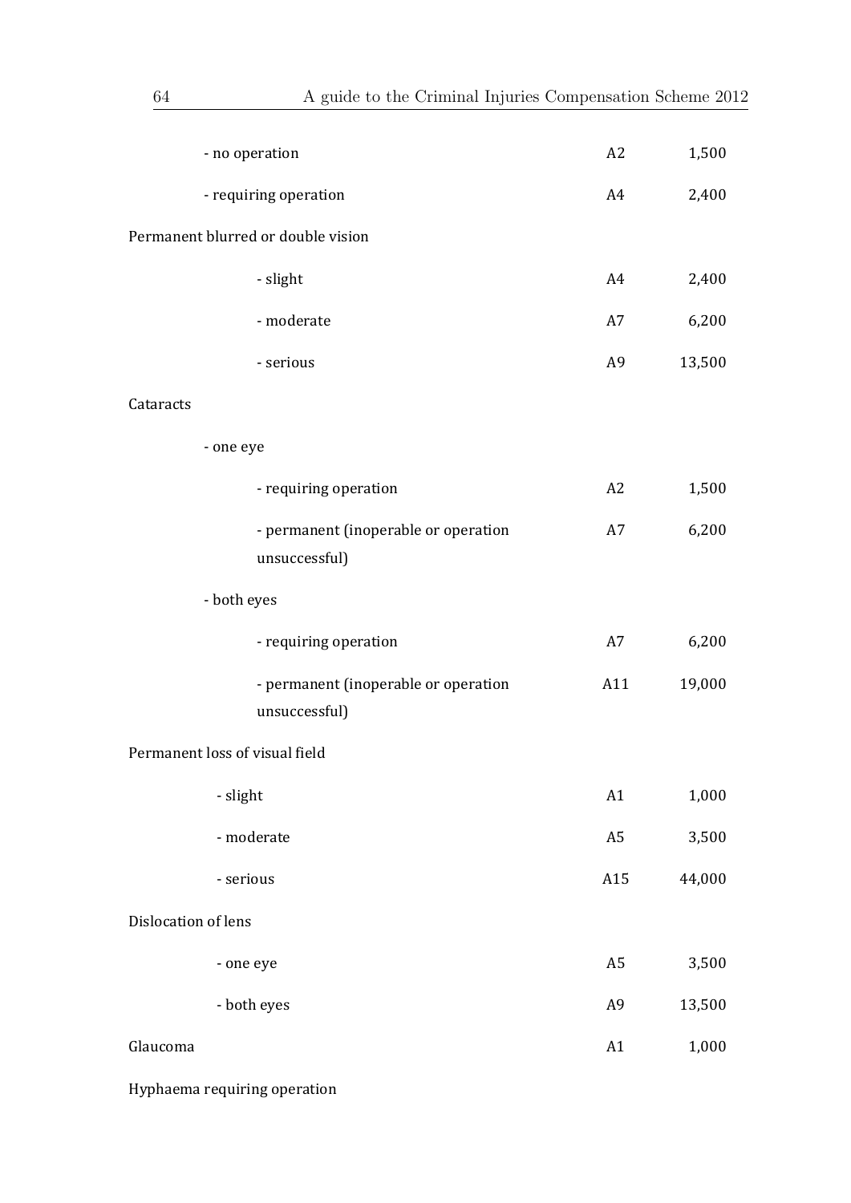| Description | Level | Amount |
|---|---|---|
| - no operation | A2 | 1,500 |
| - requiring operation | A4 | 2,400 |
| Permanent blurred or double vision | | |
| - slight | A4 | 2,400 |
| - moderate | A7 | 6,200 |
| - serious | A9 | 13,500 |
| Cataracts | | |
| - one eye | | |
| - requiring operation | A2 | 1,500 |
| - permanent (inoperable or operation unsuccessful) | A7 | 6,200 |
| - both eyes | | |
| - requiring operation | A7 | 6,200 |
| - permanent (inoperable or operation unsuccessful) | A11 | 19,000 |
| Permanent loss of visual field | | |
| - slight | A1 | 1,000 |
| - moderate | A5 | 3,500 |
| - serious | A15 | 44,000 |
| Dislocation of lens | | |
| - one eye | A5 | 3,500 |
| - both eyes | A9 | 13,500 |
| Glaucoma | A1 | 1,000 |
| Hyphaema requiring operation | | |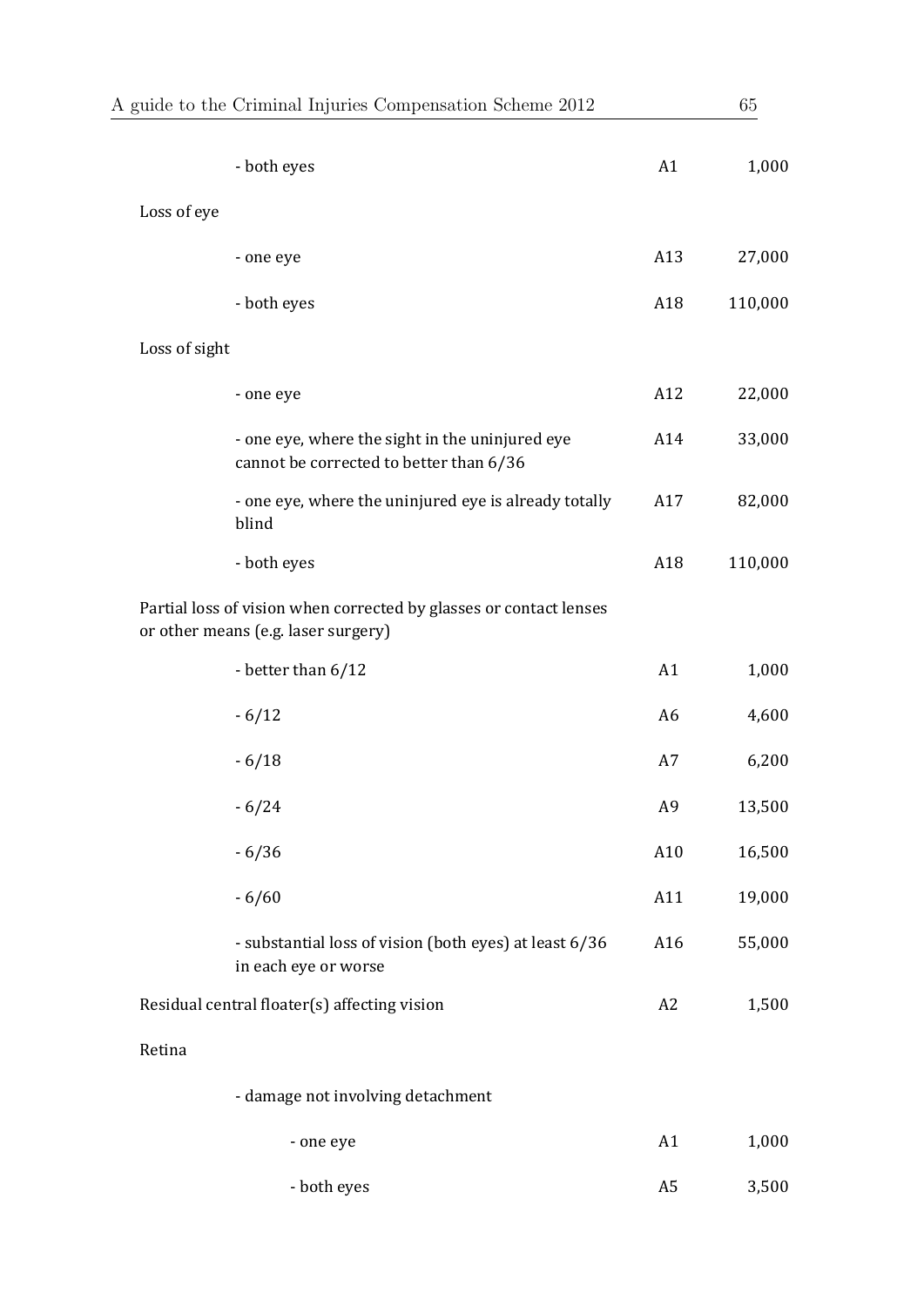| Description | Level | Amount (£) |
|---|---|---|
| - both eyes | A1 | 1,000 |
| Loss of eye | | |
| - one eye | A13 | 27,000 |
| - both eyes | A18 | 110,000 |
| Loss of sight | | |
| - one eye | A12 | 22,000 |
| - one eye, where the sight in the uninjured eye cannot be corrected to better than 6/36 | A14 | 33,000 |
| - one eye, where the uninjured eye is already totally blind | A17 | 82,000 |
| - both eyes | A18 | 110,000 |
| Partial loss of vision when corrected by glasses or contact lenses or other means (e.g. laser surgery) | | |
| - better than 6/12 | A1 | 1,000 |
| - 6/12 | A6 | 4,600 |
| - 6/18 | A7 | 6,200 |
| - 6/24 | A9 | 13,500 |
| - 6/36 | A10 | 16,500 |
| - 6/60 | A11 | 19,000 |
| - substantial loss of vision (both eyes) at least 6/36 in each eye or worse | A16 | 55,000 |
| Residual central floater(s) affecting vision | A2 | 1,500 |
| Retina | | |
| - damage not involving detachment | | |
| - one eye | A1 | 1,000 |
| - both eyes | A5 | 3,500 |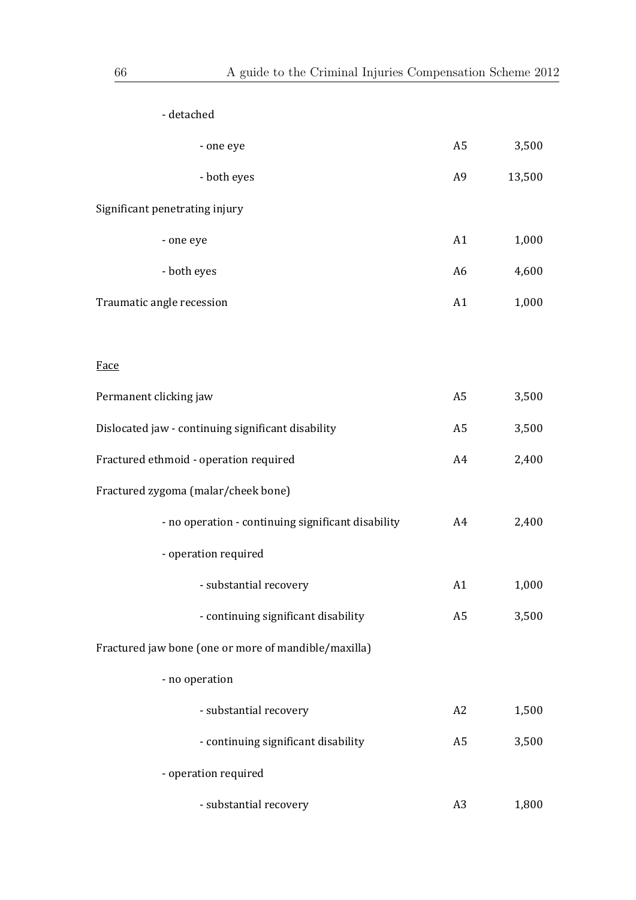| Injury | Level | Amount |
|---|---|---|
| - detached | | |
| - one eye | A5 | 3,500 |
| - both eyes | A9 | 13,500 |
| Significant penetrating injury | | |
| - one eye | A1 | 1,000 |
| - both eyes | A6 | 4,600 |
| Traumatic angle recession | A1 | 1,000 |

<u>Face</u>

| Injury | Level | Amount |
|---|---|---|
| Permanent clicking jaw | A5 | 3,500 |
| Dislocated jaw - continuing significant disability | A5 | 3,500 |
| Fractured ethmoid - operation required | A4 | 2,400 |
| Fractured zygoma (malar/cheek bone) | | |
| - no operation - continuing significant disability | A4 | 2,400 |
| - operation required | | |
| - substantial recovery | A1 | 1,000 |
| - continuing significant disability | A5 | 3,500 |
| Fractured jaw bone (one or more of mandible/maxilla) | | |
| - no operation | | |
| - substantial recovery | A2 | 1,500 |
| - continuing significant disability | A5 | 3,500 |
| - operation required | | |
| - substantial recovery | A3 | 1,800 |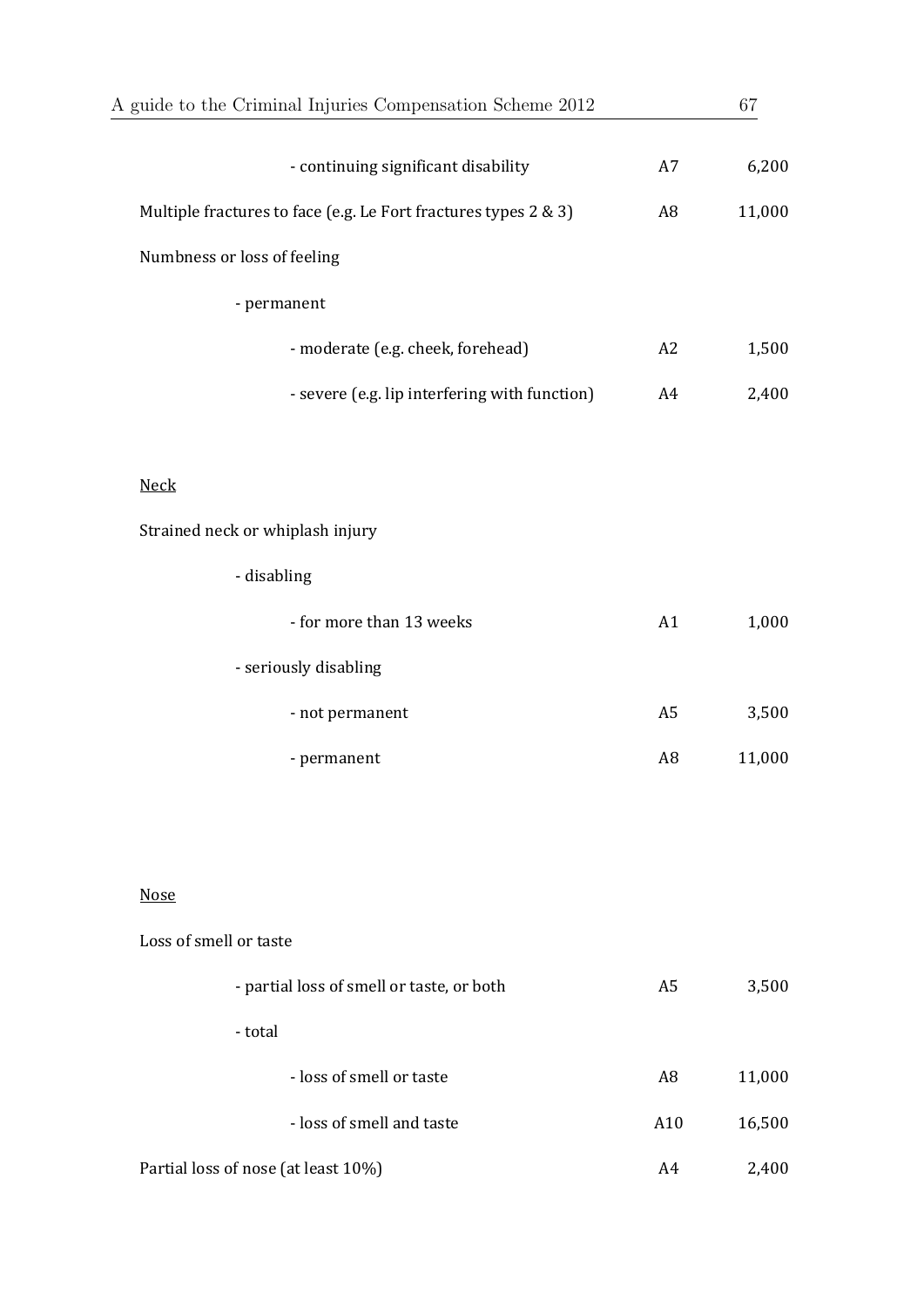| | | |
|---|---|---|
| - continuing significant disability | A7 | 6,200 |
| Multiple fractures to face (e.g. Le Fort fractures types 2 & 3) | A8 | 11,000 |
| Numbness or loss of feeling | | |
| - permanent | | |
| - moderate (e.g. cheek, forehead) | A2 | 1,500 |
| - severe (e.g. lip interfering with function) | A4 | 2,400 |

<u>Neck</u>

| | | |
|---|---|---|
| Strained neck or whiplash injury | | |
| - disabling | | |
| - for more than 13 weeks | A1 | 1,000 |
| - seriously disabling | | |
| - not permanent | A5 | 3,500 |
| - permanent | A8 | 11,000 |

<u>Nose</u>

| | | |
|---|---|---|
| Loss of smell or taste | | |
| - partial loss of smell or taste, or both | A5 | 3,500 |
| - total | | |
| - loss of smell or taste | A8 | 11,000 |
| - loss of smell and taste | A10 | 16,500 |
| Partial loss of nose (at least 10%) | A4 | 2,400 |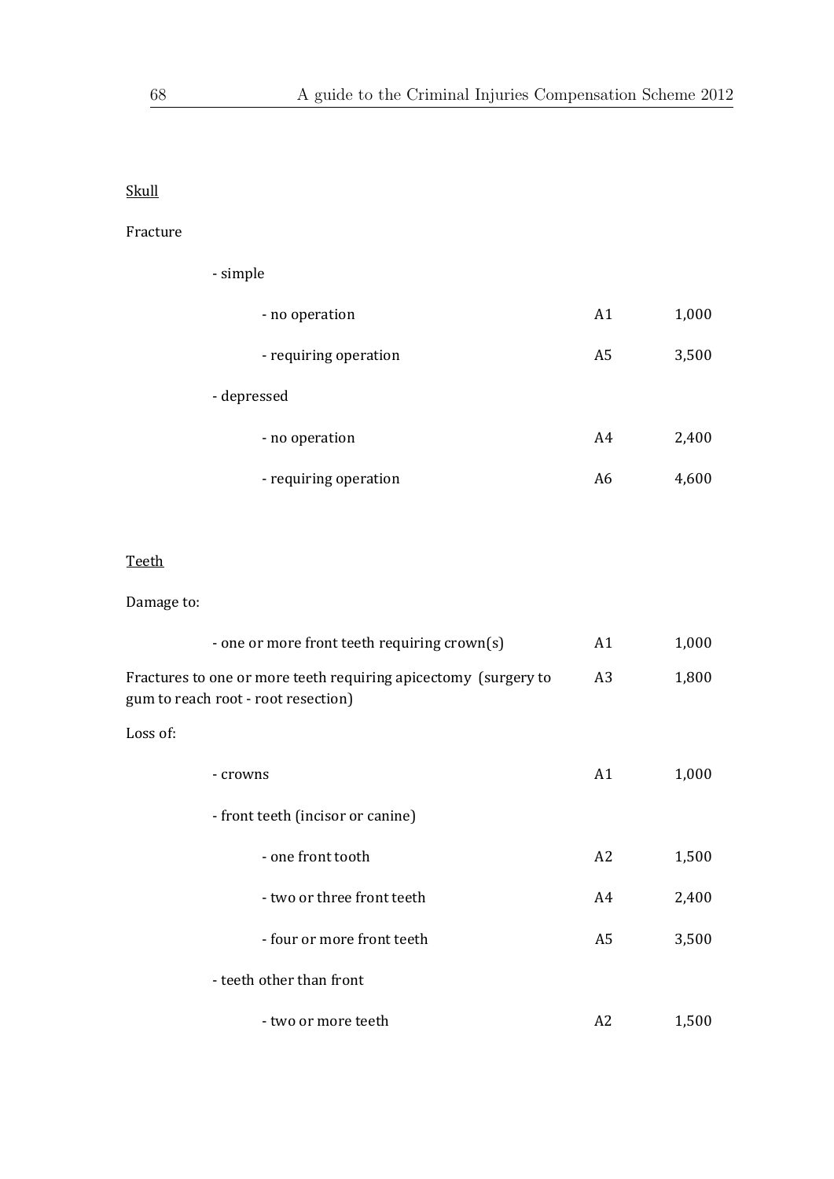<u>Skull</u>

Fracture

| | | |
|---|---|---|
| - simple | | |
| - no operation | A1 | 1,000 |
| - requiring operation | A5 | 3,500 |
| - depressed | | |
| - no operation | A4 | 2,400 |
| - requiring operation | A6 | 4,600 |

<u>Teeth</u>

Damage to:

| | | |
|---|---|---|
| - one or more front teeth requiring crown(s) | A1 | 1,000 |
| Fractures to one or more teeth requiring apicectomy (surgery to gum to reach root - root resection) | A3 | 1,800 |
| Loss of: | | |
| - crowns | A1 | 1,000 |
| - front teeth (incisor or canine) | | |
| - one front tooth | A2 | 1,500 |
| - two or three front teeth | A4 | 2,400 |
| - four or more front teeth | A5 | 3,500 |
| - teeth other than front | | |
| - two or more teeth | A2 | 1,500 |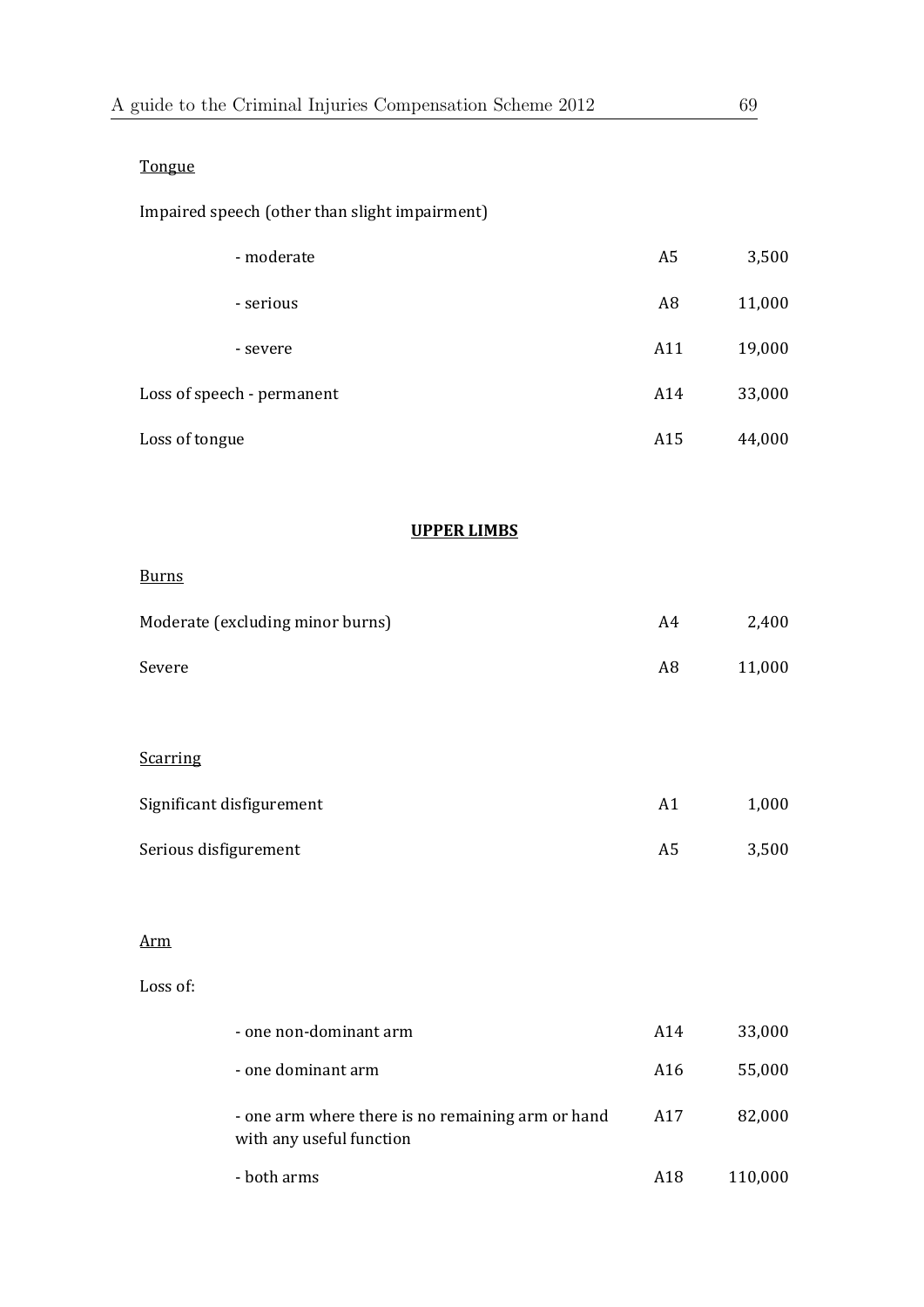Tongue

Impaired speech (other than slight impairment)

| | | |
|---|---|---|
| - moderate | A5 | 3,500 |
| - serious | A8 | 11,000 |
| - severe | A11 | 19,000 |
| Loss of speech - permanent | A14 | 33,000 |
| Loss of tongue | A15 | 44,000 |

## UPPER LIMBS

Burns

| | | |
|---|---|---|
| Moderate (excluding minor burns) | A4 | 2,400 |
| Severe | A8 | 11,000 |

Scarring

| | | |
|---|---|---|
| Significant disfigurement | A1 | 1,000 |
| Serious disfigurement | A5 | 3,500 |

Arm

Loss of:

| | | |
|---|---|---|
| - one non-dominant arm | A14 | 33,000 |
| - one dominant arm | A16 | 55,000 |
| - one arm where there is no remaining arm or hand with any useful function | A17 | 82,000 |
| - both arms | A18 | 110,000 |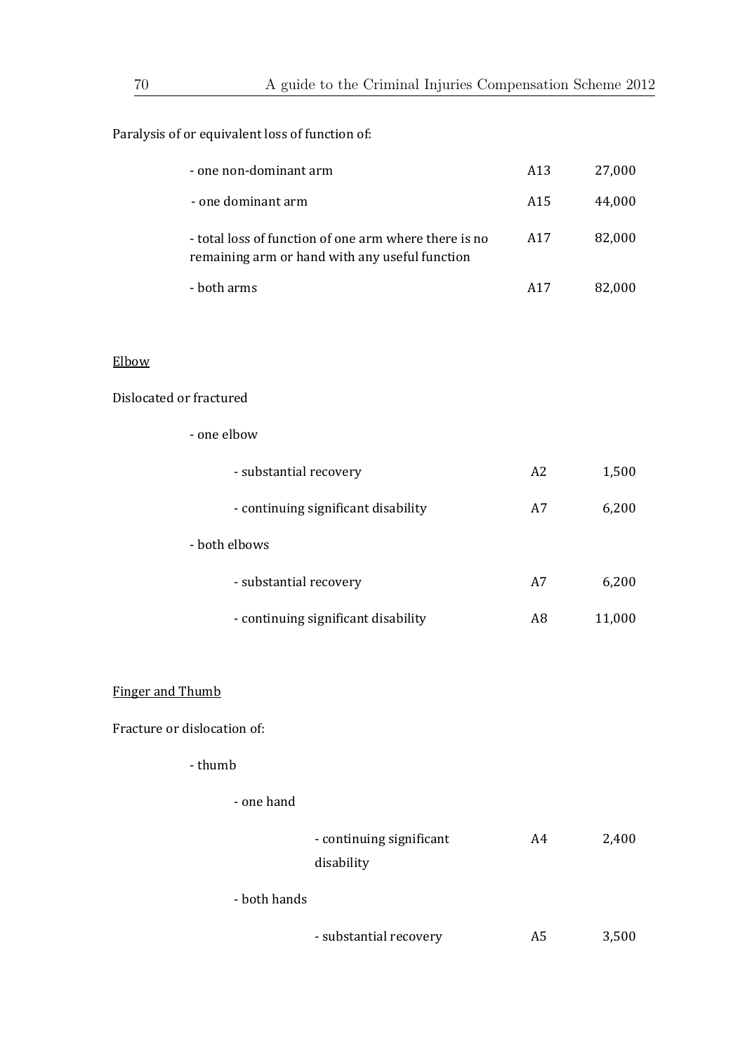Paralysis of or equivalent loss of function of:

| | | |
|---|---|---|
| - one non-dominant arm | A13 | 27,000 |
| - one dominant arm | A15 | 44,000 |
| - total loss of function of one arm where there is no remaining arm or hand with any useful function | A17 | 82,000 |
| - both arms | A17 | 82,000 |

Elbow

Dislocated or fractured

| | | |
|---|---|---|
| - one elbow | | |
| - substantial recovery | A2 | 1,500 |
| - continuing significant disability | A7 | 6,200 |
| - both elbows | | |
| - substantial recovery | A7 | 6,200 |
| - continuing significant disability | A8 | 11,000 |

Finger and Thumb

Fracture or dislocation of:

| | | |
|---|---|---|
| - thumb | | |
| - one hand | | |
| - continuing significant disability | A4 | 2,400 |
| - both hands | | |
| - substantial recovery | A5 | 3,500 |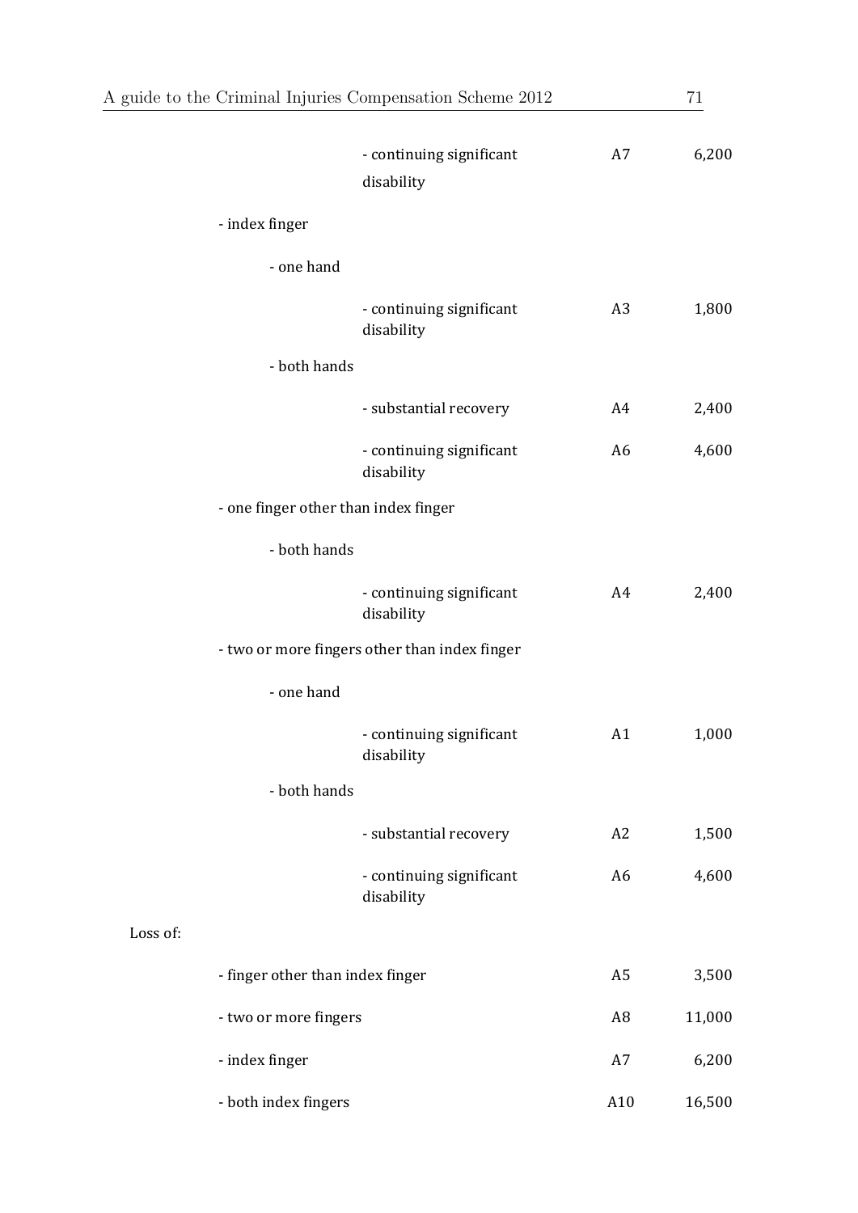| | | | | |
|---|---|---|---|---|
| | | - continuing significant disability | A7 | 6,200 |
| | - index finger | | | |
| | - one hand | | | |
| | | - continuing significant disability | A3 | 1,800 |
| | - both hands | | | |
| | | - substantial recovery | A4 | 2,400 |
| | | - continuing significant disability | A6 | 4,600 |
| | - one finger other than index finger | | | |
| | - both hands | | | |
| | | - continuing significant disability | A4 | 2,400 |
| | - two or more fingers other than index finger | | | |
| | - one hand | | | |
| | | - continuing significant disability | A1 | 1,000 |
| | - both hands | | | |
| | | - substantial recovery | A2 | 1,500 |
| | | - continuing significant disability | A6 | 4,600 |
| Loss of: | | | | |
| | - finger other than index finger | | A5 | 3,500 |
| | - two or more fingers | | A8 | 11,000 |
| | - index finger | | A7 | 6,200 |
| | - both index fingers | | A10 | 16,500 |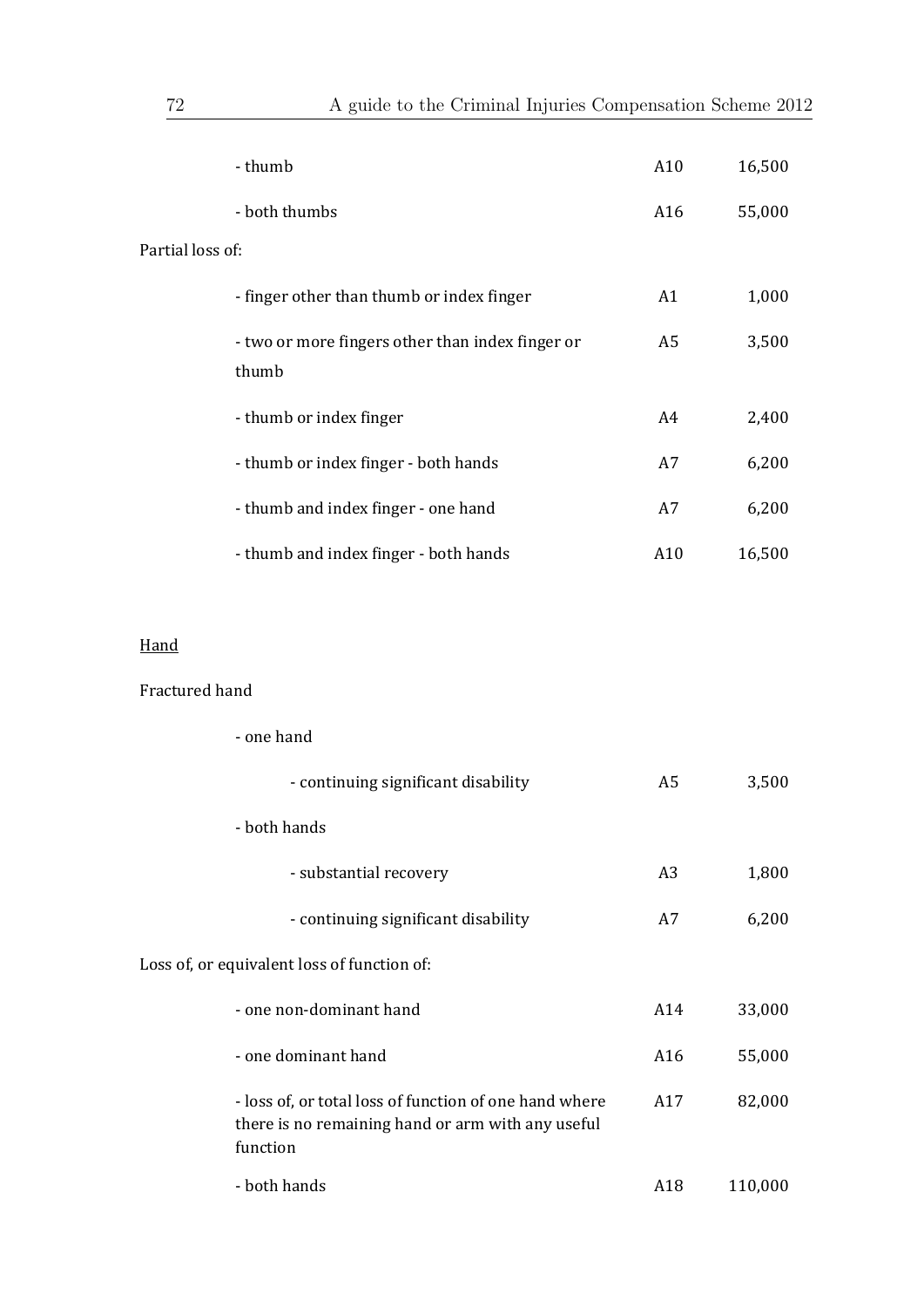| | | |
|---|---|---|
| - thumb | A10 | 16,500 |
| - both thumbs | A16 | 55,000 |
| Partial loss of: | | |
| - finger other than thumb or index finger | A1 | 1,000 |
| - two or more fingers other than index finger or thumb | A5 | 3,500 |
| - thumb or index finger | A4 | 2,400 |
| - thumb or index finger - both hands | A7 | 6,200 |
| - thumb and index finger - one hand | A7 | 6,200 |
| - thumb and index finger - both hands | A10 | 16,500 |

<u>Hand</u>

| | | |
|---|---|---|
| Fractured hand | | |
| - one hand | | |
| - continuing significant disability | A5 | 3,500 |
| - both hands | | |
| - substantial recovery | A3 | 1,800 |
| - continuing significant disability | A7 | 6,200 |
| Loss of, or equivalent loss of function of: | | |
| - one non-dominant hand | A14 | 33,000 |
| - one dominant hand | A16 | 55,000 |
| - loss of, or total loss of function of one hand where there is no remaining hand or arm with any useful function | A17 | 82,000 |
| - both hands | A18 | 110,000 |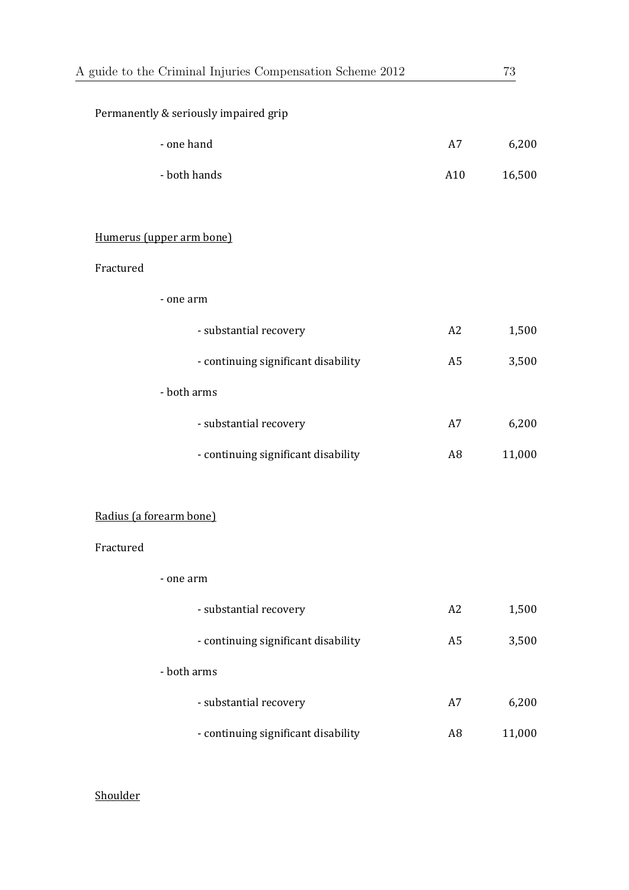Permanently & seriously impaired grip

| | | |
|---|---|---|
| - one hand | A7 | 6,200 |
| - both hands | A10 | 16,500 |

<u>Humerus (upper arm bone)</u>

Fractured

| | | |
|---|---|---|
| - one arm | | |
| - substantial recovery | A2 | 1,500 |
| - continuing significant disability | A5 | 3,500 |
| - both arms | | |
| - substantial recovery | A7 | 6,200 |
| - continuing significant disability | A8 | 11,000 |

<u>Radius (a forearm bone)</u>

Fractured

| | | |
|---|---|---|
| - one arm | | |
| - substantial recovery | A2 | 1,500 |
| - continuing significant disability | A5 | 3,500 |
| - both arms | | |
| - substantial recovery | A7 | 6,200 |
| - continuing significant disability | A8 | 11,000 |

<u>Shoulder</u>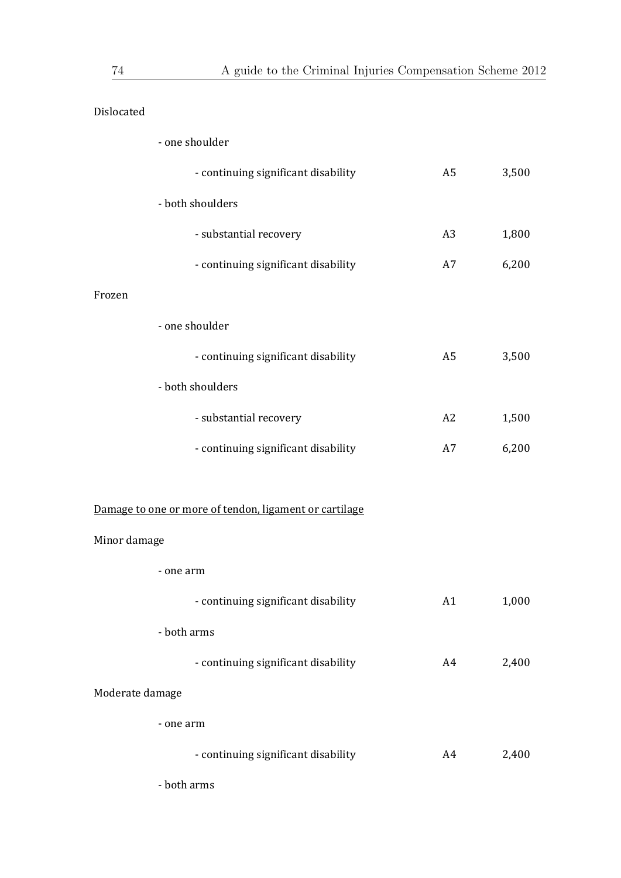Dislocated

- one shoulder

| | | |
|---|---|---|
| - continuing significant disability | A5 | 3,500 |

- both shoulders

| | | |
|---|---|---|
| - substantial recovery | A3 | 1,800 |
| - continuing significant disability | A7 | 6,200 |

Frozen

- one shoulder

| | | |
|---|---|---|
| - continuing significant disability | A5 | 3,500 |

- both shoulders

| | | |
|---|---|---|
| - substantial recovery | A2 | 1,500 |
| - continuing significant disability | A7 | 6,200 |

<u>Damage to one or more of tendon, ligament or cartilage</u>

Minor damage

- one arm

| | | |
|---|---|---|
| - continuing significant disability | A1 | 1,000 |

- both arms

| | | |
|---|---|---|
| - continuing significant disability | A4 | 2,400 |

Moderate damage

- one arm

| | | |
|---|---|---|
| - continuing significant disability | A4 | 2,400 |

- both arms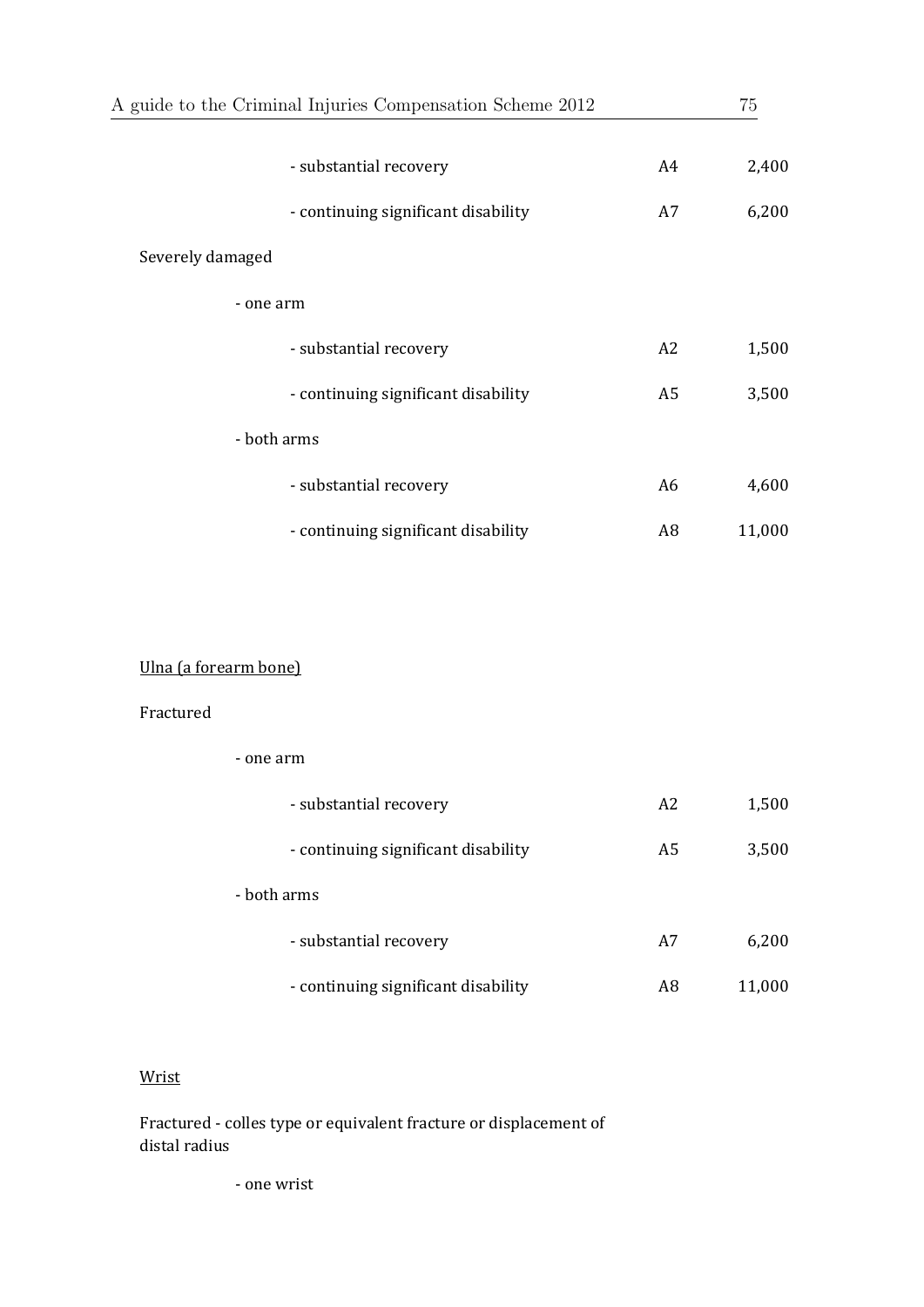| | | |
|---|---|---|
| - substantial recovery | A4 | 2,400 |
| - continuing significant disability | A7 | 6,200 |
| Severely damaged | | |
| - one arm | | |
| - substantial recovery | A2 | 1,500 |
| - continuing significant disability | A5 | 3,500 |
| - both arms | | |
| - substantial recovery | A6 | 4,600 |
| - continuing significant disability | A8 | 11,000 |

<u>Ulna (a forearm bone)</u>

| | | |
|---|---|---|
| Fractured | | |
| - one arm | | |
| - substantial recovery | A2 | 1,500 |
| - continuing significant disability | A5 | 3,500 |
| - both arms | | |
| - substantial recovery | A7 | 6,200 |
| - continuing significant disability | A8 | 11,000 |

<u>Wrist</u>

Fractured - colles type or equivalent fracture or displacement of distal radius

- one wrist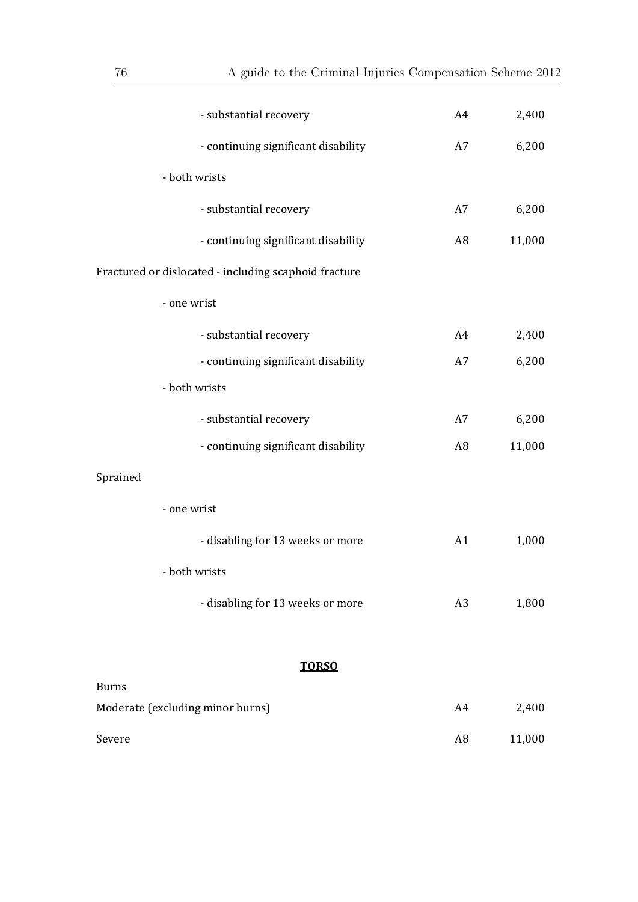| | | |
|---|---|---|
| - substantial recovery | A4 | 2,400 |
| - continuing significant disability | A7 | 6,200 |
| - both wrists | | |
| - substantial recovery | A7 | 6,200 |
| - continuing significant disability | A8 | 11,000 |
| Fractured or dislocated - including scaphoid fracture | | |
| - one wrist | | |
| - substantial recovery | A4 | 2,400 |
| - continuing significant disability | A7 | 6,200 |
| - both wrists | | |
| - substantial recovery | A7 | 6,200 |
| - continuing significant disability | A8 | 11,000 |
| Sprained | | |
| - one wrist | | |
| - disabling for 13 weeks or more | A1 | 1,000 |
| - both wrists | | |
| - disabling for 13 weeks or more | A3 | 1,800 |

## TORSO

| | | |
|---|---|---|
| Burns | | |
| Moderate (excluding minor burns) | A4 | 2,400 |
| Severe | A8 | 11,000 |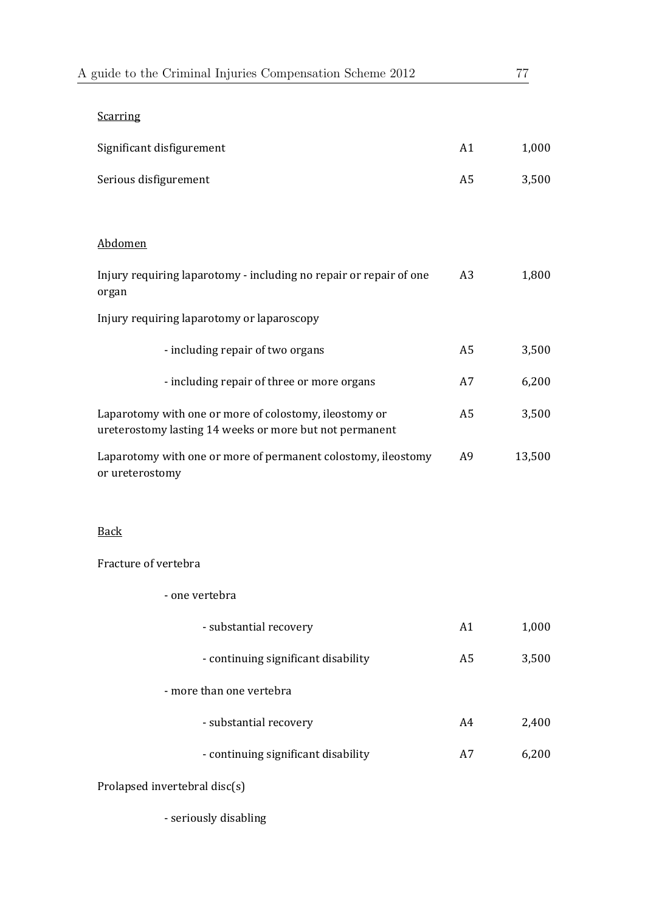<u>Scarring</u>

| | | |
|---|---|---|
| Significant disfigurement | A1 | 1,000 |
| Serious disfigurement | A5 | 3,500 |

<u>Abdomen</u>

| | | |
|---|---|---|
| Injury requiring laparotomy - including no repair or repair of one organ | A3 | 1,800 |
| Injury requiring laparotomy or laparoscopy | | |
| - including repair of two organs | A5 | 3,500 |
| - including repair of three or more organs | A7 | 6,200 |
| Laparotomy with one or more of colostomy, ileostomy or ureterostomy lasting 14 weeks or more but not permanent | A5 | 3,500 |
| Laparotomy with one or more of permanent colostomy, ileostomy or ureterostomy | A9 | 13,500 |

<u>Back</u>

| | | |
|---|---|---|
| Fracture of vertebra | | |
| - one vertebra | | |
| - substantial recovery | A1 | 1,000 |
| - continuing significant disability | A5 | 3,500 |
| - more than one vertebra | | |
| - substantial recovery | A4 | 2,400 |
| - continuing significant disability | A7 | 6,200 |
| Prolapsed invertebral disc(s) | | |
| - seriously disabling | | |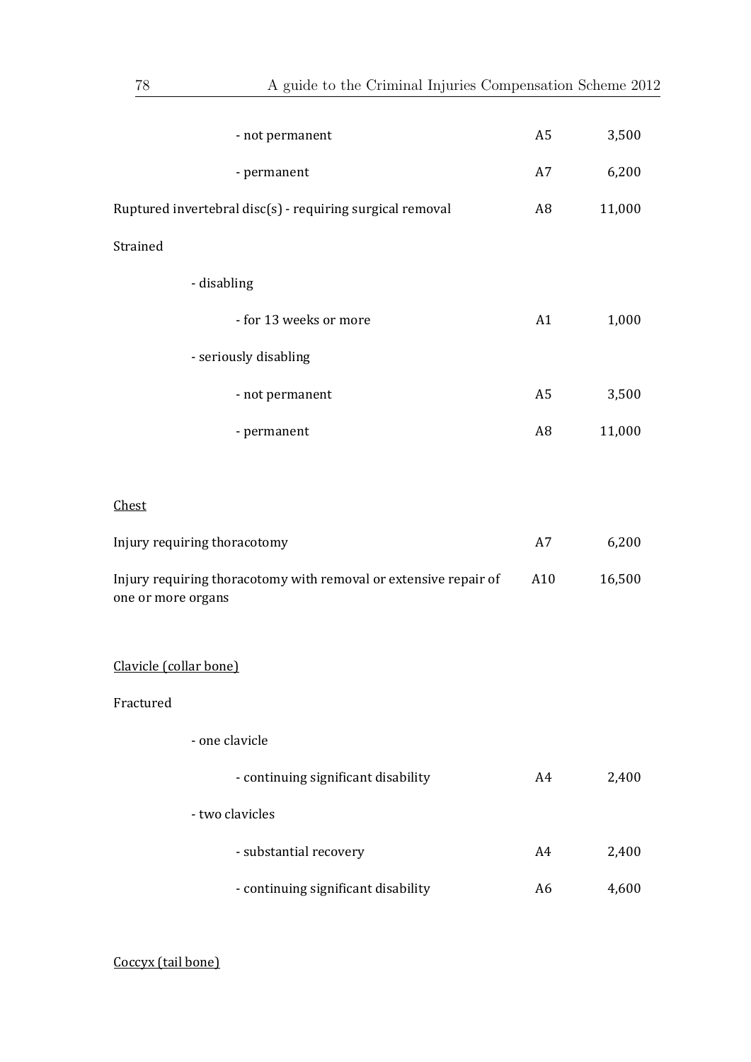| | | |
|---|---|---|
| - not permanent | A5 | 3,500 |
| - permanent | A7 | 6,200 |
| Ruptured invertebral disc(s) - requiring surgical removal | A8 | 11,000 |
| Strained | | |
| - disabling | | |
| - for 13 weeks or more | A1 | 1,000 |
| - seriously disabling | | |
| - not permanent | A5 | 3,500 |
| - permanent | A8 | 11,000 |

<u>Chest</u>

| | | |
|---|---|---|
| Injury requiring thoracotomy | A7 | 6,200 |
| Injury requiring thoracotomy with removal or extensive repair of one or more organs | A10 | 16,500 |

<u>Clavicle (collar bone)</u>

| | | |
|---|---|---|
| Fractured | | |
| - one clavicle | | |
| - continuing significant disability | A4 | 2,400 |
| - two clavicles | | |
| - substantial recovery | A4 | 2,400 |
| - continuing significant disability | A6 | 4,600 |

<u>Coccyx (tail bone)</u>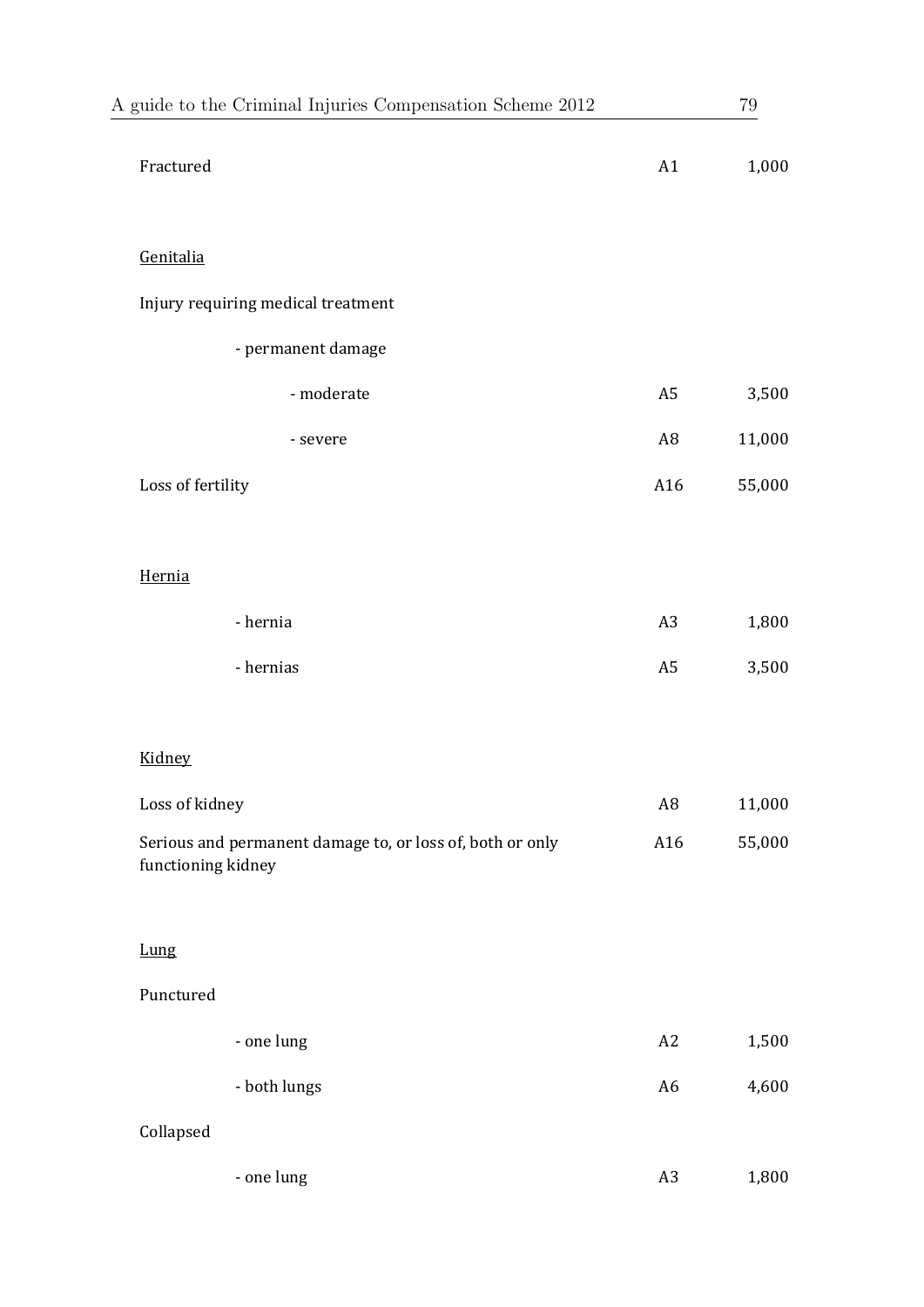| | | |
|---|---|---|
| Fractured | A1 | 1,000 |
| | | |
| <u>Genitalia</u> | | |
| Injury requiring medical treatment | | |
| - permanent damage | | |
| - moderate | A5 | 3,500 |
| - severe | A8 | 11,000 |
| Loss of fertility | A16 | 55,000 |
| | | |
| <u>Hernia</u> | | |
| - hernia | A3 | 1,800 |
| - hernias | A5 | 3,500 |
| | | |
| <u>Kidney</u> | | |
| Loss of kidney | A8 | 11,000 |
| Serious and permanent damage to, or loss of, both or only functioning kidney | A16 | 55,000 |
| | | |
| <u>Lung</u> | | |
| Punctured | | |
| - one lung | A2 | 1,500 |
| - both lungs | A6 | 4,600 |
| Collapsed | | |
| - one lung | A3 | 1,800 |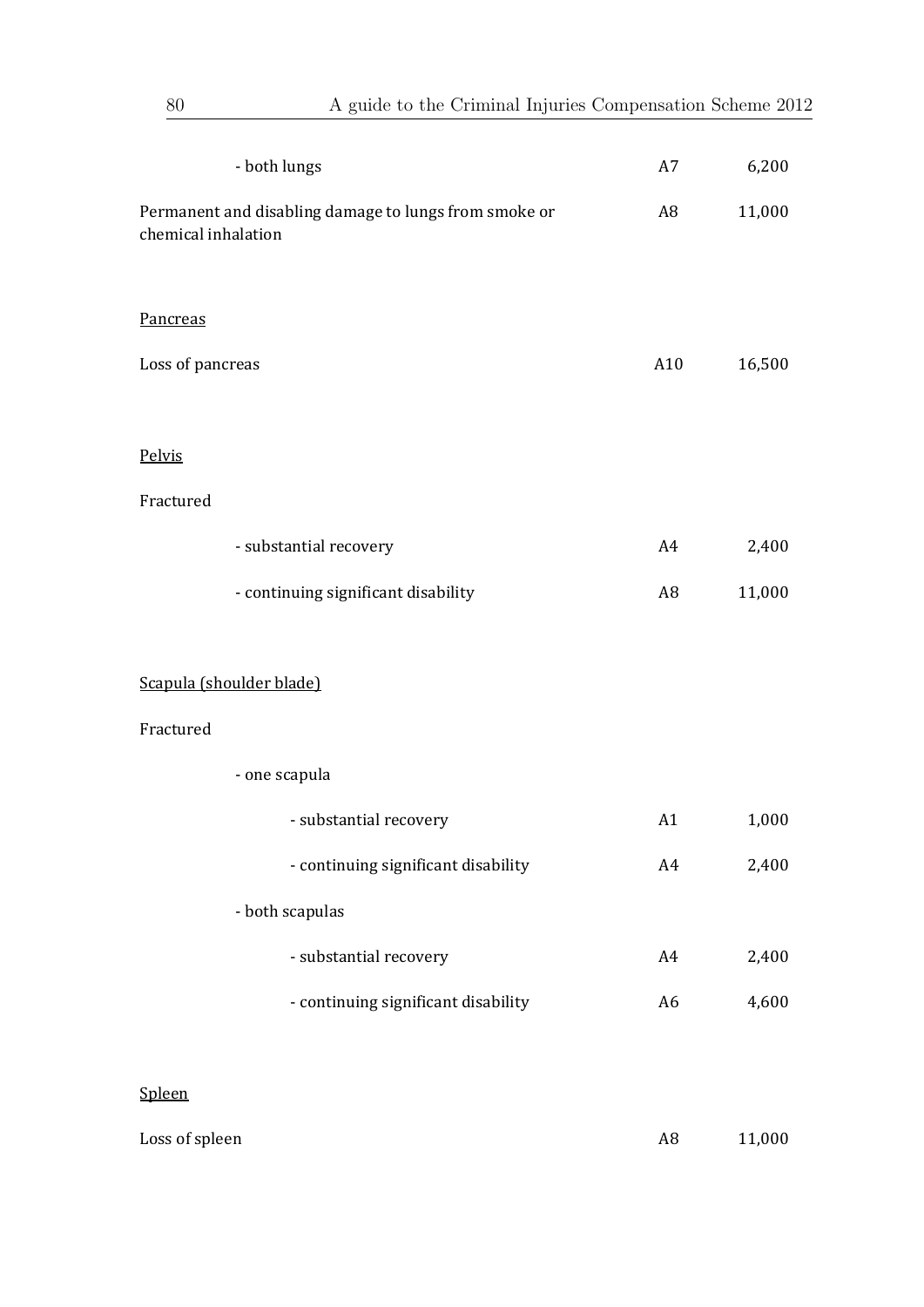| Injury | Level | Amount (£) |
|---|---|---|
| - both lungs | A7 | 6,200 |
| Permanent and disabling damage to lungs from smoke or chemical inhalation | A8 | 11,000 |

<u>Pancreas</u>

| Injury | Level | Amount (£) |
|---|---|---|
| Loss of pancreas | A10 | 16,500 |

<u>Pelvis</u>

| Injury | Level | Amount (£) |
|---|---|---|
| Fractured | | |
| - substantial recovery | A4 | 2,400 |
| - continuing significant disability | A8 | 11,000 |

<u>Scapula (shoulder blade)</u>

| Injury | Level | Amount (£) |
|---|---|---|
| Fractured | | |
| - one scapula | | |
| - substantial recovery | A1 | 1,000 |
| - continuing significant disability | A4 | 2,400 |
| - both scapulas | | |
| - substantial recovery | A4 | 2,400 |
| - continuing significant disability | A6 | 4,600 |

<u>Spleen</u>

| Injury | Level | Amount (£) |
|---|---|---|
| Loss of spleen | A8 | 11,000 |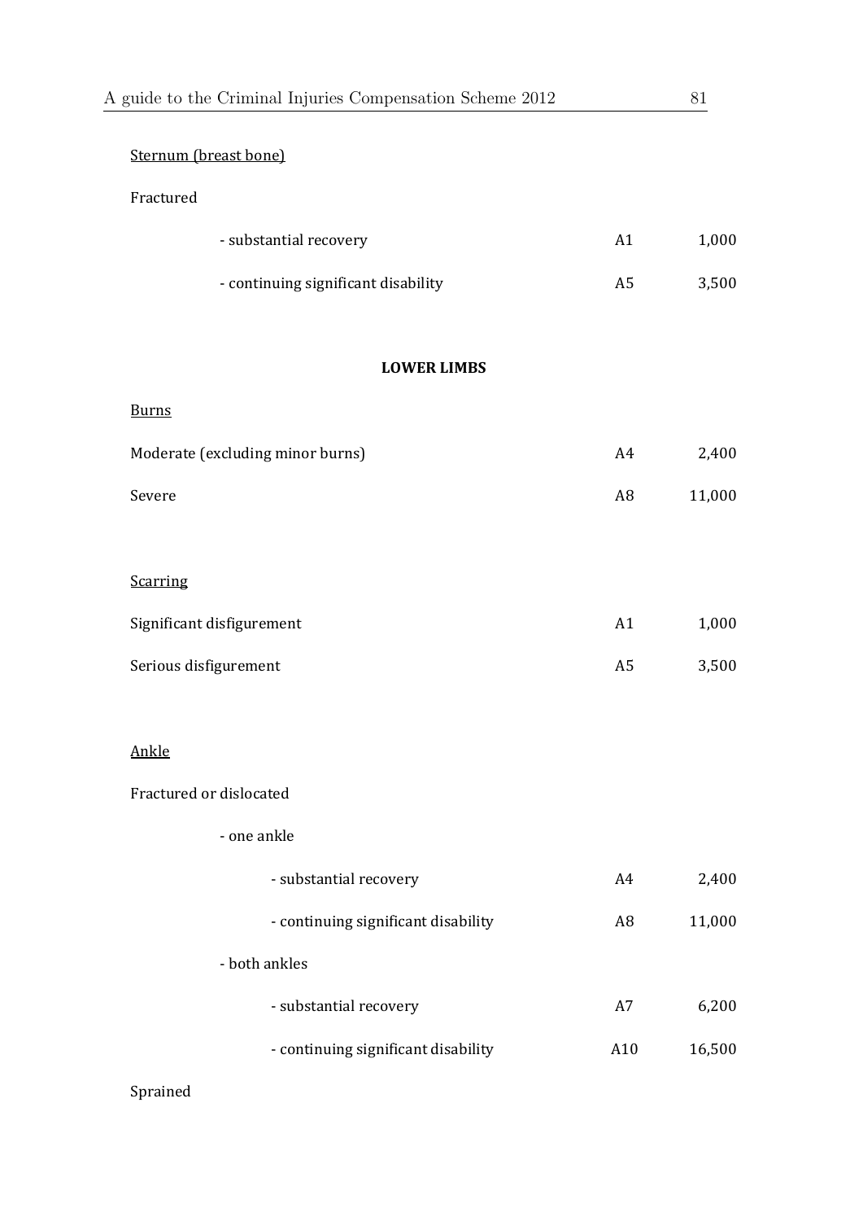Sternum (breast bone)

Fractured

| | | |
|---|---|---|
| - substantial recovery | A1 | 1,000 |
| - continuing significant disability | A5 | 3,500 |

**LOWER LIMBS**

Burns

| | | |
|---|---|---|
| Moderate (excluding minor burns) | A4 | 2,400 |
| Severe | A8 | 11,000 |

Scarring

| | | |
|---|---|---|
| Significant disfigurement | A1 | 1,000 |
| Serious disfigurement | A5 | 3,500 |

Ankle

Fractured or dislocated

| | | |
|---|---|---|
| - one ankle | | |
| - substantial recovery | A4 | 2,400 |
| - continuing significant disability | A8 | 11,000 |
| - both ankles | | |
| - substantial recovery | A7 | 6,200 |
| - continuing significant disability | A10 | 16,500 |

Sprained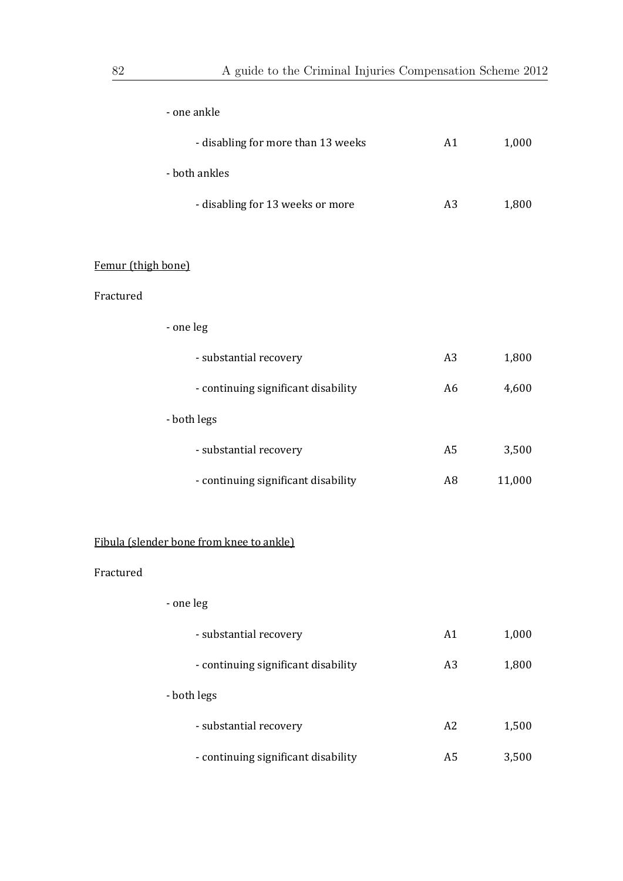- one ankle

| | | |
|---|---|---|
| - disabling for more than 13 weeks | A1 | 1,000 |

- both ankles

| | | |
|---|---|---|
| - disabling for 13 weeks or more | A3 | 1,800 |

<u>Femur (thigh bone)</u>

Fractured

| | | |
|---|---|---|
| - one leg | | |
| - substantial recovery | A3 | 1,800 |
| - continuing significant disability | A6 | 4,600 |
| - both legs | | |
| - substantial recovery | A5 | 3,500 |
| - continuing significant disability | A8 | 11,000 |

<u>Fibula (slender bone from knee to ankle)</u>

Fractured

| | | |
|---|---|---|
| - one leg | | |
| - substantial recovery | A1 | 1,000 |
| - continuing significant disability | A3 | 1,800 |
| - both legs | | |
| - substantial recovery | A2 | 1,500 |
| - continuing significant disability | A5 | 3,500 |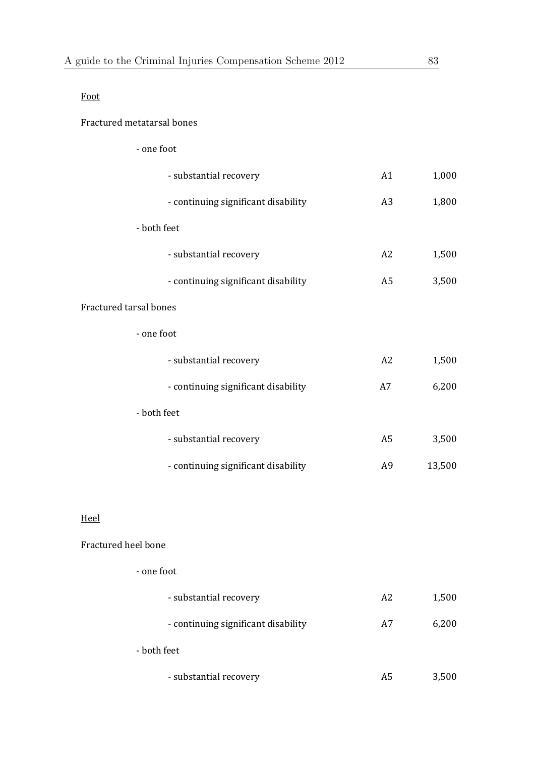Foot

Fractured metatarsal bones

| | | |
|---|---|---|
| - one foot | | |
| - substantial recovery | A1 | 1,000 |
| - continuing significant disability | A3 | 1,800 |
| - both feet | | |
| - substantial recovery | A2 | 1,500 |
| - continuing significant disability | A5 | 3,500 |

Fractured tarsal bones

| | | |
|---|---|---|
| - one foot | | |
| - substantial recovery | A2 | 1,500 |
| - continuing significant disability | A7 | 6,200 |
| - both feet | | |
| - substantial recovery | A5 | 3,500 |
| - continuing significant disability | A9 | 13,500 |

Heel

Fractured heel bone

| | | |
|---|---|---|
| - one foot | | |
| - substantial recovery | A2 | 1,500 |
| - continuing significant disability | A7 | 6,200 |
| - both feet | | |
| - substantial recovery | A5 | 3,500 |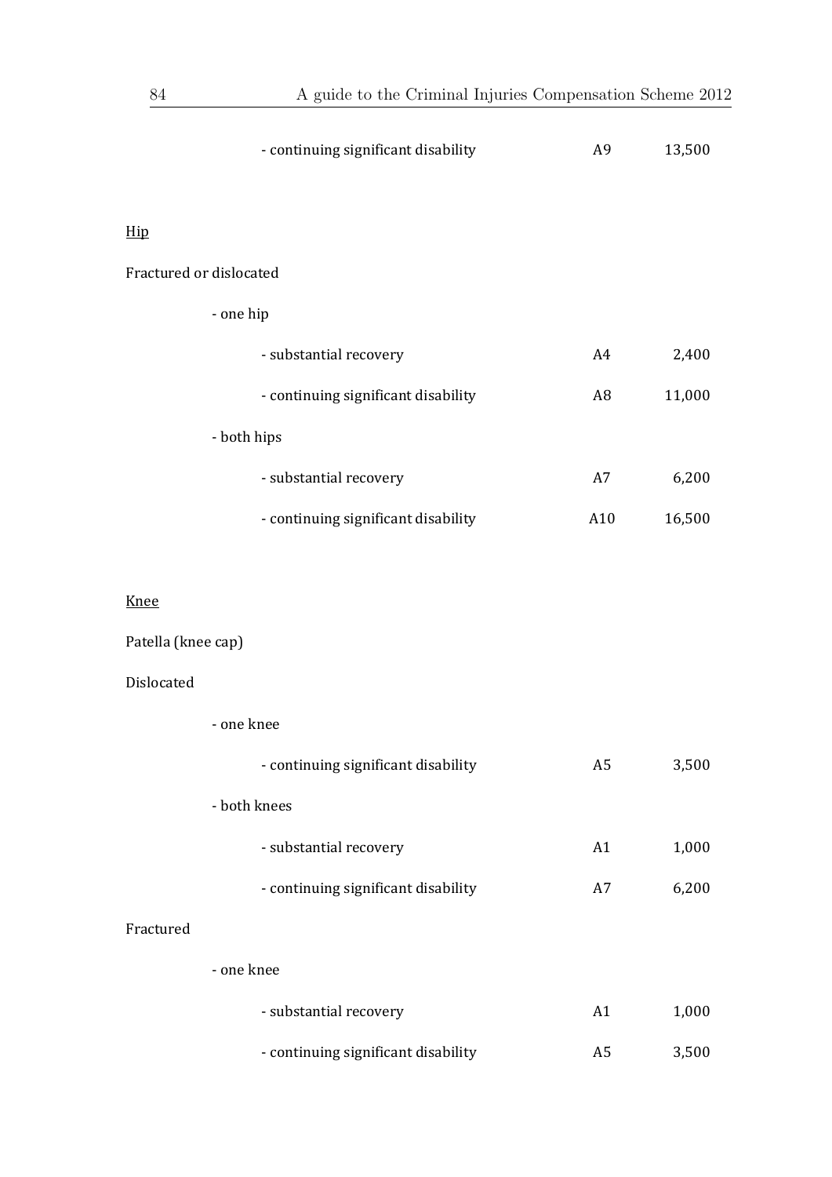| | | | |
|---|---|---|---|
| | - continuing significant disability | A9 | 13,500 |

Hip

Fractured or dislocated

| | | | |
|---|---|---|---|
| - one hip | | | |
| | - substantial recovery | A4 | 2,400 |
| | - continuing significant disability | A8 | 11,000 |
| - both hips | | | |
| | - substantial recovery | A7 | 6,200 |
| | - continuing significant disability | A10 | 16,500 |

Knee

Patella (knee cap)

Dislocated

| | | | |
|---|---|---|---|
| - one knee | | | |
| | - continuing significant disability | A5 | 3,500 |
| - both knees | | | |
| | - substantial recovery | A1 | 1,000 |
| | - continuing significant disability | A7 | 6,200 |

Fractured

| | | | |
|---|---|---|---|
| - one knee | | | |
| | - substantial recovery | A1 | 1,000 |
| | - continuing significant disability | A5 | 3,500 |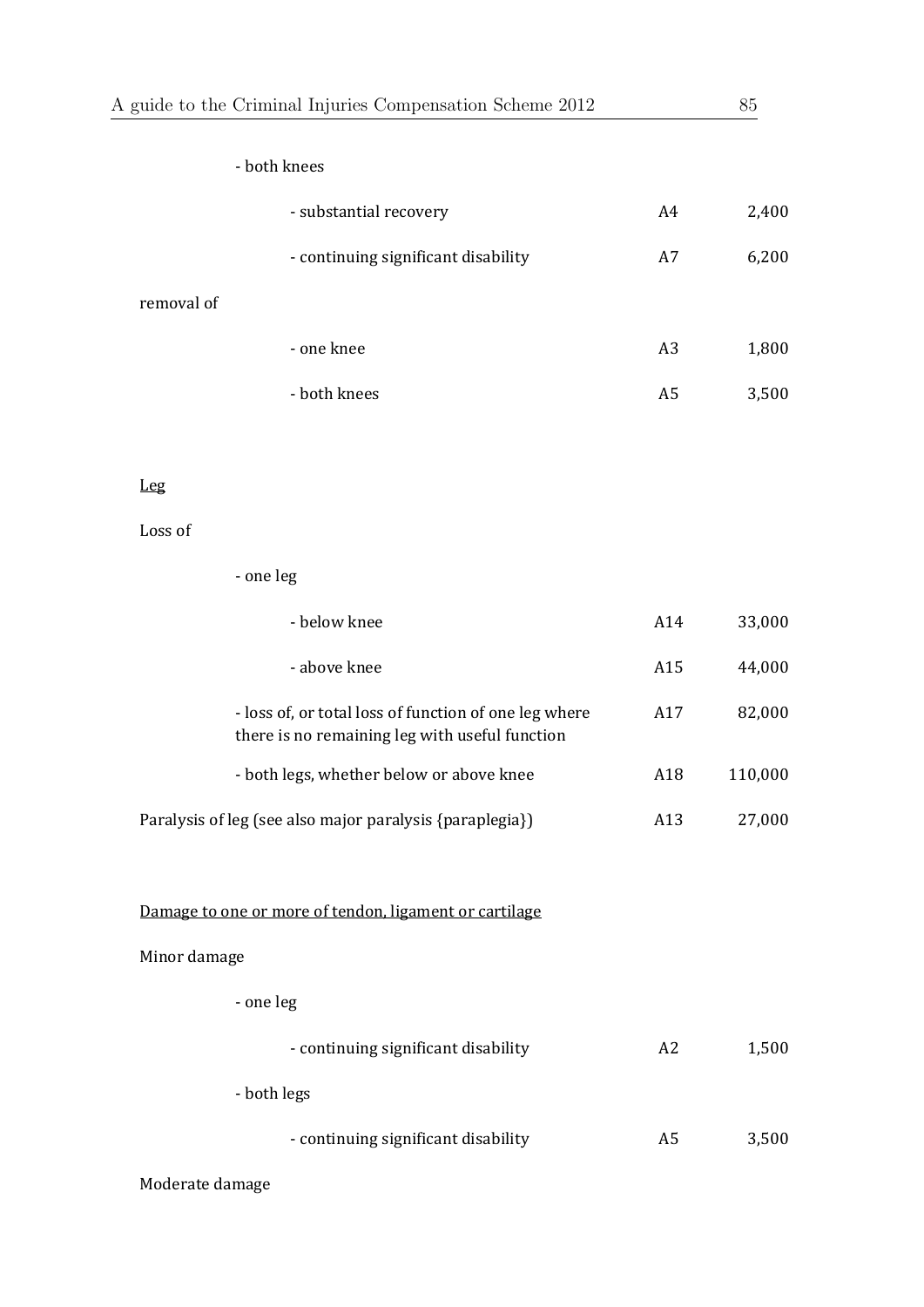| | | |
|---|---|---|
| - both knees | | |
| - substantial recovery | A4 | 2,400 |
| - continuing significant disability | A7 | 6,200 |
| removal of | | |
| - one knee | A3 | 1,800 |
| - both knees | A5 | 3,500 |

<u>Leg</u>

| | | |
|---|---|---|
| Loss of | | |
| - one leg | | |
| - below knee | A14 | 33,000 |
| - above knee | A15 | 44,000 |
| - loss of, or total loss of function of one leg where there is no remaining leg with useful function | A17 | 82,000 |
| - both legs, whether below or above knee | A18 | 110,000 |
| Paralysis of leg (see also major paralysis {paraplegia}) | A13 | 27,000 |

<u>Damage to one or more of tendon, ligament or cartilage</u>

| | | |
|---|---|---|
| Minor damage | | |
| - one leg | | |
| - continuing significant disability | A2 | 1,500 |
| - both legs | | |
| - continuing significant disability | A5 | 3,500 |
| Moderate damage | | |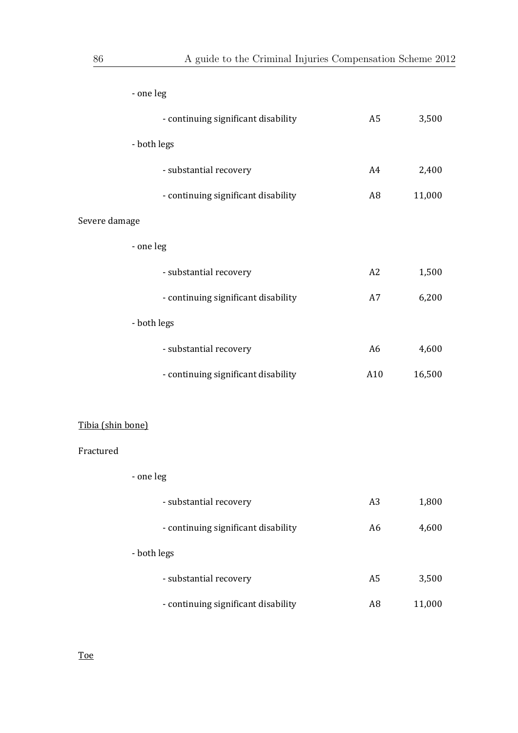- one leg

| | | |
|---|---|---|
| - continuing significant disability | A5 | 3,500 |

- both legs

| | | |
|---|---|---|
| - substantial recovery | A4 | 2,400 |
| - continuing significant disability | A8 | 11,000 |

Severe damage

- one leg

| | | |
|---|---|---|
| - substantial recovery | A2 | 1,500 |
| - continuing significant disability | A7 | 6,200 |

- both legs

| | | |
|---|---|---|
| - substantial recovery | A6 | 4,600 |
| - continuing significant disability | A10 | 16,500 |

<u>Tibia (shin bone)</u>

Fractured

- one leg

| | | |
|---|---|---|
| - substantial recovery | A3 | 1,800 |
| - continuing significant disability | A6 | 4,600 |

- both legs

| | | |
|---|---|---|
| - substantial recovery | A5 | 3,500 |
| - continuing significant disability | A8 | 11,000 |

<u>Toe</u>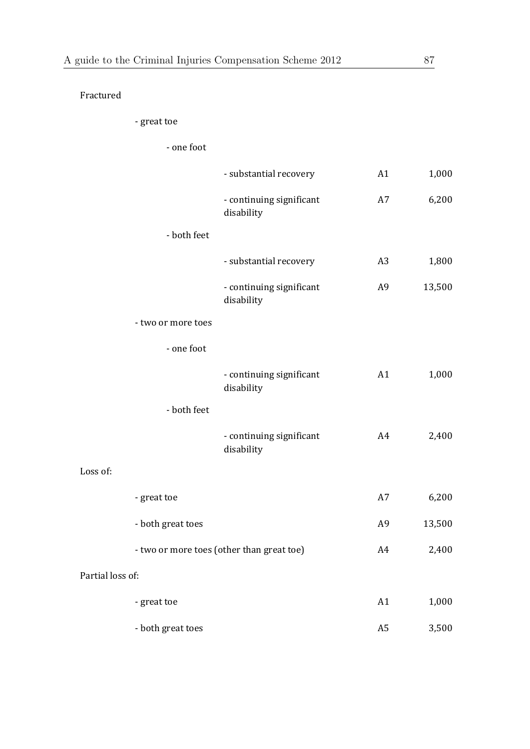| Description | | | Level | Amount (£) |
|---|---|---|---|---|
| Fractured | | | | |
| - great toe | | | | |
| | - one foot | | | |
| | | - substantial recovery | A1 | 1,000 |
| | | - continuing significant disability | A7 | 6,200 |
| | - both feet | | | |
| | | - substantial recovery | A3 | 1,800 |
| | | - continuing significant disability | A9 | 13,500 |
| - two or more toes | | | | |
| | - one foot | | | |
| | | - continuing significant disability | A1 | 1,000 |
| | - both feet | | | |
| | | - continuing significant disability | A4 | 2,400 |
| Loss of: | | | | |
| - great toe | | | A7 | 6,200 |
| - both great toes | | | A9 | 13,500 |
| - two or more toes (other than great toe) | | | A4 | 2,400 |
| Partial loss of: | | | | |
| - great toe | | | A1 | 1,000 |
| - both great toes | | | A5 | 3,500 |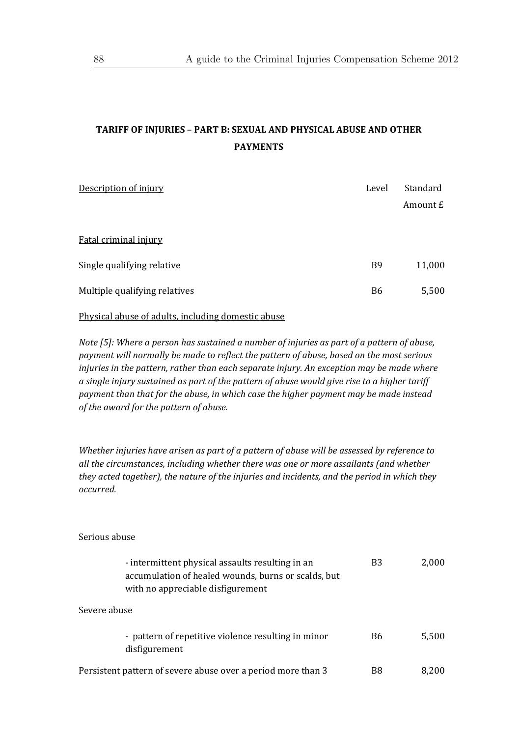## TARIFF OF INJURIES – PART B: SEXUAL AND PHYSICAL ABUSE AND OTHER PAYMENTS

| Description of injury | Level | Standard Amount £ |
|---|---|---|
| Fatal criminal injury | | |
| Single qualifying relative | B9 | 11,000 |
| Multiple qualifying relatives | B6 | 5,500 |

Physical abuse of adults, including domestic abuse

*Note [5]: Where a person has sustained a number of injuries as part of a pattern of abuse, payment will normally be made to reflect the pattern of abuse, based on the most serious injuries in the pattern, rather than each separate injury. An exception may be made where a single injury sustained as part of the pattern of abuse would give rise to a higher tariff payment than that for the abuse, in which case the higher payment may be made instead of the award for the pattern of abuse.*

*Whether injuries have arisen as part of a pattern of abuse will be assessed by reference to all the circumstances, including whether there was one or more assailants (and whether they acted together), the nature of the injuries and incidents, and the period in which they occurred.*

| Description of injury | Level | Standard Amount £ |
|---|---|---|
| Serious abuse | | |
| - intermittent physical assaults resulting in an accumulation of healed wounds, burns or scalds, but with no appreciable disfigurement | B3 | 2,000 |
| Severe abuse | | |
| - pattern of repetitive violence resulting in minor disfigurement | B6 | 5,500 |
| Persistent pattern of severe abuse over a period more than 3 | B8 | 8,200 |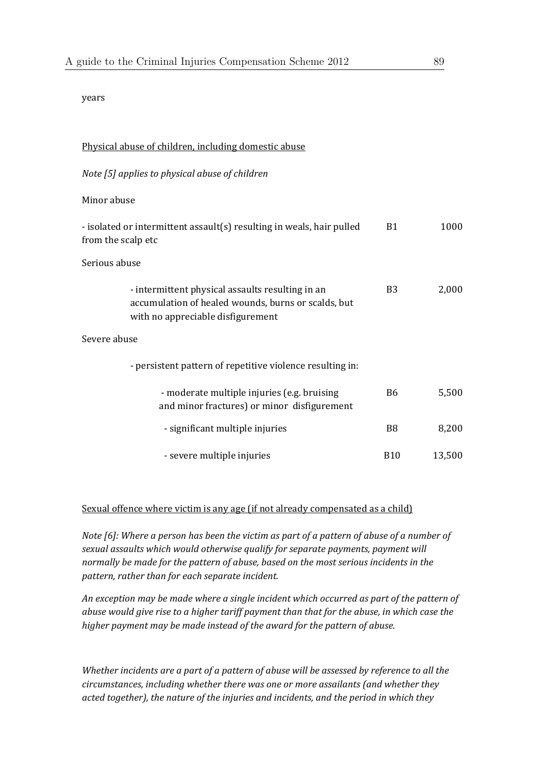years

<u>Physical abuse of children, including domestic abuse</u>

*Note [5] applies to physical abuse of children*

| | | |
|---|---|---|
| Minor abuse | | |
| - isolated or intermittent assault(s) resulting in weals, hair pulled from the scalp etc | B1 | 1000 |
| Serious abuse | | |
| - intermittent physical assaults resulting in an accumulation of healed wounds, burns or scalds, but with no appreciable disfigurement | B3 | 2,000 |
| Severe abuse | | |
| - persistent pattern of repetitive violence resulting in: | | |
| - moderate multiple injuries (e.g. bruising and minor fractures) or minor disfigurement | B6 | 5,500 |
| - significant multiple injuries | B8 | 8,200 |
| - severe multiple injuries | B10 | 13,500 |

<u>Sexual offence where victim is any age (if not already compensated as a child)</u>

*Note [6]: Where a person has been the victim as part of a pattern of abuse of a number of sexual assaults which would otherwise qualify for separate payments, payment will normally be made for the pattern of abuse, based on the most serious incidents in the pattern, rather than for each separate incident.*

*An exception may be made where a single incident which occurred as part of the pattern of abuse would give rise to a higher tariff payment than that for the abuse, in which case the higher payment may be made instead of the award for the pattern of abuse.*

*Whether incidents are a part of a pattern of abuse will be assessed by reference to all the circumstances, including whether there was one or more assailants (and whether they acted together), the nature of the injuries and incidents, and the period in which they*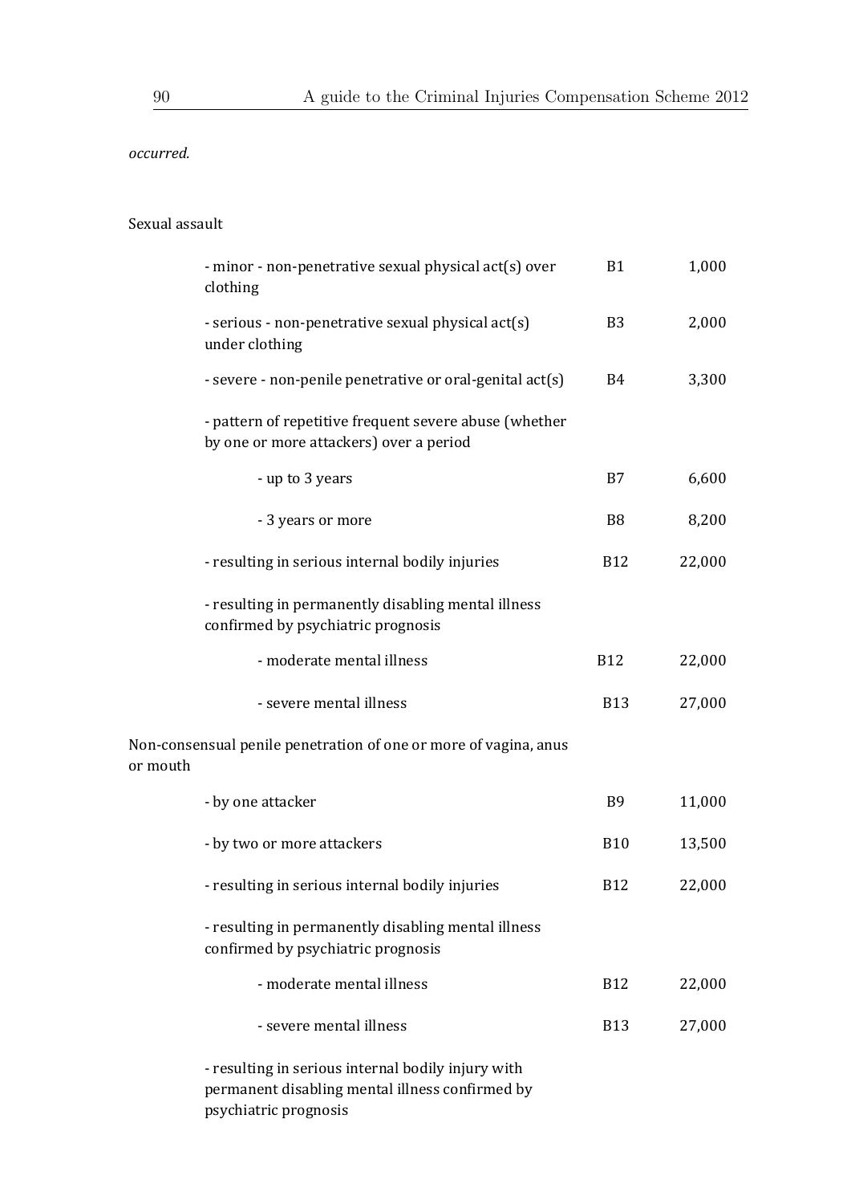*occurred.*

Sexual assault

| | | |
|---|---|---|
| - minor - non-penetrative sexual physical act(s) over clothing | B1 | 1,000 |
| - serious - non-penetrative sexual physical act(s) under clothing | B3 | 2,000 |
| - severe - non-penile penetrative or oral-genital act(s) | B4 | 3,300 |
| - pattern of repetitive frequent severe abuse (whether by one or more attackers) over a period | | |
| &nbsp;&nbsp;&nbsp;&nbsp;- up to 3 years | B7 | 6,600 |
| &nbsp;&nbsp;&nbsp;&nbsp;- 3 years or more | B8 | 8,200 |
| - resulting in serious internal bodily injuries | B12 | 22,000 |
| - resulting in permanently disabling mental illness confirmed by psychiatric prognosis | | |
| &nbsp;&nbsp;&nbsp;&nbsp;- moderate mental illness | B12 | 22,000 |
| &nbsp;&nbsp;&nbsp;&nbsp;- severe mental illness | B13 | 27,000 |

Non-consensual penile penetration of one or more of vagina, anus or mouth

| | | |
|---|---|---|
| - by one attacker | B9 | 11,000 |
| - by two or more attackers | B10 | 13,500 |
| - resulting in serious internal bodily injuries | B12 | 22,000 |
| - resulting in permanently disabling mental illness confirmed by psychiatric prognosis | | |
| &nbsp;&nbsp;&nbsp;&nbsp;- moderate mental illness | B12 | 22,000 |
| &nbsp;&nbsp;&nbsp;&nbsp;- severe mental illness | B13 | 27,000 |
| - resulting in serious internal bodily injury with permanent disabling mental illness confirmed by psychiatric prognosis | | |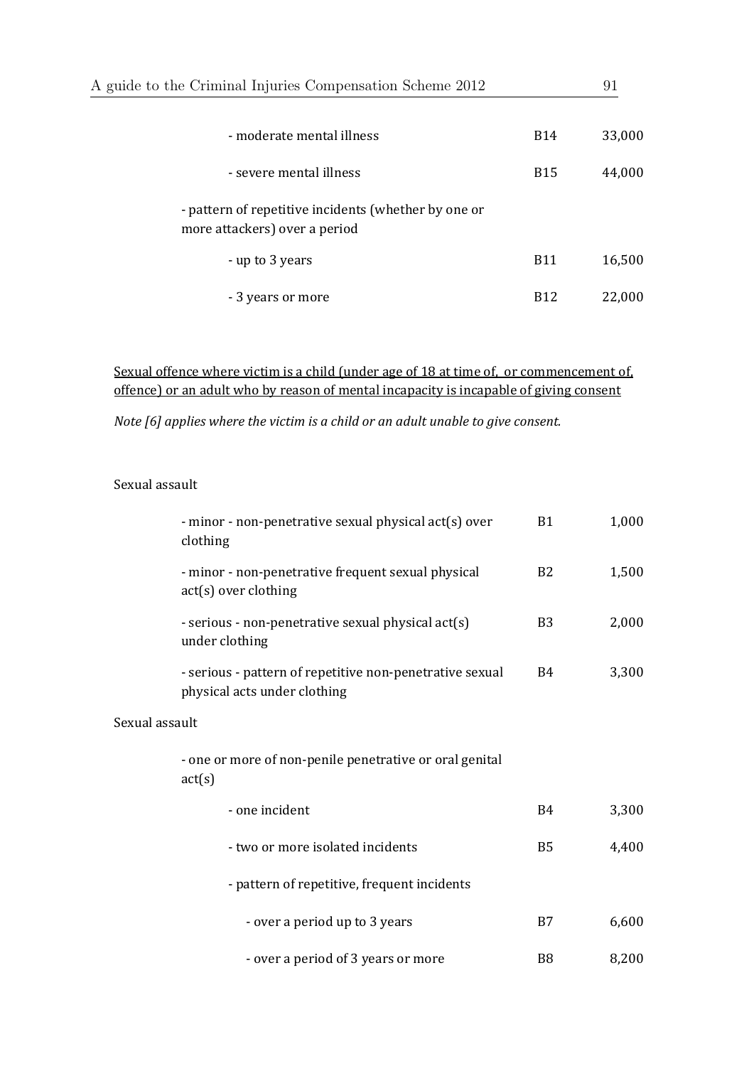| | | |
|---|---|---|
| - moderate mental illness | B14 | 33,000 |
| - severe mental illness | B15 | 44,000 |
| - pattern of repetitive incidents (whether by one or more attackers) over a period | | |
| - up to 3 years | B11 | 16,500 |
| - 3 years or more | B12 | 22,000 |

Sexual offence where victim is a child (under age of 18 at time of, or commencement of, offence) or an adult who by reason of mental incapacity is incapable of giving consent

*Note [6] applies where the victim is a child or an adult unable to give consent.*

Sexual assault

| | | |
|---|---|---|
| - minor - non-penetrative sexual physical act(s) over clothing | B1 | 1,000 |
| - minor - non-penetrative frequent sexual physical act(s) over clothing | B2 | 1,500 |
| - serious - non-penetrative sexual physical act(s) under clothing | B3 | 2,000 |
| - serious - pattern of repetitive non-penetrative sexual physical acts under clothing | B4 | 3,300 |

Sexual assault

| | | |
|---|---|---|
| - one or more of non-penile penetrative or oral genital act(s) | | |
| - one incident | B4 | 3,300 |
| - two or more isolated incidents | B5 | 4,400 |
| - pattern of repetitive, frequent incidents | | |
| - over a period up to 3 years | B7 | 6,600 |
| - over a period of 3 years or more | B8 | 8,200 |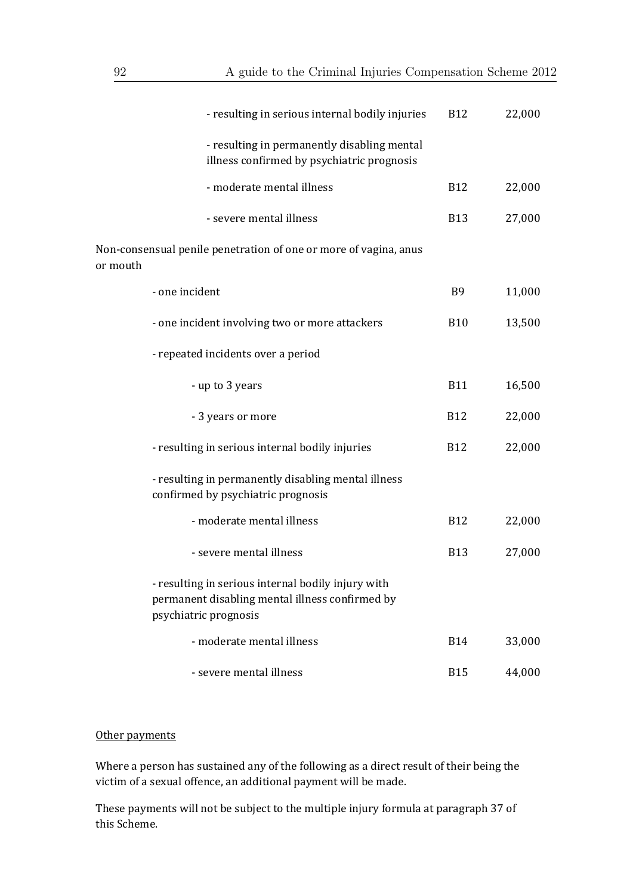| | | |
|---|---|---|
| - resulting in serious internal bodily injuries | B12 | 22,000 |
| - resulting in permanently disabling mental illness confirmed by psychiatric prognosis | | |
| - moderate mental illness | B12 | 22,000 |
| - severe mental illness | B13 | 27,000 |
| Non-consensual penile penetration of one or more of vagina, anus or mouth | | |
| - one incident | B9 | 11,000 |
| - one incident involving two or more attackers | B10 | 13,500 |
| - repeated incidents over a period | | |
| - up to 3 years | B11 | 16,500 |
| - 3 years or more | B12 | 22,000 |
| - resulting in serious internal bodily injuries | B12 | 22,000 |
| - resulting in permanently disabling mental illness confirmed by psychiatric prognosis | | |
| - moderate mental illness | B12 | 22,000 |
| - severe mental illness | B13 | 27,000 |
| - resulting in serious internal bodily injury with permanent disabling mental illness confirmed by psychiatric prognosis | | |
| - moderate mental illness | B14 | 33,000 |
| - severe mental illness | B15 | 44,000 |

Other payments

Where a person has sustained any of the following as a direct result of their being the victim of a sexual offence, an additional payment will be made.

These payments will not be subject to the multiple injury formula at paragraph 37 of this Scheme.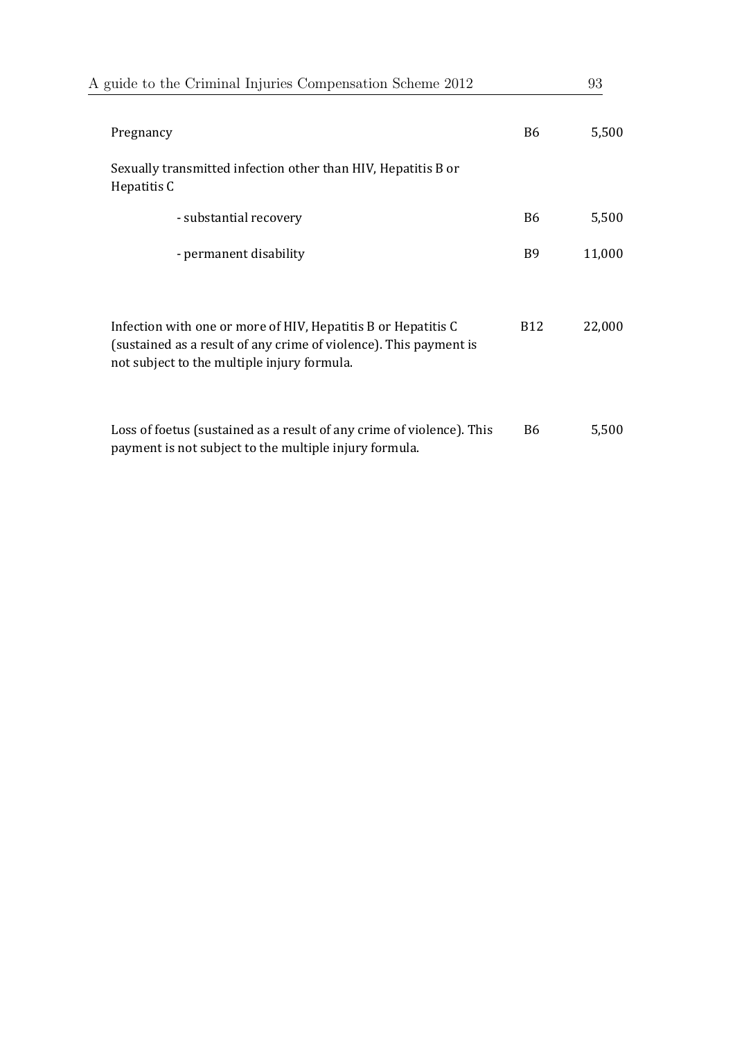| | | |
|---|---|---|
| Pregnancy | B6 | 5,500 |
| Sexually transmitted infection other than HIV, Hepatitis B or Hepatitis C | | |
| - substantial recovery | B6 | 5,500 |
| - permanent disability | B9 | 11,000 |
| Infection with one or more of HIV, Hepatitis B or Hepatitis C (sustained as a result of any crime of violence). This payment is not subject to the multiple injury formula. | B12 | 22,000 |
| Loss of foetus (sustained as a result of any crime of violence). This payment is not subject to the multiple injury formula. | B6 | 5,500 |